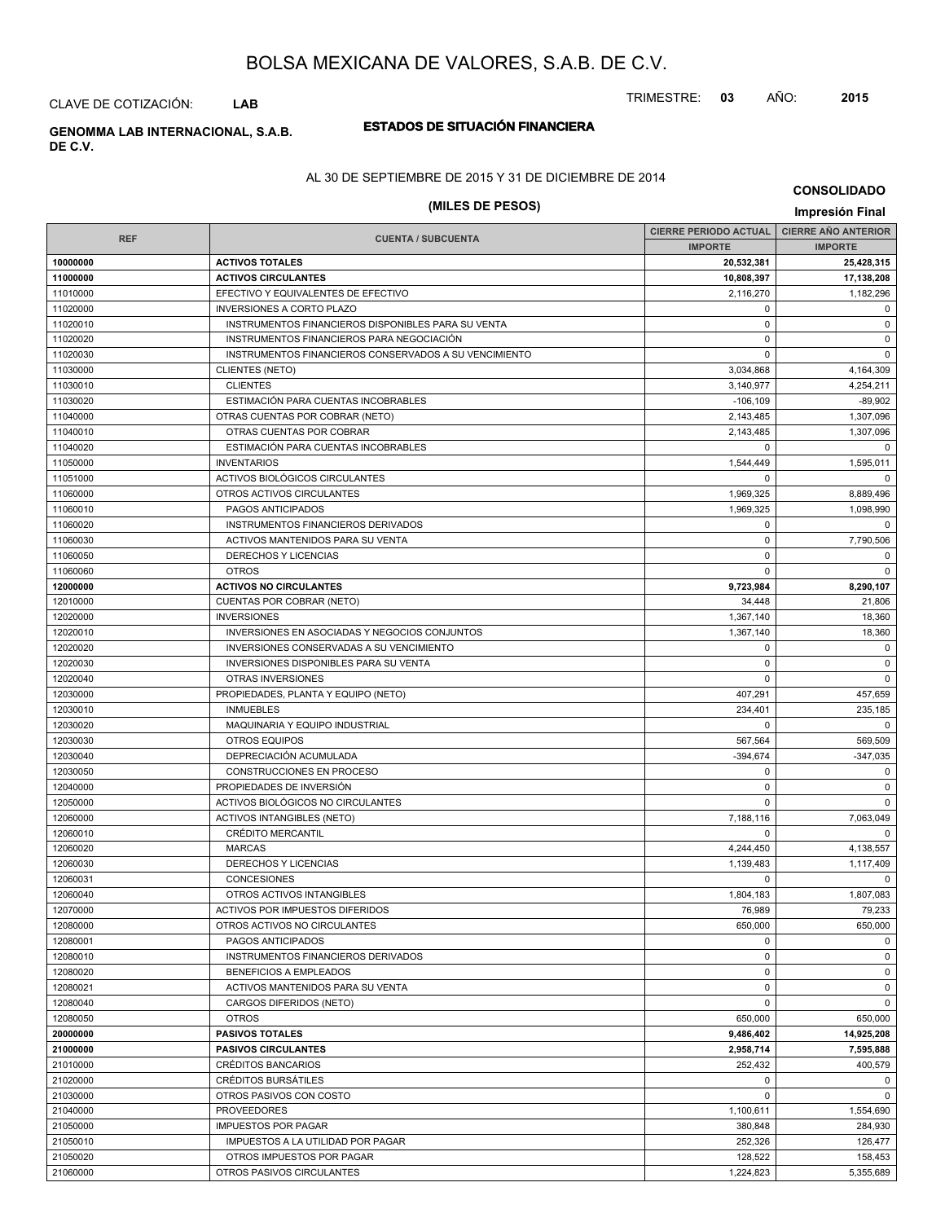# BOLSA MEXICANA DE VALORES, S.A.B. DE C.V.

CLAVE DE COTIZACIÓN: **LAB**

TRIMESTRE: **03** AÑO: **2015**

**GENOMMA LAB INTERNACIONAL, S.A.B. DE C.V.**

## ESTADOS DE SITUACIÓN FINANCIERA

AL 30 DE SEPTIEMBRE DE 2015 Y 31 DE DICIEMBRE DE 2014

**CONSOLIDADO**

**(MILES DE PESOS)**

**Impresión Final**

| REF | CUENTA / SUBCUENTA | CIERRE PERIODO ACTUAL | CIERRE AÑO ANTERIOR |
|---|---|---|---|
| | | IMPORTE | IMPORTE |
| **10000000** | **ACTIVOS TOTALES** | **20,532,381** | **25,428,315** |
| **11000000** | **ACTIVOS CIRCULANTES** | **10,808,397** | **17,138,208** |
| 11010000 | EFECTIVO Y EQUIVALENTES DE EFECTIVO | 2,116,270 | 1,182,296 |
| 11020000 | INVERSIONES A CORTO PLAZO | 0 | 0 |
| 11020010 | INSTRUMENTOS FINANCIEROS DISPONIBLES PARA SU VENTA | 0 | 0 |
| 11020020 | INSTRUMENTOS FINANCIEROS PARA NEGOCIACIÓN | 0 | 0 |
| 11020030 | INSTRUMENTOS FINANCIEROS CONSERVADOS A SU VENCIMIENTO | 0 | 0 |
| 11030000 | CLIENTES (NETO) | 3,034,868 | 4,164,309 |
| 11030010 | CLIENTES | 3,140,977 | 4,254,211 |
| 11030020 | ESTIMACIÓN PARA CUENTAS INCOBRABLES | -106,109 | -89,902 |
| 11040000 | OTRAS CUENTAS POR COBRAR (NETO) | 2,143,485 | 1,307,096 |
| 11040010 | OTRAS CUENTAS POR COBRAR | 2,143,485 | 1,307,096 |
| 11040020 | ESTIMACIÓN PARA CUENTAS INCOBRABLES | 0 | 0 |
| 11050000 | INVENTARIOS | 1,544,449 | 1,595,011 |
| 11051000 | ACTIVOS BIOLÓGICOS CIRCULANTES | 0 | 0 |
| 11060000 | OTROS ACTIVOS CIRCULANTES | 1,969,325 | 8,889,496 |
| 11060010 | PAGOS ANTICIPADOS | 1,969,325 | 1,098,990 |
| 11060020 | INSTRUMENTOS FINANCIEROS DERIVADOS | 0 | 0 |
| 11060030 | ACTIVOS MANTENIDOS PARA SU VENTA | 0 | 7,790,506 |
| 11060050 | DERECHOS Y LICENCIAS | 0 | 0 |
| 11060060 | OTROS | 0 | 0 |
| **12000000** | **ACTIVOS NO CIRCULANTES** | **9,723,984** | **8,290,107** |
| 12010000 | CUENTAS POR COBRAR (NETO) | 34,448 | 21,806 |
| 12020000 | INVERSIONES | 1,367,140 | 18,360 |
| 12020010 | INVERSIONES EN ASOCIADAS Y NEGOCIOS CONJUNTOS | 1,367,140 | 18,360 |
| 12020020 | INVERSIONES CONSERVADAS A SU VENCIMIENTO | 0 | 0 |
| 12020030 | INVERSIONES DISPONIBLES PARA SU VENTA | 0 | 0 |
| 12020040 | OTRAS INVERSIONES | 0 | 0 |
| 12030000 | PROPIEDADES, PLANTA Y EQUIPO (NETO) | 407,291 | 457,659 |
| 12030010 | INMUEBLES | 234,401 | 235,185 |
| 12030020 | MAQUINARIA Y EQUIPO INDUSTRIAL | 0 | 0 |
| 12030030 | OTROS EQUIPOS | 567,564 | 569,509 |
| 12030040 | DEPRECIACIÓN ACUMULADA | -394,674 | -347,035 |
| 12030050 | CONSTRUCCIONES EN PROCESO | 0 | 0 |
| 12040000 | PROPIEDADES DE INVERSIÓN | 0 | 0 |
| 12050000 | ACTIVOS BIOLÓGICOS NO CIRCULANTES | 0 | 0 |
| 12060000 | ACTIVOS INTANGIBLES (NETO) | 7,188,116 | 7,063,049 |
| 12060010 | CRÉDITO MERCANTIL | 0 | 0 |
| 12060020 | MARCAS | 4,244,450 | 4,138,557 |
| 12060030 | DERECHOS Y LICENCIAS | 1,139,483 | 1,117,409 |
| 12060031 | CONCESIONES | 0 | 0 |
| 12060040 | OTROS ACTIVOS INTANGIBLES | 1,804,183 | 1,807,083 |
| 12070000 | ACTIVOS POR IMPUESTOS DIFERIDOS | 76,989 | 79,233 |
| 12080000 | OTROS ACTIVOS NO CIRCULANTES | 650,000 | 650,000 |
| 12080001 | PAGOS ANTICIPADOS | 0 | 0 |
| 12080010 | INSTRUMENTOS FINANCIEROS DERIVADOS | 0 | 0 |
| 12080020 | BENEFICIOS A EMPLEADOS | 0 | 0 |
| 12080021 | ACTIVOS MANTENIDOS PARA SU VENTA | 0 | 0 |
| 12080040 | CARGOS DIFERIDOS (NETO) | 0 | 0 |
| 12080050 | OTROS | 650,000 | 650,000 |
| **20000000** | **PASIVOS TOTALES** | **9,486,402** | **14,925,208** |
| **21000000** | **PASIVOS CIRCULANTES** | **2,958,714** | **7,595,888** |
| 21010000 | CRÉDITOS BANCARIOS | 252,432 | 400,579 |
| 21020000 | CRÉDITOS BURSÁTILES | 0 | 0 |
| 21030000 | OTROS PASIVOS CON COSTO | 0 | 0 |
| 21040000 | PROVEEDORES | 1,100,611 | 1,554,690 |
| 21050000 | IMPUESTOS POR PAGAR | 380,848 | 284,930 |
| 21050010 | IMPUESTOS A LA UTILIDAD POR PAGAR | 252,326 | 126,477 |
| 21050020 | OTROS IMPUESTOS POR PAGAR | 128,522 | 158,453 |
| 21060000 | OTROS PASIVOS CIRCULANTES | 1,224,823 | 5,355,689 |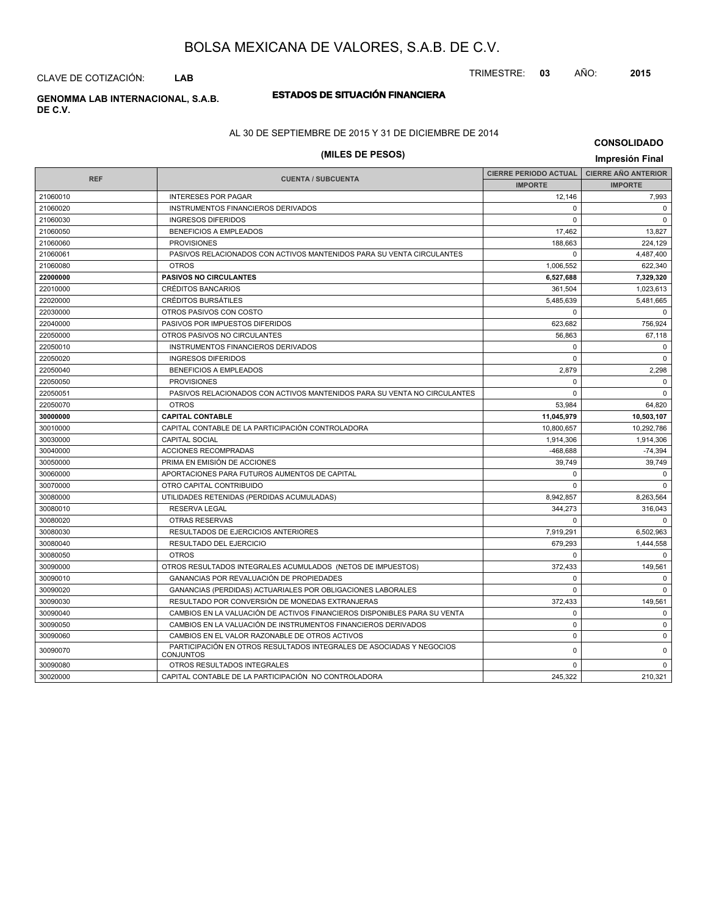# BOLSA MEXICANA DE VALORES, S.A.B. DE C.V.

CLAVE DE COTIZACIÓN: **LAB**

TRIMESTRE: **03** AÑO: **2015**

**GENOMMA LAB INTERNACIONAL, S.A.B. DE C.V.**

## ESTADOS DE SITUACIÓN FINANCIERA

AL 30 DE SEPTIEMBRE DE 2015 Y 31 DE DICIEMBRE DE 2014

**CONSOLIDADO**

**(MILES DE PESOS)**

**Impresión Final**

| REF | CUENTA / SUBCUENTA | CIERRE PERIODO ACTUAL | CIERRE AÑO ANTERIOR |
|---|---|---|---|
| | | IMPORTE | IMPORTE |
| 21060010 | INTERESES POR PAGAR | 12,146 | 7,993 |
| 21060020 | INSTRUMENTOS FINANCIEROS DERIVADOS | 0 | 0 |
| 21060030 | INGRESOS DIFERIDOS | 0 | 0 |
| 21060050 | BENEFICIOS A EMPLEADOS | 17,462 | 13,827 |
| 21060060 | PROVISIONES | 188,663 | 224,129 |
| 21060061 | PASIVOS RELACIONADOS CON ACTIVOS MANTENIDOS PARA SU VENTA CIRCULANTES | 0 | 4,487,400 |
| 21060080 | OTROS | 1,006,552 | 622,340 |
| **22000000** | **PASIVOS NO CIRCULANTES** | **6,527,688** | **7,329,320** |
| 22010000 | CRÉDITOS BANCARIOS | 361,504 | 1,023,613 |
| 22020000 | CRÉDITOS BURSÁTILES | 5,485,639 | 5,481,665 |
| 22030000 | OTROS PASIVOS CON COSTO | 0 | 0 |
| 22040000 | PASIVOS POR IMPUESTOS DIFERIDOS | 623,682 | 756,924 |
| 22050000 | OTROS PASIVOS NO CIRCULANTES | 56,863 | 67,118 |
| 22050010 | INSTRUMENTOS FINANCIEROS DERIVADOS | 0 | 0 |
| 22050020 | INGRESOS DIFERIDOS | 0 | 0 |
| 22050040 | BENEFICIOS A EMPLEADOS | 2,879 | 2,298 |
| 22050050 | PROVISIONES | 0 | 0 |
| 22050051 | PASIVOS RELACIONADOS CON ACTIVOS MANTENIDOS PARA SU VENTA NO CIRCULANTES | 0 | 0 |
| 22050070 | OTROS | 53,984 | 64,820 |
| **30000000** | **CAPITAL CONTABLE** | **11,045,979** | **10,503,107** |
| 30010000 | CAPITAL CONTABLE DE LA PARTICIPACIÓN CONTROLADORA | 10,800,657 | 10,292,786 |
| 30030000 | CAPITAL SOCIAL | 1,914,306 | 1,914,306 |
| 30040000 | ACCIONES RECOMPRADAS | -468,688 | -74,394 |
| 30050000 | PRIMA EN EMISIÓN DE ACCIONES | 39,749 | 39,749 |
| 30060000 | APORTACIONES PARA FUTUROS AUMENTOS DE CAPITAL | 0 | 0 |
| 30070000 | OTRO CAPITAL CONTRIBUIDO | 0 | 0 |
| 30080000 | UTILIDADES RETENIDAS (PERDIDAS ACUMULADAS) | 8,942,857 | 8,263,564 |
| 30080010 | RESERVA LEGAL | 344,273 | 316,043 |
| 30080020 | OTRAS RESERVAS | 0 | 0 |
| 30080030 | RESULTADOS DE EJERCICIOS ANTERIORES | 7,919,291 | 6,502,963 |
| 30080040 | RESULTADO DEL EJERCICIO | 679,293 | 1,444,558 |
| 30080050 | OTROS | 0 | 0 |
| 30090000 | OTROS RESULTADOS INTEGRALES ACUMULADOS (NETOS DE IMPUESTOS) | 372,433 | 149,561 |
| 30090010 | GANANCIAS POR REVALUACIÓN DE PROPIEDADES | 0 | 0 |
| 30090020 | GANANCIAS (PERDIDAS) ACTUARIALES POR OBLIGACIONES LABORALES | 0 | 0 |
| 30090030 | RESULTADO POR CONVERSIÓN DE MONEDAS EXTRANJERAS | 372,433 | 149,561 |
| 30090040 | CAMBIOS EN LA VALUACIÓN DE ACTIVOS FINANCIEROS DISPONIBLES PARA SU VENTA | 0 | 0 |
| 30090050 | CAMBIOS EN LA VALUACIÓN DE INSTRUMENTOS FINANCIEROS DERIVADOS | 0 | 0 |
| 30090060 | CAMBIOS EN EL VALOR RAZONABLE DE OTROS ACTIVOS | 0 | 0 |
| 30090070 | PARTICIPACIÓN EN OTROS RESULTADOS INTEGRALES DE ASOCIADAS Y NEGOCIOS CONJUNTOS | 0 | 0 |
| 30090080 | OTROS RESULTADOS INTEGRALES | 0 | 0 |
| 30020000 | CAPITAL CONTABLE DE LA PARTICIPACIÓN NO CONTROLADORA | 245,322 | 210,321 |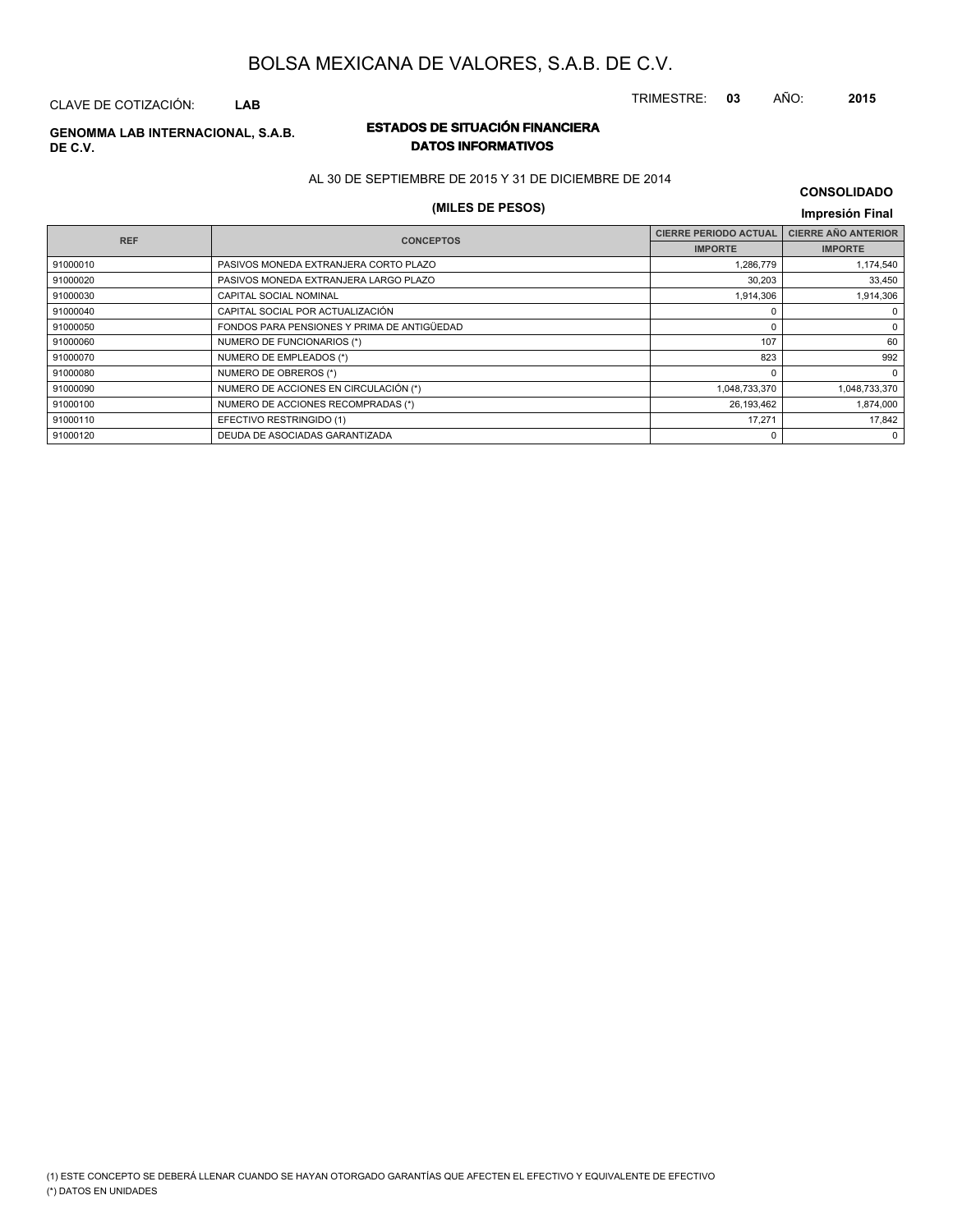# BOLSA MEXICANA DE VALORES, S.A.B. DE C.V.

CLAVE DE COTIZACIÓN: **LAB**

TRIMESTRE: **03** AÑO: **2015**

**GENOMMA LAB INTERNACIONAL, S.A.B. DE C.V.**

## ESTADOS DE SITUACIÓN FINANCIERA
## DATOS INFORMATIVOS

AL 30 DE SEPTIEMBRE DE 2015 Y 31 DE DICIEMBRE DE 2014

**CONSOLIDADO**

**(MILES DE PESOS)**

**Impresión Final**

| REF | CONCEPTOS | CIERRE PERIODO ACTUAL | CIERRE AÑO ANTERIOR |
|---|---|---|---|
| | | IMPORTE | IMPORTE |
| 91000010 | PASIVOS MONEDA EXTRANJERA CORTO PLAZO | 1,286,779 | 1,174,540 |
| 91000020 | PASIVOS MONEDA EXTRANJERA LARGO PLAZO | 30,203 | 33,450 |
| 91000030 | CAPITAL SOCIAL NOMINAL | 1,914,306 | 1,914,306 |
| 91000040 | CAPITAL SOCIAL POR ACTUALIZACIÓN | 0 | 0 |
| 91000050 | FONDOS PARA PENSIONES Y PRIMA DE ANTIGÜEDAD | 0 | 0 |
| 91000060 | NUMERO DE FUNCIONARIOS (*) | 107 | 60 |
| 91000070 | NUMERO DE EMPLEADOS (*) | 823 | 992 |
| 91000080 | NUMERO DE OBREROS (*) | 0 | 0 |
| 91000090 | NUMERO DE ACCIONES EN CIRCULACIÓN (*) | 1,048,733,370 | 1,048,733,370 |
| 91000100 | NUMERO DE ACCIONES RECOMPRADAS (*) | 26,193,462 | 1,874,000 |
| 91000110 | EFECTIVO RESTRINGIDO (1) | 17,271 | 17,842 |
| 91000120 | DEUDA DE ASOCIADAS GARANTIZADA | 0 | 0 |

(1) ESTE CONCEPTO SE DEBERÁ LLENAR CUANDO SE HAYAN OTORGADO GARANTÍAS QUE AFECTEN EL EFECTIVO Y EQUIVALENTE DE EFECTIVO

(*) DATOS EN UNIDADES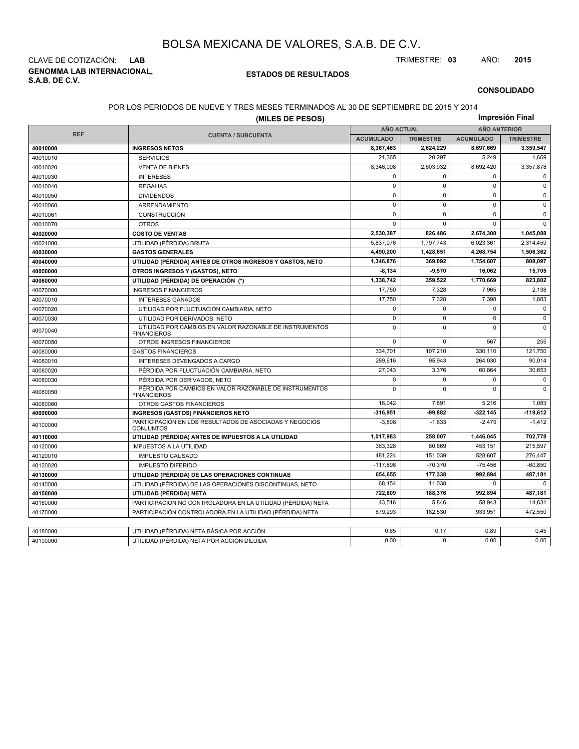# BOLSA MEXICANA DE VALORES, S.A.B. DE C.V.

CLAVE DE COTIZACIÓN: **LAB**

TRIMESTRE: **03** AÑO: **2015**

**GENOMMA LAB INTERNACIONAL, S.A.B. DE C.V.**

**ESTADOS DE RESULTADOS**

**CONSOLIDADO**

POR LOS PERIODOS DE NUEVE Y TRES MESES TERMINADOS AL 30 DE SEPTIEMBRE DE 2015 Y 2014

**(MILES DE PESOS)**

**Impresión Final**

| REF | CUENTA / SUBCUENTA | AÑO ACTUAL | | AÑO ANTERIOR | |
|---|---|---|---|---|---|
| | | ACUMULADO | TRIMESTRE | ACUMULADO | TRIMESTRE |
| **40010000** | **INGRESOS NETOS** | **8,367,463** | **2,624,229** | **8,697,669** | **3,359,547** |
| 40010010 | SERVICIOS | 21,365 | 20,297 | 5,249 | 1,669 |
| 40010020 | VENTA DE BIENES | 8,346,098 | 2,603,932 | 8,692,420 | 3,357,878 |
| 40010030 | INTERESES | 0 | 0 | 0 | 0 |
| 40010040 | REGALIAS | 0 | 0 | 0 | 0 |
| 40010050 | DIVIDENDOS | 0 | 0 | 0 | 0 |
| 40010060 | ARRENDAMIENTO | 0 | 0 | 0 | 0 |
| 40010061 | CONSTRUCCIÓN | 0 | 0 | 0 | 0 |
| 40010070 | OTROS | 0 | 0 | 0 | 0 |
| **40020000** | **COSTO DE VENTAS** | **2,530,387** | **826,486** | **2,674,308** | **1,045,088** |
| 40021000 | UTILIDAD (PÉRDIDA) BRUTA | 5,837,076 | 1,797,743 | 6,023,361 | 2,314,459 |
| **40030000** | **GASTOS GENERALES** | **4,490,200** | **1,428,651** | **4,268,754** | **1,506,362** |
| **40040000** | **UTILIDAD (PÉRDIDA) ANTES DE OTROS INGRESOS Y GASTOS, NETO** | **1,346,876** | **369,092** | **1,754,607** | **808,097** |
| **40050000** | **OTROS INGRESOS Y (GASTOS), NETO** | **-8,134** | **-9,570** | **16,062** | **15,705** |
| **40060000** | **UTILIDAD (PÉRDIDA) DE OPERACIÓN (\*)** | **1,338,742** | **359,522** | **1,770,669** | **823,802** |
| 40070000 | INGRESOS FINANCIEROS | 17,750 | 7,328 | 7,965 | 2,138 |
| 40070010 | INTERESES GANADOS | 17,750 | 7,328 | 7,398 | 1,883 |
| 40070020 | UTILIDAD POR FLUCTUACIÓN CAMBIARIA, NETO | 0 | 0 | 0 | 0 |
| 40070030 | UTILIDAD POR DERIVADOS, NETO | 0 | 0 | 0 | 0 |
| 40070040 | UTILIDAD POR CAMBIOS EN VALOR RAZONABLE DE INSTRUMENTOS FINANCIEROS | 0 | 0 | 0 | 0 |
| 40070050 | OTROS INGRESOS FINANCIEROS | 0 | 0 | 567 | 255 |
| 40080000 | GASTOS FINANCIEROS | 334,701 | 107,210 | 330,110 | 121,750 |
| 40080010 | INTERESES DEVENGADOS A CARGO | 289,616 | 95,943 | 264,030 | 90,014 |
| 40080020 | PÉRDIDA POR FLUCTUACIÓN CAMBIARIA, NETO | 27,043 | 3,376 | 60,864 | 30,653 |
| 40080030 | PÉRDIDA POR DERIVADOS, NETO | 0 | 0 | 0 | 0 |
| 40080050 | PÉRDIDA POR CAMBIOS EN VALOR RAZONABLE DE INSTRUMENTOS FINANCIEROS | 0 | 0 | 0 | 0 |
| 40080060 | OTROS GASTOS FINANCIEROS | 18,042 | 7,891 | 5,216 | 1,083 |
| **40090000** | **INGRESOS (GASTOS) FINANCIEROS NETO** | **-316,951** | **-99,882** | **-322,145** | **-119,612** |
| 40100000 | PARTICIPACIÓN EN LOS RESULTADOS DE ASOCIADAS Y NEGOCIOS CONJUNTOS | -3,808 | -1,633 | -2,479 | -1,412 |
| **40110000** | **UTILIDAD (PÉRDIDA) ANTES DE IMPUESTOS A LA UTILIDAD** | **1,017,983** | **258,007** | **1,446,045** | **702,778** |
| 40120000 | IMPUESTOS A LA UTILIDAD | 363,328 | 80,669 | 453,151 | 215,597 |
| 40120010 | IMPUESTO CAUSADO | 481,224 | 151,039 | 528,607 | 276,447 |
| 40120020 | IMPUESTO DIFERIDO | -117,896 | -70,370 | -75,456 | -60,850 |
| **40130000** | **UTILIDAD (PÉRDIDA) DE LAS OPERACIONES CONTINUAS** | **654,655** | **177,338** | **992,894** | **487,181** |
| 40140000 | UTILIDAD (PÉRDIDA) DE LAS OPERACIONES DISCONTINUAS, NETO | 68,154 | 11,038 | 0 | 0 |
| **40150000** | **UTILIDAD (PÉRDIDA) NETA** | **722,809** | **188,376** | **992,894** | **487,181** |
| 40160000 | PARTICIPACIÓN NO CONTROLADORA EN LA UTILIDAD (PÉRDIDA) NETA | 43,516 | 5,846 | 58,943 | 14,631 |
| 40170000 | PARTICIPACIÓN CONTROLADORA EN LA UTILIDAD (PÉRDIDA) NETA | 679,293 | 182,530 | 933,951 | 472,550 |
| 40180000 | UTILIDAD (PÉRDIDA) NETA BÁSICA POR ACCIÓN | 0.65 | 0.17 | 0.89 | 0.45 |
| 40190000 | UTILIDAD (PÉRDIDA) NETA POR ACCIÓN DILUIDA | 0.00 | 0 | 0.00 | 0.00 |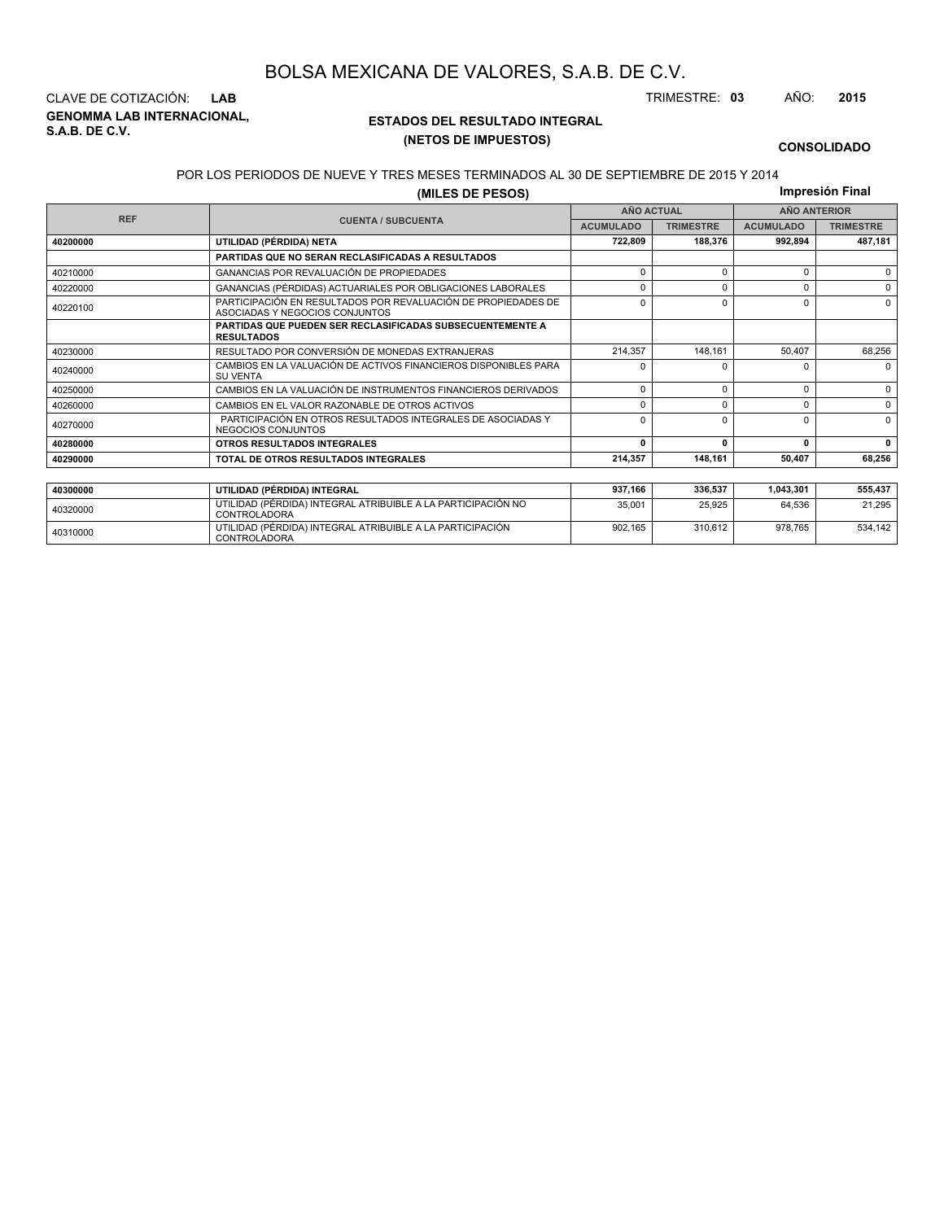# BOLSA MEXICANA DE VALORES, S.A.B. DE C.V.

CLAVE DE COTIZACIÓN: **LAB**

TRIMESTRE: **03** AÑO: **2015**

**GENOMMA LAB INTERNACIONAL, S.A.B. DE C.V.**

## ESTADOS DEL RESULTADO INTEGRAL
## (NETOS DE IMPUESTOS)

**CONSOLIDADO**

POR LOS PERIODOS DE NUEVE Y TRES MESES TERMINADOS AL 30 DE SEPTIEMBRE DE 2015 Y 2014

**(MILES DE PESOS)**

**Impresión Final**

| REF | CUENTA / SUBCUENTA | AÑO ACTUAL | | AÑO ANTERIOR | |
|---|---|---|---|---|---|
| | | ACUMULADO | TRIMESTRE | ACUMULADO | TRIMESTRE |
| **40200000** | **UTILIDAD (PÉRDIDA) NETA** | **722,809** | **188,376** | **992,894** | **487,181** |
| | **PARTIDAS QUE NO SERAN RECLASIFICADAS A RESULTADOS** | | | | |
| 40210000 | GANANCIAS POR REVALUACIÓN DE PROPIEDADES | 0 | 0 | 0 | 0 |
| 40220000 | GANANCIAS (PÉRDIDAS) ACTUARIALES POR OBLIGACIONES LABORALES | 0 | 0 | 0 | 0 |
| 40220100 | PARTICIPACIÓN EN RESULTADOS POR REVALUACIÓN DE PROPIEDADES DE ASOCIADAS Y NEGOCIOS CONJUNTOS | 0 | 0 | 0 | 0 |
| | **PARTIDAS QUE PUEDEN SER RECLASIFICADAS SUBSECUENTEMENTE A RESULTADOS** | | | | |
| 40230000 | RESULTADO POR CONVERSIÓN DE MONEDAS EXTRANJERAS | 214,357 | 148,161 | 50,407 | 68,256 |
| 40240000 | CAMBIOS EN LA VALUACIÓN DE ACTIVOS FINANCIEROS DISPONIBLES PARA SU VENTA | 0 | 0 | 0 | 0 |
| 40250000 | CAMBIOS EN LA VALUACIÓN DE INSTRUMENTOS FINANCIEROS DERIVADOS | 0 | 0 | 0 | 0 |
| 40260000 | CAMBIOS EN EL VALOR RAZONABLE DE OTROS ACTIVOS | 0 | 0 | 0 | 0 |
| 40270000 | PARTICIPACIÓN EN OTROS RESULTADOS INTEGRALES DE ASOCIADAS Y NEGOCIOS CONJUNTOS | 0 | 0 | 0 | 0 |
| **40280000** | **OTROS RESULTADOS INTEGRALES** | **0** | **0** | **0** | **0** |
| **40290000** | **TOTAL DE OTROS RESULTADOS INTEGRALES** | **214,357** | **148,161** | **50,407** | **68,256** |

| REF | CUENTA / SUBCUENTA | ACUMULADO | TRIMESTRE | ACUMULADO | TRIMESTRE |
|---|---|---|---|---|---|
| **40300000** | **UTILIDAD (PÉRDIDA) INTEGRAL** | **937,166** | **336,537** | **1,043,301** | **555,437** |
| 40320000 | UTILIDAD (PÉRDIDA) INTEGRAL ATRIBUIBLE A LA PARTICIPACIÓN NO CONTROLADORA | 35,001 | 25,925 | 64,536 | 21,295 |
| 40310000 | UTILIDAD (PÉRDIDA) INTEGRAL ATRIBUIBLE A LA PARTICIPACIÓN CONTROLADORA | 902,165 | 310,612 | 978,765 | 534,142 |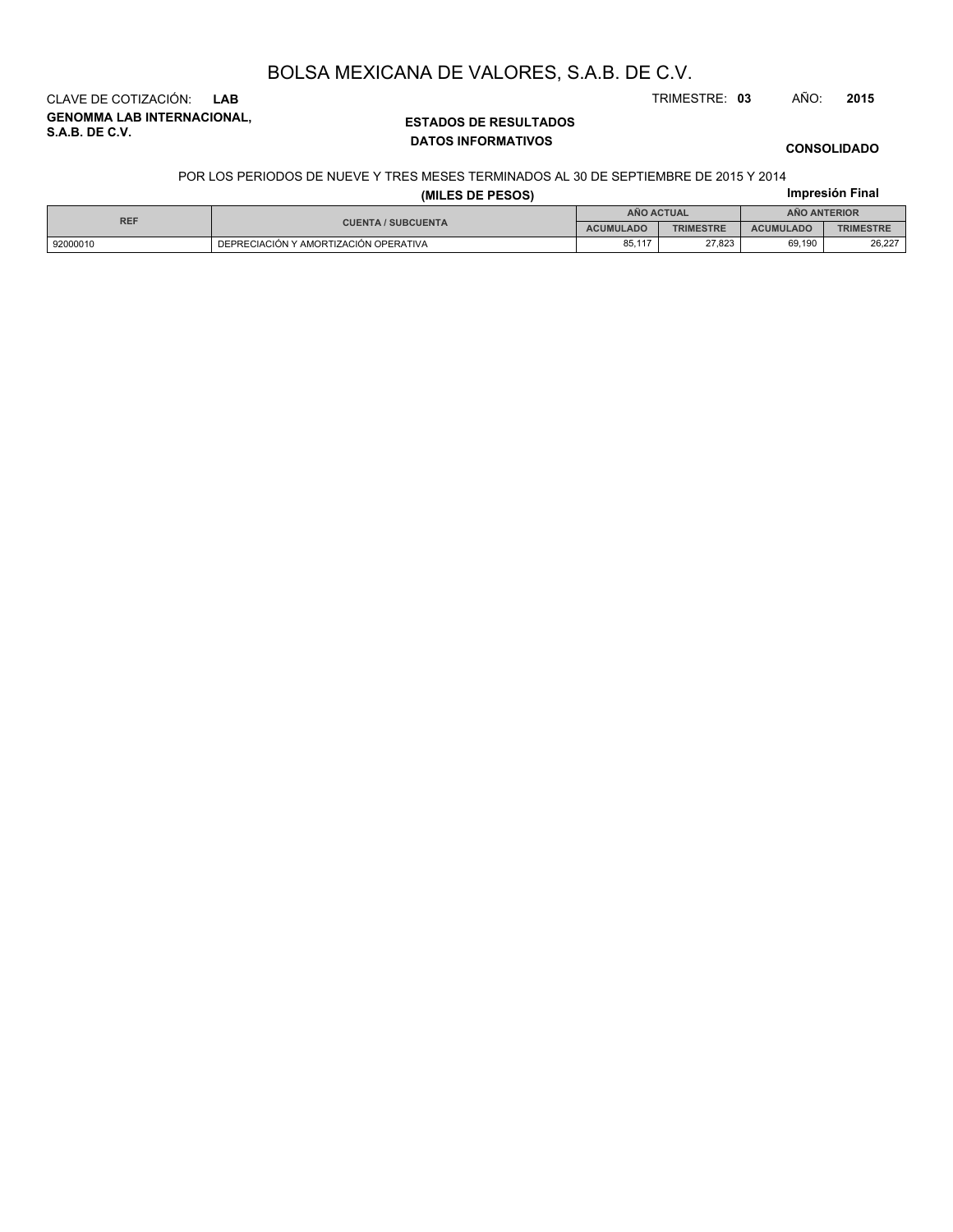# BOLSA MEXICANA DE VALORES, S.A.B. DE C.V.

CLAVE DE COTIZACIÓN: **LAB**

TRIMESTRE: **03** AÑO: **2015**

**GENOMMA LAB INTERNACIONAL, S.A.B. DE C.V.**

**ESTADOS DE RESULTADOS**

**DATOS INFORMATIVOS**

**CONSOLIDADO**

POR LOS PERIODOS DE NUEVE Y TRES MESES TERMINADOS AL 30 DE SEPTIEMBRE DE 2015 Y 2014

**(MILES DE PESOS)**

**Impresión Final**

| REF | CUENTA / SUBCUENTA | AÑO ACTUAL | | AÑO ANTERIOR | |
|---|---|---|---|---|---|
| | | ACUMULADO | TRIMESTRE | ACUMULADO | TRIMESTRE |
| 92000010 | DEPRECIACIÓN Y AMORTIZACIÓN OPERATIVA | 85,117 | 27,823 | 69,190 | 26,227 |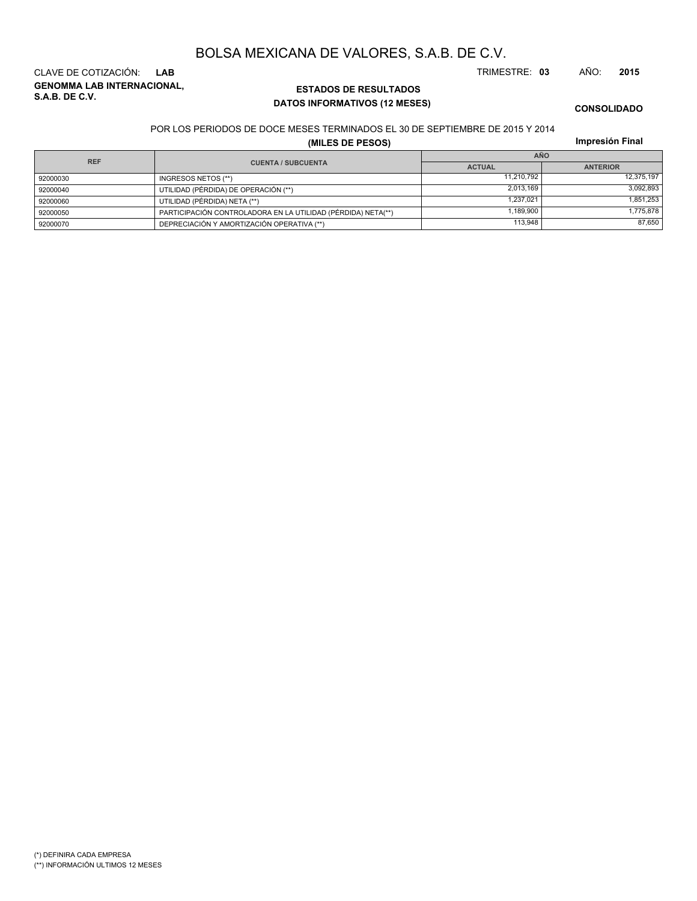# BOLSA MEXICANA DE VALORES, S.A.B. DE C.V.

CLAVE DE COTIZACIÓN: **LAB**

TRIMESTRE: **03** AÑO: **2015**

**GENOMMA LAB INTERNACIONAL, S.A.B. DE C.V.**

## ESTADOS DE RESULTADOS

### DATOS INFORMATIVOS (12 MESES)

**CONSOLIDADO**

POR LOS PERIODOS DE DOCE MESES TERMINADOS EL 30 DE SEPTIEMBRE DE 2015 Y 2014

**(MILES DE PESOS)**

**Impresión Final**

| REF | CUENTA / SUBCUENTA | AÑO | |
|---|---|---|---|
| | | ACTUAL | ANTERIOR |
| 92000030 | INGRESOS NETOS (**) | 11,210,792 | 12,375,197 |
| 92000040 | UTILIDAD (PÉRDIDA) DE OPERACIÓN (**) | 2,013,169 | 3,092,893 |
| 92000060 | UTILIDAD (PÉRDIDA) NETA (**) | 1,237,021 | 1,851,253 |
| 92000050 | PARTICIPACIÓN CONTROLADORA EN LA UTILIDAD (PÉRDIDA) NETA(**) | 1,189,900 | 1,775,878 |
| 92000070 | DEPRECIACIÓN Y AMORTIZACIÓN OPERATIVA (**) | 113,948 | 87,650 |

(*) DEFINIRA CADA EMPRESA

(**) INFORMACIÓN ULTIMOS 12 MESES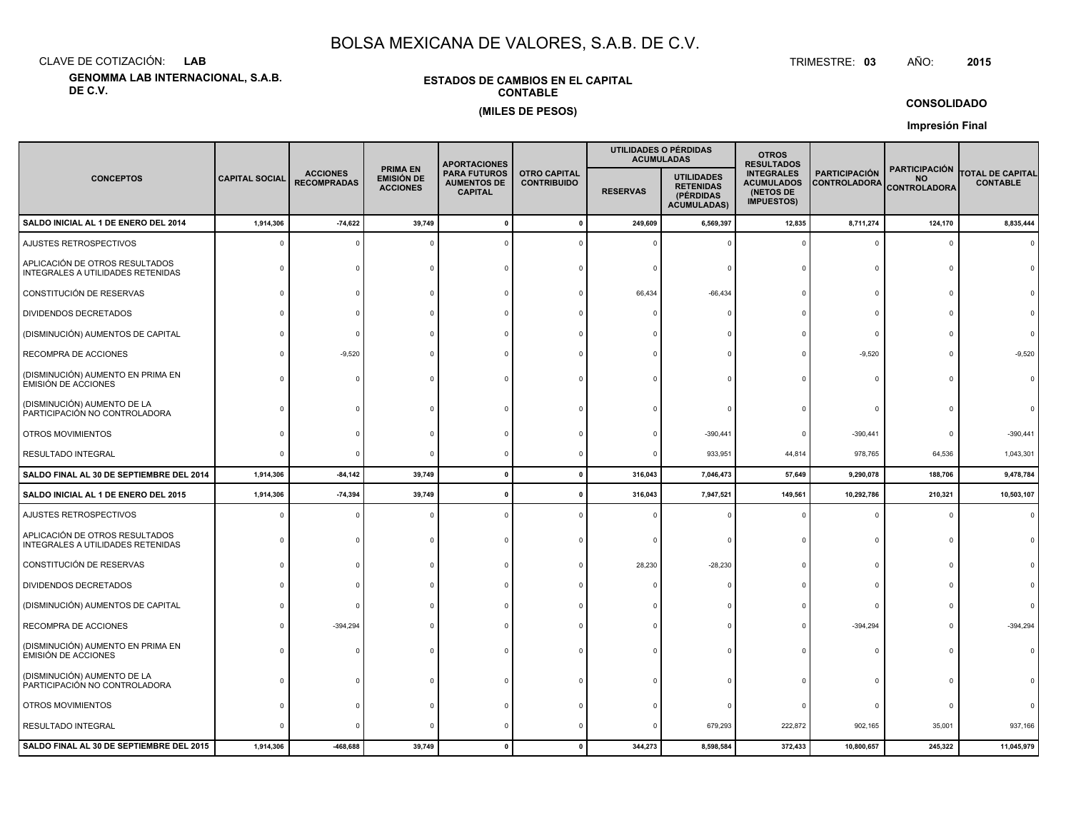# BOLSA MEXICANA DE VALORES, S.A.B. DE C.V.

CLAVE DE COTIZACIÓN: **LAB**

TRIMESTRE: **03** AÑO: **2015**

**GENOMMA LAB INTERNACIONAL, S.A.B. DE C.V.**

**ESTADOS DE CAMBIOS EN EL CAPITAL CONTABLE**

**(MILES DE PESOS)**

**CONSOLIDADO**

**Impresión Final**

| CONCEPTOS | CAPITAL SOCIAL | ACCIONES RECOMPRADAS | PRIMA EN EMISIÓN DE ACCIONES | APORTACIONES PARA FUTUROS AUMENTOS DE CAPITAL | OTRO CAPITAL CONTRIBUIDO | UTILIDADES O PÉRDIDAS ACUMULADAS | | OTROS RESULTADOS INTEGRALES ACUMULADOS (NETOS DE IMPUESTOS) | PARTICIPACIÓN CONTROLADORA | PARTICIPACIÓN NO CONTROLADORA | TOTAL DE CAPITAL CONTABLE |
|---|---|---|---|---|---|---|---|---|---|---|---|
| | | | | | | RESERVAS | UTILIDADES RETENIDAS (PÉRDIDAS ACUMULADAS) | | | | |
| **SALDO INICIAL AL 1 DE ENERO DEL 2014** | **1,914,306** | **-74,622** | **39,749** | **0** | **0** | **249,609** | **6,569,397** | **12,835** | **8,711,274** | **124,170** | **8,835,444** |
| AJUSTES RETROSPECTIVOS | 0 | 0 | 0 | 0 | 0 | 0 | 0 | 0 | 0 | 0 | 0 |
| APLICACIÓN DE OTROS RESULTADOS INTEGRALES A UTILIDADES RETENIDAS | 0 | 0 | 0 | 0 | 0 | 0 | 0 | 0 | 0 | 0 | 0 |
| CONSTITUCIÓN DE RESERVAS | 0 | 0 | 0 | 0 | 0 | 66,434 | -66,434 | 0 | 0 | 0 | 0 |
| DIVIDENDOS DECRETADOS | 0 | 0 | 0 | 0 | 0 | 0 | 0 | 0 | 0 | 0 | 0 |
| (DISMINUCIÓN) AUMENTOS DE CAPITAL | 0 | 0 | 0 | 0 | 0 | 0 | 0 | 0 | 0 | 0 | 0 |
| RECOMPRA DE ACCIONES | 0 | -9,520 | 0 | 0 | 0 | 0 | 0 | 0 | -9,520 | 0 | -9,520 |
| (DISMINUCIÓN) AUMENTO EN PRIMA EN EMISIÓN DE ACCIONES | 0 | 0 | 0 | 0 | 0 | 0 | 0 | 0 | 0 | 0 | 0 |
| (DISMINUCIÓN) AUMENTO DE LA PARTICIPACIÓN NO CONTROLADORA | 0 | 0 | 0 | 0 | 0 | 0 | 0 | 0 | 0 | 0 | 0 |
| OTROS MOVIMIENTOS | 0 | 0 | 0 | 0 | 0 | 0 | -390,441 | 0 | -390,441 | 0 | -390,441 |
| RESULTADO INTEGRAL | 0 | 0 | 0 | 0 | 0 | 0 | 933,951 | 44,814 | 978,765 | 64,536 | 1,043,301 |
| **SALDO FINAL AL 30 DE SEPTIEMBRE DEL 2014** | **1,914,306** | **-84,142** | **39,749** | **0** | **0** | **316,043** | **7,046,473** | **57,649** | **9,290,078** | **188,706** | **9,478,784** |
| **SALDO INICIAL AL 1 DE ENERO DEL 2015** | **1,914,306** | **-74,394** | **39,749** | **0** | **0** | **316,043** | **7,947,521** | **149,561** | **10,292,786** | **210,321** | **10,503,107** |
| AJUSTES RETROSPECTIVOS | 0 | 0 | 0 | 0 | 0 | 0 | 0 | 0 | 0 | 0 | 0 |
| APLICACIÓN DE OTROS RESULTADOS INTEGRALES A UTILIDADES RETENIDAS | 0 | 0 | 0 | 0 | 0 | 0 | 0 | 0 | 0 | 0 | 0 |
| CONSTITUCIÓN DE RESERVAS | 0 | 0 | 0 | 0 | 0 | 28,230 | -28,230 | 0 | 0 | 0 | 0 |
| DIVIDENDOS DECRETADOS | 0 | 0 | 0 | 0 | 0 | 0 | 0 | 0 | 0 | 0 | 0 |
| (DISMINUCIÓN) AUMENTOS DE CAPITAL | 0 | 0 | 0 | 0 | 0 | 0 | 0 | 0 | 0 | 0 | 0 |
| RECOMPRA DE ACCIONES | 0 | -394,294 | 0 | 0 | 0 | 0 | 0 | 0 | -394,294 | 0 | -394,294 |
| (DISMINUCIÓN) AUMENTO EN PRIMA EN EMISIÓN DE ACCIONES | 0 | 0 | 0 | 0 | 0 | 0 | 0 | 0 | 0 | 0 | 0 |
| (DISMINUCIÓN) AUMENTO DE LA PARTICIPACIÓN NO CONTROLADORA | 0 | 0 | 0 | 0 | 0 | 0 | 0 | 0 | 0 | 0 | 0 |
| OTROS MOVIMIENTOS | 0 | 0 | 0 | 0 | 0 | 0 | 0 | 0 | 0 | 0 | 0 |
| RESULTADO INTEGRAL | 0 | 0 | 0 | 0 | 0 | 0 | 679,293 | 222,872 | 902,165 | 35,001 | 937,166 |
| **SALDO FINAL AL 30 DE SEPTIEMBRE DEL 2015** | **1,914,306** | **-468,688** | **39,749** | **0** | **0** | **344,273** | **8,598,584** | **372,433** | **10,800,657** | **245,322** | **11,045,979** |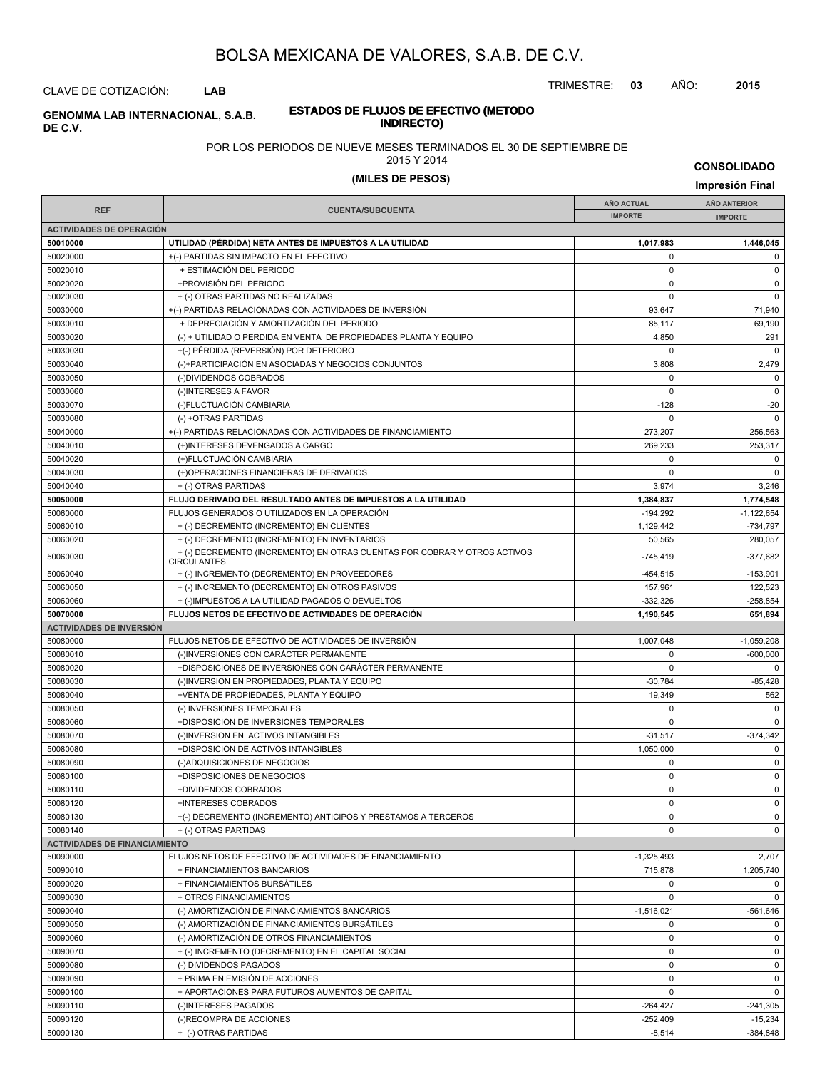# BOLSA MEXICANA DE VALORES, S.A.B. DE C.V.

CLAVE DE COTIZACIÓN: **LAB**

TRIMESTRE: **03** AÑO: **2015**

**GENOMMA LAB INTERNACIONAL, S.A.B. DE C.V.**

**ESTADOS DE FLUJOS DE EFECTIVO (METODO INDIRECTO)**

POR LOS PERIODOS DE NUEVE MESES TERMINADOS EL 30 DE SEPTIEMBRE DE 2015 Y 2014

**(MILES DE PESOS)**

**CONSOLIDADO**

**Impresión Final**

| REF | CUENTA/SUBCUENTA | AÑO ACTUAL IMPORTE | AÑO ANTERIOR IMPORTE |
|---|---|---|---|
| **ACTIVIDADES DE OPERACIÓN** | | | |
| **50010000** | **UTILIDAD (PÉRDIDA) NETA ANTES DE IMPUESTOS A LA UTILIDAD** | **1,017,983** | **1,446,045** |
| 50020000 | +(-) PARTIDAS SIN IMPACTO EN EL EFECTIVO | 0 | 0 |
| 50020010 | + ESTIMACIÓN DEL PERIODO | 0 | 0 |
| 50020020 | +PROVISIÓN DEL PERIODO | 0 | 0 |
| 50020030 | + (-) OTRAS PARTIDAS NO REALIZADAS | 0 | 0 |
| 50030000 | +(-) PARTIDAS RELACIONADAS CON ACTIVIDADES DE INVERSIÓN | 93,647 | 71,940 |
| 50030010 | + DEPRECIACIÓN Y AMORTIZACIÓN DEL PERIODO | 85,117 | 69,190 |
| 50030020 | (-) + UTILIDAD O PERDIDA EN VENTA DE PROPIEDADES PLANTA Y EQUIPO | 4,850 | 291 |
| 50030030 | +(-) PÉRDIDA (REVERSIÓN) POR DETERIORO | 0 | 0 |
| 50030040 | (-)+PARTICIPACIÓN EN ASOCIADAS Y NEGOCIOS CONJUNTOS | 3,808 | 2,479 |
| 50030050 | (-)DIVIDENDOS COBRADOS | 0 | 0 |
| 50030060 | (-)INTERESES A FAVOR | 0 | 0 |
| 50030070 | (-)FLUCTUACIÓN CAMBIARIA | -128 | -20 |
| 50030080 | (-) +OTRAS PARTIDAS | 0 | 0 |
| 50040000 | +(-) PARTIDAS RELACIONADAS CON ACTIVIDADES DE FINANCIAMIENTO | 273,207 | 256,563 |
| 50040010 | (+)INTERESES DEVENGADOS A CARGO | 269,233 | 253,317 |
| 50040020 | (+)FLUCTUACIÓN CAMBIARIA | 0 | 0 |
| 50040030 | (+)OPERACIONES FINANCIERAS DE DERIVADOS | 0 | 0 |
| 50040040 | + (-) OTRAS PARTIDAS | 3,974 | 3,246 |
| **50050000** | **FLUJO DERIVADO DEL RESULTADO ANTES DE IMPUESTOS A LA UTILIDAD** | **1,384,837** | **1,774,548** |
| 50060000 | FLUJOS GENERADOS O UTILIZADOS EN LA OPERACIÓN | -194,292 | -1,122,654 |
| 50060010 | + (-) DECREMENTO (INCREMENTO) EN CLIENTES | 1,129,442 | -734,797 |
| 50060020 | + (-) DECREMENTO (INCREMENTO) EN INVENTARIOS | 50,565 | 280,057 |
| 50060030 | + (-) DECREMENTO (INCREMENTO) EN OTRAS CUENTAS POR COBRAR Y OTROS ACTIVOS CIRCULANTES | -745,419 | -377,682 |
| 50060040 | + (-) INCREMENTO (DECREMENTO) EN PROVEEDORES | -454,515 | -153,901 |
| 50060050 | + (-) INCREMENTO (DECREMENTO) EN OTROS PASIVOS | 157,961 | 122,523 |
| 50060060 | + (-)IMPUESTOS A LA UTILIDAD PAGADOS O DEVUELTOS | -332,326 | -258,854 |
| **50070000** | **FLUJOS NETOS DE EFECTIVO DE ACTIVIDADES DE OPERACIÓN** | **1,190,545** | **651,894** |
| **ACTIVIDADES DE INVERSIÓN** | | | |
| 50080000 | FLUJOS NETOS DE EFECTIVO DE ACTIVIDADES DE INVERSIÓN | 1,007,048 | -1,059,208 |
| 50080010 | (-)INVERSIONES CON CARÁCTER PERMANENTE | 0 | -600,000 |
| 50080020 | +DISPOSICIONES DE INVERSIONES CON CARÁCTER PERMANENTE | 0 | 0 |
| 50080030 | (-)INVERSION EN PROPIEDADES, PLANTA Y EQUIPO | -30,784 | -85,428 |
| 50080040 | +VENTA DE PROPIEDADES, PLANTA Y EQUIPO | 19,349 | 562 |
| 50080050 | (-) INVERSIONES TEMPORALES | 0 | 0 |
| 50080060 | +DISPOSICION DE INVERSIONES TEMPORALES | 0 | 0 |
| 50080070 | (-)INVERSION EN ACTIVOS INTANGIBLES | -31,517 | -374,342 |
| 50080080 | +DISPOSICION DE ACTIVOS INTANGIBLES | 1,050,000 | 0 |
| 50080090 | (-)ADQUISICIONES DE NEGOCIOS | 0 | 0 |
| 50080100 | +DISPOSICIONES DE NEGOCIOS | 0 | 0 |
| 50080110 | +DIVIDENDOS COBRADOS | 0 | 0 |
| 50080120 | +INTERESES COBRADOS | 0 | 0 |
| 50080130 | +(-) DECREMENTO (INCREMENTO) ANTICIPOS Y PRESTAMOS A TERCEROS | 0 | 0 |
| 50080140 | + (-) OTRAS PARTIDAS | 0 | 0 |
| **ACTIVIDADES DE FINANCIAMIENTO** | | | |
| 50090000 | FLUJOS NETOS DE EFECTIVO DE ACTIVIDADES DE FINANCIAMIENTO | -1,325,493 | 2,707 |
| 50090010 | + FINANCIAMIENTOS BANCARIOS | 715,878 | 1,205,740 |
| 50090020 | + FINANCIAMIENTOS BURSÁTILES | 0 | 0 |
| 50090030 | + OTROS FINANCIAMIENTOS | 0 | 0 |
| 50090040 | (-) AMORTIZACIÓN DE FINANCIAMIENTOS BANCARIOS | -1,516,021 | -561,646 |
| 50090050 | (-) AMORTIZACIÓN DE FINANCIAMIENTOS BURSÁTILES | 0 | 0 |
| 50090060 | (-) AMORTIZACIÓN DE OTROS FINANCIAMIENTOS | 0 | 0 |
| 50090070 | + (-) INCREMENTO (DECREMENTO) EN EL CAPITAL SOCIAL | 0 | 0 |
| 50090080 | (-) DIVIDENDOS PAGADOS | 0 | 0 |
| 50090090 | + PRIMA EN EMISIÓN DE ACCIONES | 0 | 0 |
| 50090100 | + APORTACIONES PARA FUTUROS AUMENTOS DE CAPITAL | 0 | 0 |
| 50090110 | (-)INTERESES PAGADOS | -264,427 | -241,305 |
| 50090120 | (-)RECOMPRA DE ACCIONES | -252,409 | -15,234 |
| 50090130 | + (-) OTRAS PARTIDAS | -8,514 | -384,848 |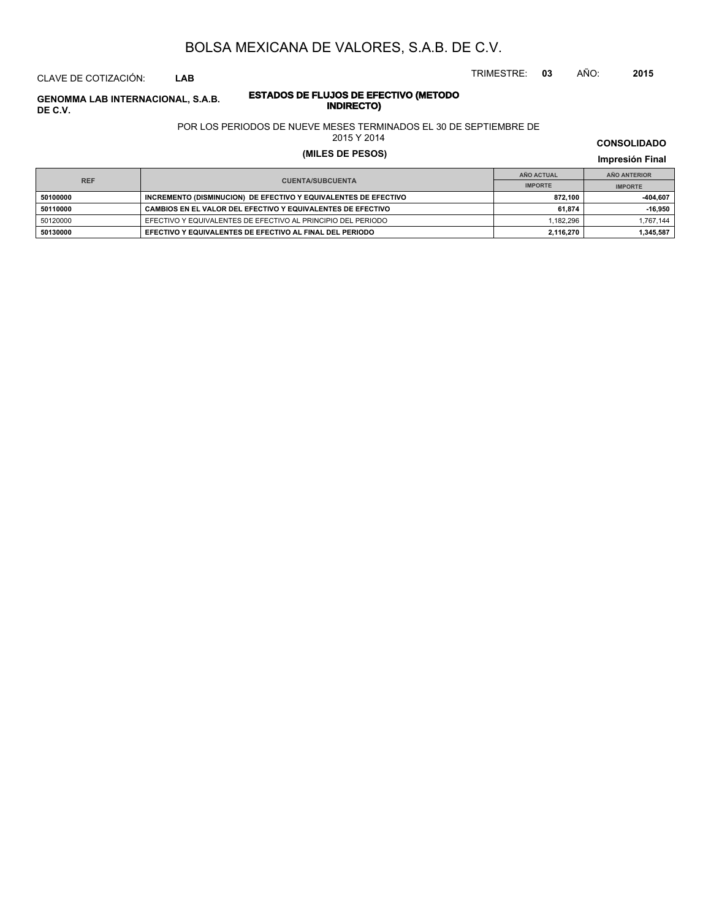# BOLSA MEXICANA DE VALORES, S.A.B. DE C.V.

CLAVE DE COTIZACIÓN: **LAB**

TRIMESTRE: **03** AÑO: **2015**

**GENOMMA LAB INTERNACIONAL, S.A.B. DE C.V.**

## ESTADOS DE FLUJOS DE EFECTIVO (METODO INDIRECTO)

POR LOS PERIODOS DE NUEVE MESES TERMINADOS EL 30 DE SEPTIEMBRE DE 2015 Y 2014

**(MILES DE PESOS)**

**CONSOLIDADO**

**Impresión Final**

| REF | CUENTA/SUBCUENTA | AÑO ACTUAL | AÑO ANTERIOR |
|---|---|---|---|
| | | IMPORTE | IMPORTE |
| **50100000** | **INCREMENTO (DISMINUCION) DE EFECTIVO Y EQUIVALENTES DE EFECTIVO** | **872,100** | **-404,607** |
| **50110000** | **CAMBIOS EN EL VALOR DEL EFECTIVO Y EQUIVALENTES DE EFECTIVO** | **61,874** | **-16,950** |
| 50120000 | EFECTIVO Y EQUIVALENTES DE EFECTIVO AL PRINCIPIO DEL PERIODO | 1,182,296 | 1,767,144 |
| **50130000** | **EFECTIVO Y EQUIVALENTES DE EFECTIVO AL FINAL DEL PERIODO** | **2,116,270** | **1,345,587** |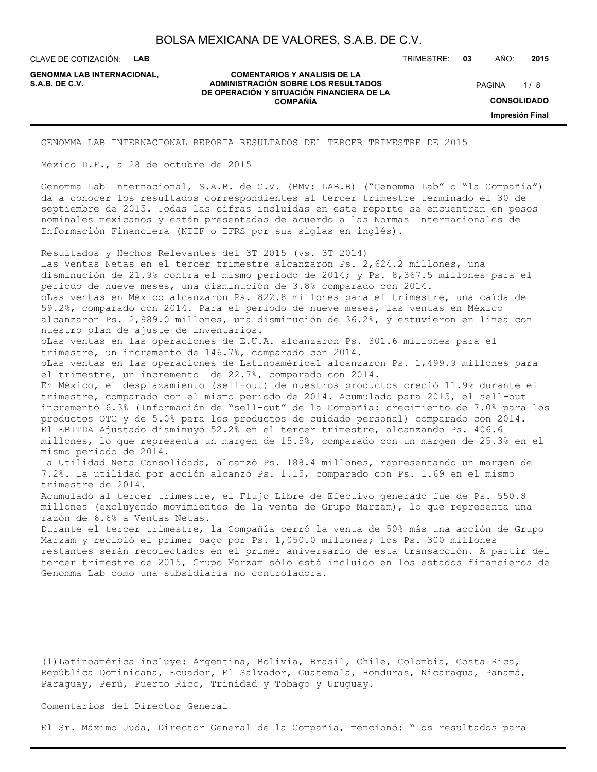GENOMMA LAB INTERNACIONAL REPORTA RESULTADOS DEL TERCER TRIMESTRE DE 2015

México D.F., a 28 de octubre de 2015

Genomma Lab Internacional, S.A.B. de C.V. (BMV: LAB.B) ("Genomma Lab" o "la Compañía") da a conocer los resultados correspondientes al tercer trimestre terminado el 30 de septiembre de 2015. Todas las cifras incluidas en este reporte se encuentran en pesos nominales mexicanos y están presentadas de acuerdo a las Normas Internacionales de Información Financiera (NIIF o IFRS por sus siglas en inglés).

Resultados y Hechos Relevantes del 3T 2015 (vs. 3T 2014)

Las Ventas Netas en el tercer trimestre alcanzaron Ps. 2,624.2 millones, una disminución de 21.9% contra el mismo periodo de 2014; y Ps. 8,367.5 millones para el periodo de nueve meses, una disminución de 3.8% comparado con 2014.

- Las ventas en México alcanzaron Ps. 822.8 millones para el trimestre, una caída de 59.2%, comparado con 2014. Para el periodo de nueve meses, las ventas en México alcanzaron Ps. 2,989.0 millones, una disminución de 36.2%, y estuvieron en línea con nuestro plan de ajuste de inventarios.
- Las ventas en las operaciones de E.U.A. alcanzaron Ps. 301.6 millones para el trimestre, un incremento de 146.7%, comparado con 2014.
- Las ventas en las operaciones de Latinoamérica[1] alcanzaron Ps. 1,499.9 millones para el trimestre, un incremento de 22.7%, comparado con 2014.

En México, el desplazamiento (sell-out) de nuestros productos creció 11.9% durante el trimestre, comparado con el mismo periodo de 2014. Acumulado para 2015, el sell-out incrementó 6.3% (Información de "sell-out" de la Compañía: crecimiento de 7.0% para los productos OTC y de 5.0% para los productos de cuidado personal) comparado con 2014.

El EBITDA Ajustado disminuyó 52.2% en el tercer trimestre, alcanzando Ps. 406.6 millones, lo que representa un margen de 15.5%, comparado con un margen de 25.3% en el mismo periodo de 2014.

La Utilidad Neta Consolidada, alcanzó Ps. 188.4 millones, representando un margen de 7.2%. La utilidad por acción alcanzó Ps. 1.15, comparado con Ps. 1.69 en el mismo trimestre de 2014.

Acumulado al tercer trimestre, el Flujo Libre de Efectivo generado fue de Ps. 550.8 millones (excluyendo movimientos de la venta de Grupo Marzam), lo que representa una razón de 6.6% a Ventas Netas.

Durante el tercer trimestre, la Compañía cerró la venta de 50% más una acción de Grupo Marzam y recibió el primer pago por Ps. 1,050.0 millones; los Ps. 300 millones restantes serán recolectados en el primer aniversario de esta transacción. A partir del tercer trimestre de 2015, Grupo Marzam sólo está incluido en los estados financieros de Genomma Lab como una subsidiaria no controladora.

(1) Latinoamérica incluye: Argentina, Bolivia, Brasil, Chile, Colombia, Costa Rica, República Dominicana, Ecuador, El Salvador, Guatemala, Honduras, Nicaragua, Panamá, Paraguay, Perú, Puerto Rico, Trinidad y Tobago y Uruguay.

Comentarios del Director General

El Sr. Máximo Juda, Director General de la Compañía, mencionó: "Los resultados para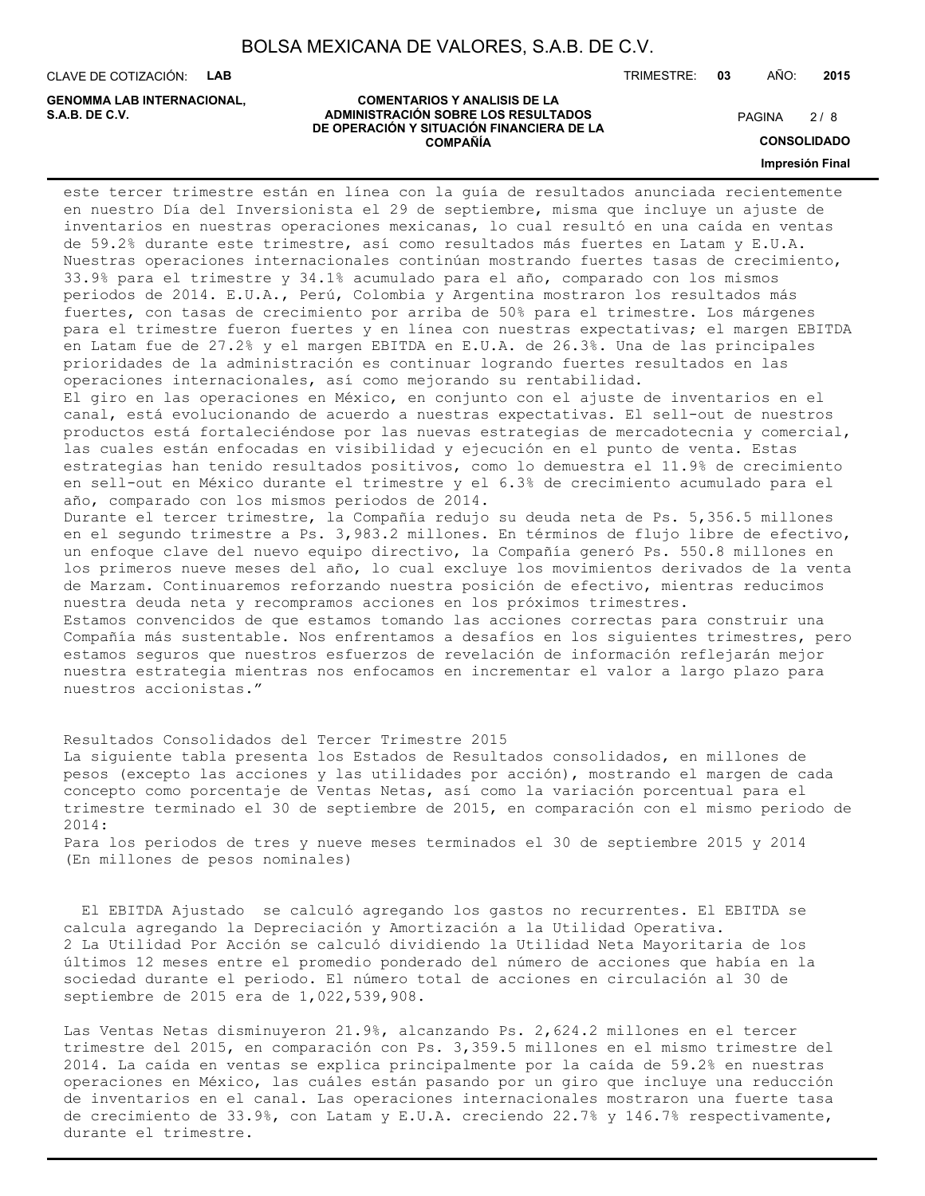este tercer trimestre están en línea con la guía de resultados anunciada recientemente en nuestro Día del Inversionista el 29 de septiembre, misma que incluye un ajuste de inventarios en nuestras operaciones mexicanas, lo cual resultó en una caída en ventas de 59.2% durante este trimestre, así como resultados más fuertes en Latam y E.U.A. Nuestras operaciones internacionales continúan mostrando fuertes tasas de crecimiento, 33.9% para el trimestre y 34.1% acumulado para el año, comparado con los mismos periodos de 2014. E.U.A., Perú, Colombia y Argentina mostraron los resultados más fuertes, con tasas de crecimiento por arriba de 50% para el trimestre. Los márgenes para el trimestre fueron fuertes y en línea con nuestras expectativas; el margen EBITDA en Latam fue de 27.2% y el margen EBITDA en E.U.A. de 26.3%. Una de las principales prioridades de la administración es continuar logrando fuertes resultados en las operaciones internacionales, así como mejorando su rentabilidad.

El giro en las operaciones en México, en conjunto con el ajuste de inventarios en el canal, está evolucionando de acuerdo a nuestras expectativas. El sell-out de nuestros productos está fortaleciéndose por las nuevas estrategias de mercadotecnia y comercial, las cuales están enfocadas en visibilidad y ejecución en el punto de venta. Estas estrategias han tenido resultados positivos, como lo demuestra el 11.9% de crecimiento en sell-out en México durante el trimestre y el 6.3% de crecimiento acumulado para el año, comparado con los mismos periodos de 2014.

Durante el tercer trimestre, la Compañía redujo su deuda neta de Ps. 5,356.5 millones en el segundo trimestre a Ps. 3,983.2 millones. En términos de flujo libre de efectivo, un enfoque clave del nuevo equipo directivo, la Compañía generó Ps. 550.8 millones en los primeros nueve meses del año, lo cual excluye los movimientos derivados de la venta de Marzam. Continuaremos reforzando nuestra posición de efectivo, mientras reducimos nuestra deuda neta y recompramos acciones en los próximos trimestres.

Estamos convencidos de que estamos tomando las acciones correctas para construir una Compañía más sustentable. Nos enfrentamos a desafíos en los siguientes trimestres, pero estamos seguros que nuestros esfuerzos de revelación de información reflejarán mejor nuestra estrategia mientras nos enfocamos en incrementar el valor a largo plazo para nuestros accionistas."

Resultados Consolidados del Tercer Trimestre 2015

La siguiente tabla presenta los Estados de Resultados consolidados, en millones de pesos (excepto las acciones y las utilidades por acción), mostrando el margen de cada concepto como porcentaje de Ventas Netas, así como la variación porcentual para el trimestre terminado el 30 de septiembre de 2015, en comparación con el mismo periodo de 2014:

Para los periodos de tres y nueve meses terminados el 30 de septiembre 2015 y 2014 (En millones de pesos nominales)

El EBITDA Ajustado se calculó agregando los gastos no recurrentes. El EBITDA se calcula agregando la Depreciación y Amortización a la Utilidad Operativa.

2 La Utilidad Por Acción se calculó dividiendo la Utilidad Neta Mayoritaria de los últimos 12 meses entre el promedio ponderado del número de acciones que había en la sociedad durante el periodo. El número total de acciones en circulación al 30 de septiembre de 2015 era de 1,022,539,908.

Las Ventas Netas disminuyeron 21.9%, alcanzando Ps. 2,624.2 millones en el tercer trimestre del 2015, en comparación con Ps. 3,359.5 millones en el mismo trimestre del 2014. La caída en ventas se explica principalmente por la caída de 59.2% en nuestras operaciones en México, las cuáles están pasando por un giro que incluye una reducción de inventarios en el canal. Las operaciones internacionales mostraron una fuerte tasa de crecimiento de 33.9%, con Latam y E.U.A. creciendo 22.7% y 146.7% respectivamente, durante el trimestre.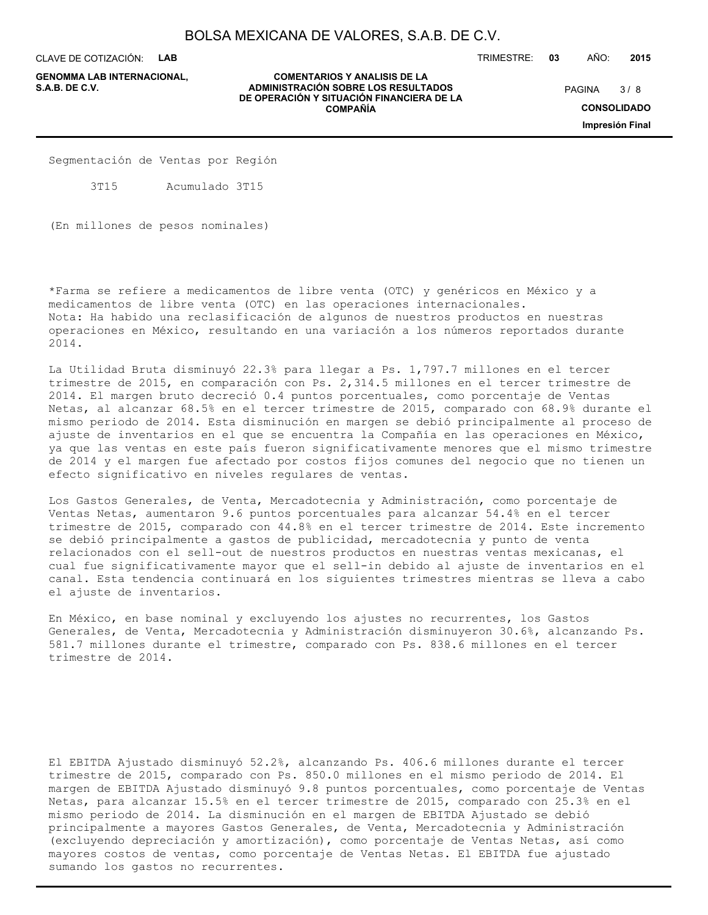Segmentación de Ventas por Región

3T15 Acumulado 3T15

(En millones de pesos nominales)

*Farma se refiere a medicamentos de libre venta (OTC) y genéricos en México y a medicamentos de libre venta (OTC) en las operaciones internacionales.
Nota: Ha habido una reclasificación de algunos de nuestros productos en nuestras operaciones en México, resultando en una variación a los números reportados durante 2014.

La Utilidad Bruta disminuyó 22.3% para llegar a Ps. 1,797.7 millones en el tercer trimestre de 2015, en comparación con Ps. 2,314.5 millones en el tercer trimestre de 2014. El margen bruto decreció 0.4 puntos porcentuales, como porcentaje de Ventas Netas, al alcanzar 68.5% en el tercer trimestre de 2015, comparado con 68.9% durante el mismo periodo de 2014. Esta disminución en margen se debió principalmente al proceso de ajuste de inventarios en el que se encuentra la Compañía en las operaciones en México, ya que las ventas en este país fueron significativamente menores que el mismo trimestre de 2014 y el margen fue afectado por costos fijos comunes del negocio que no tienen un efecto significativo en niveles regulares de ventas.

Los Gastos Generales, de Venta, Mercadotecnia y Administración, como porcentaje de Ventas Netas, aumentaron 9.6 puntos porcentuales para alcanzar 54.4% en el tercer trimestre de 2015, comparado con 44.8% en el tercer trimestre de 2014. Este incremento se debió principalmente a gastos de publicidad, mercadotecnia y punto de venta relacionados con el sell-out de nuestros productos en nuestras ventas mexicanas, el cual fue significativamente mayor que el sell-in debido al ajuste de inventarios en el canal. Esta tendencia continuará en los siguientes trimestres mientras se lleva a cabo el ajuste de inventarios.

En México, en base nominal y excluyendo los ajustes no recurrentes, los Gastos Generales, de Venta, Mercadotecnia y Administración disminuyeron 30.6%, alcanzando Ps. 581.7 millones durante el trimestre, comparado con Ps. 838.6 millones en el tercer trimestre de 2014.

El EBITDA Ajustado disminuyó 52.2%, alcanzando Ps. 406.6 millones durante el tercer trimestre de 2015, comparado con Ps. 850.0 millones en el mismo periodo de 2014. El margen de EBITDA Ajustado disminuyó 9.8 puntos porcentuales, como porcentaje de Ventas Netas, para alcanzar 15.5% en el tercer trimestre de 2015, comparado con 25.3% en el mismo periodo de 2014. La disminución en el margen de EBITDA Ajustado se debió principalmente a mayores Gastos Generales, de Venta, Mercadotecnia y Administración (excluyendo depreciación y amortización), como porcentaje de Ventas Netas, así como mayores costos de ventas, como porcentaje de Ventas Netas. El EBITDA fue ajustado sumando los gastos no recurrentes.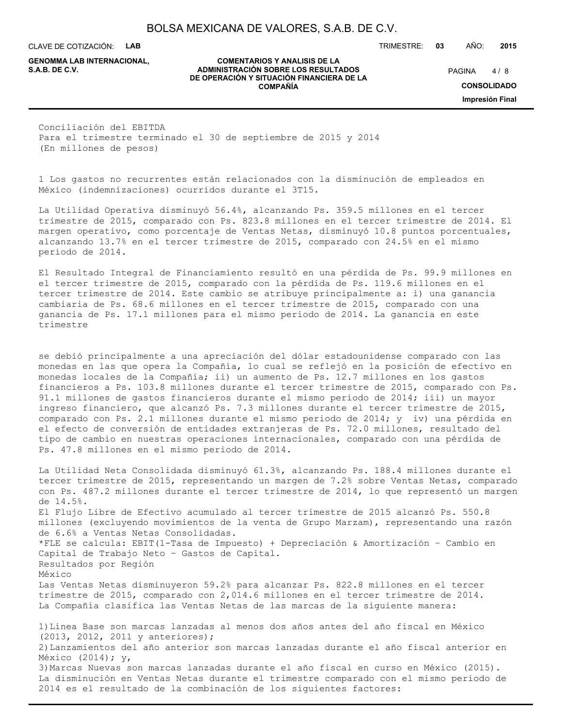Conciliación del EBITDA
Para el trimestre terminado el 30 de septiembre de 2015 y 2014
(En millones de pesos)

1 Los gastos no recurrentes están relacionados con la disminución de empleados en México (indemnizaciones) ocurridos durante el 3T15.

La Utilidad Operativa disminuyó 56.4%, alcanzando Ps. 359.5 millones en el tercer trimestre de 2015, comparado con Ps. 823.8 millones en el tercer trimestre de 2014. El margen operativo, como porcentaje de Ventas Netas, disminuyó 10.8 puntos porcentuales, alcanzando 13.7% en el tercer trimestre de 2015, comparado con 24.5% en el mismo periodo de 2014.

El Resultado Integral de Financiamiento resultó en una pérdida de Ps. 99.9 millones en el tercer trimestre de 2015, comparado con la pérdida de Ps. 119.6 millones en el tercer trimestre de 2014. Este cambio se atribuye principalmente a: i) una ganancia cambiaria de Ps. 68.6 millones en el tercer trimestre de 2015, comparado con una ganancia de Ps. 17.1 millones para el mismo periodo de 2014. La ganancia en este trimestre

se debió principalmente a una apreciación del dólar estadounidense comparado con las monedas en las que opera la Compañía, lo cual se reflejó en la posición de efectivo en monedas locales de la Compañía; ii) un aumento de Ps. 12.7 millones en los gastos financieros a Ps. 103.8 millones durante el tercer trimestre de 2015, comparado con Ps. 91.1 millones de gastos financieros durante el mismo periodo de 2014; iii) un mayor ingreso financiero, que alcanzó Ps. 7.3 millones durante el tercer trimestre de 2015, comparado con Ps. 2.1 millones durante el mismo periodo de 2014; y iv) una pérdida en el efecto de conversión de entidades extranjeras de Ps. 72.0 millones, resultado del tipo de cambio en nuestras operaciones internacionales, comparado con una pérdida de Ps. 47.8 millones en el mismo periodo de 2014.

La Utilidad Neta Consolidada disminuyó 61.3%, alcanzando Ps. 188.4 millones durante el tercer trimestre de 2015, representando un margen de 7.2% sobre Ventas Netas, comparado con Ps. 487.2 millones durante el tercer trimestre de 2014, lo que representó un margen de 14.5%.

El Flujo Libre de Efectivo acumulado al tercer trimestre de 2015 alcanzó Ps. 550.8 millones (excluyendo movimientos de la venta de Grupo Marzam), representando una razón de 6.6% a Ventas Netas Consolidadas.

*FLE se calcula: EBIT(1-Tasa de Impuesto) + Depreciación & Amortización – Cambio en Capital de Trabajo Neto – Gastos de Capital.

Resultados por Región

México

Las Ventas Netas disminuyeron 59.2% para alcanzar Ps. 822.8 millones en el tercer trimestre de 2015, comparado con 2,014.6 millones en el tercer trimestre de 2014.

La Compañía clasifica las Ventas Netas de las marcas de la siguiente manera:

1) Línea Base son marcas lanzadas al menos dos años antes del año fiscal en México (2013, 2012, 2011 y anteriores);
2) Lanzamientos del año anterior son marcas lanzadas durante el año fiscal anterior en México (2014); y,
3) Marcas Nuevas son marcas lanzadas durante el año fiscal en curso en México (2015).

La disminución en Ventas Netas durante el trimestre comparado con el mismo periodo de 2014 es el resultado de la combinación de los siguientes factores: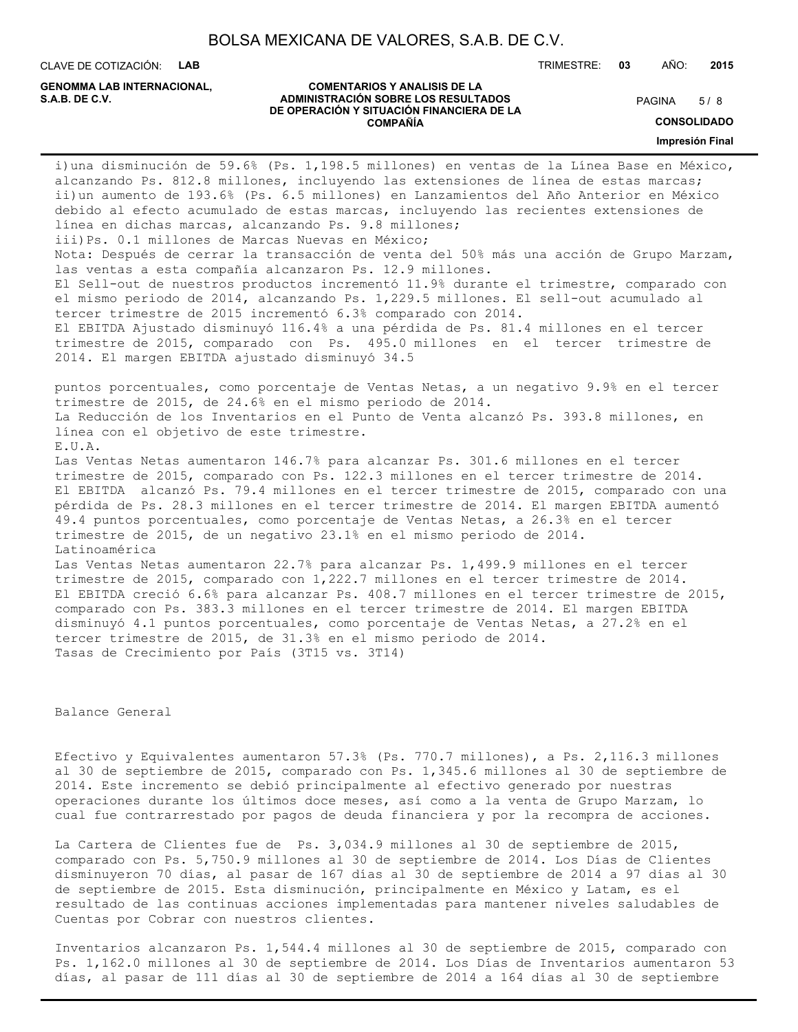i)una disminución de 59.6% (Ps. 1,198.5 millones) en ventas de la Línea Base en México, alcanzando Ps. 812.8 millones, incluyendo las extensiones de línea de estas marcas;
ii)un aumento de 193.6% (Ps. 6.5 millones) en Lanzamientos del Año Anterior en México debido al efecto acumulado de estas marcas, incluyendo las recientes extensiones de línea en dichas marcas, alcanzando Ps. 9.8 millones;
iii)Ps. 0.1 millones de Marcas Nuevas en México;
Nota: Después de cerrar la transacción de venta del 50% más una acción de Grupo Marzam, las ventas a esta compañía alcanzaron Ps. 12.9 millones.
El Sell-out de nuestros productos incrementó 11.9% durante el trimestre, comparado con el mismo periodo de 2014, alcanzando Ps. 1,229.5 millones. El sell-out acumulado al tercer trimestre de 2015 incrementó 6.3% comparado con 2014.
El EBITDA Ajustado disminuyó 116.4% a una pérdida de Ps. 81.4 millones en el tercer trimestre de 2015, comparado con Ps. 495.0 millones en el tercer trimestre de 2014. El margen EBITDA ajustado disminuyó 34.5

puntos porcentuales, como porcentaje de Ventas Netas, a un negativo 9.9% en el tercer trimestre de 2015, de 24.6% en el mismo periodo de 2014.
La Reducción de los Inventarios en el Punto de Venta alcanzó Ps. 393.8 millones, en línea con el objetivo de este trimestre.
E.U.A.
Las Ventas Netas aumentaron 146.7% para alcanzar Ps. 301.6 millones en el tercer trimestre de 2015, comparado con Ps. 122.3 millones en el tercer trimestre de 2014.
El EBITDA alcanzó Ps. 79.4 millones en el tercer trimestre de 2015, comparado con una pérdida de Ps. 28.3 millones en el tercer trimestre de 2014. El margen EBITDA aumentó 49.4 puntos porcentuales, como porcentaje de Ventas Netas, a 26.3% en el tercer trimestre de 2015, de un negativo 23.1% en el mismo periodo de 2014.
Latinoamérica
Las Ventas Netas aumentaron 22.7% para alcanzar Ps. 1,499.9 millones en el tercer trimestre de 2015, comparado con 1,222.7 millones en el tercer trimestre de 2014.
El EBITDA creció 6.6% para alcanzar Ps. 408.7 millones en el tercer trimestre de 2015, comparado con Ps. 383.3 millones en el tercer trimestre de 2014. El margen EBITDA disminuyó 4.1 puntos porcentuales, como porcentaje de Ventas Netas, a 27.2% en el tercer trimestre de 2015, de 31.3% en el mismo periodo de 2014.
Tasas de Crecimiento por País (3T15 vs. 3T14)

Balance General

Efectivo y Equivalentes aumentaron 57.3% (Ps. 770.7 millones), a Ps. 2,116.3 millones al 30 de septiembre de 2015, comparado con Ps. 1,345.6 millones al 30 de septiembre de 2014. Este incremento se debió principalmente al efectivo generado por nuestras operaciones durante los últimos doce meses, así como a la venta de Grupo Marzam, lo cual fue contrarrestado por pagos de deuda financiera y por la recompra de acciones.

La Cartera de Clientes fue de Ps. 3,034.9 millones al 30 de septiembre de 2015, comparado con Ps. 5,750.9 millones al 30 de septiembre de 2014. Los Días de Clientes disminuyeron 70 días, al pasar de 167 días al 30 de septiembre de 2014 a 97 días al 30 de septiembre de 2015. Esta disminución, principalmente en México y Latam, es el resultado de las continuas acciones implementadas para mantener niveles saludables de Cuentas por Cobrar con nuestros clientes.

Inventarios alcanzaron Ps. 1,544.4 millones al 30 de septiembre de 2015, comparado con Ps. 1,162.0 millones al 30 de septiembre de 2014. Los Días de Inventarios aumentaron 53 días, al pasar de 111 días al 30 de septiembre de 2014 a 164 días al 30 de septiembre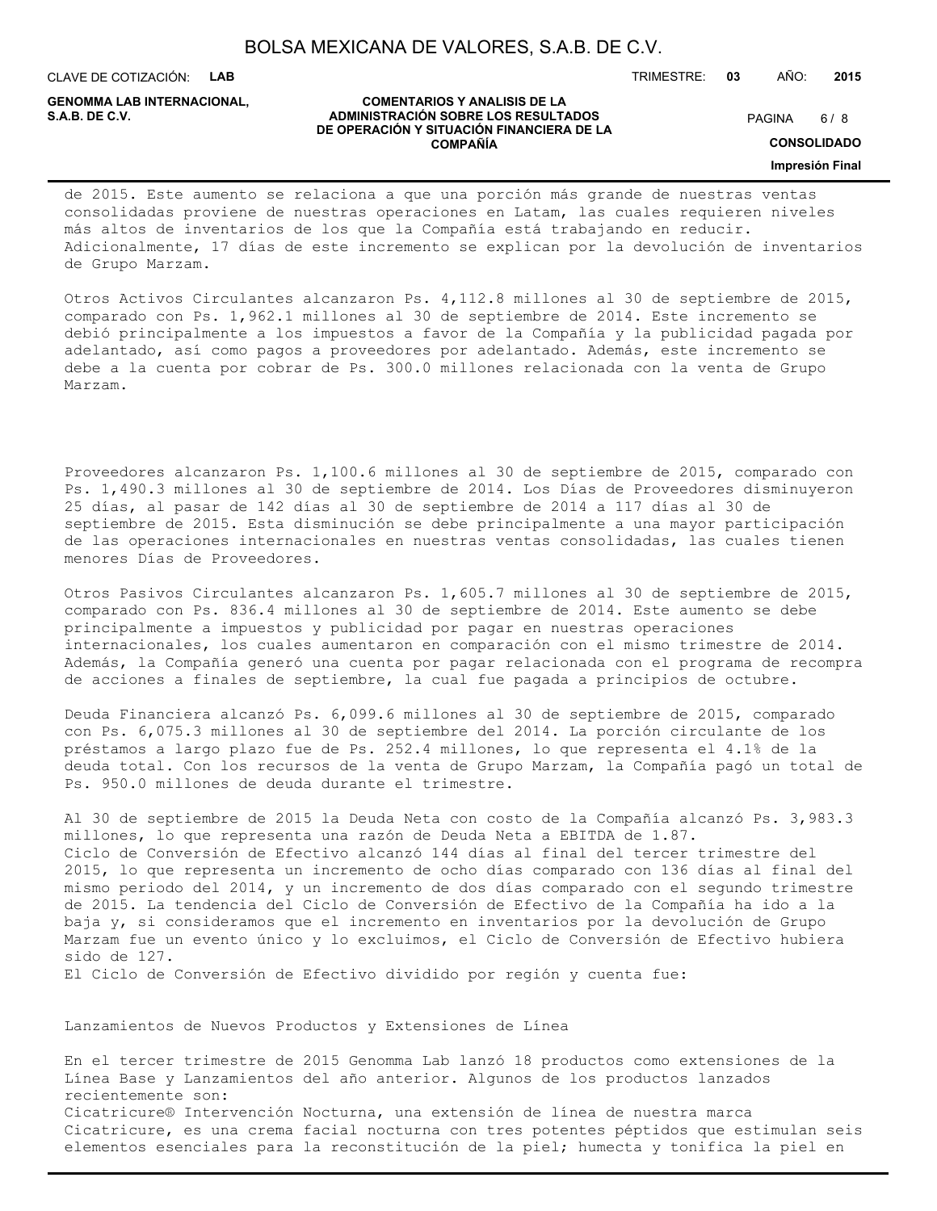de 2015. Este aumento se relaciona a que una porción más grande de nuestras ventas consolidadas proviene de nuestras operaciones en Latam, las cuales requieren niveles más altos de inventarios de los que la Compañía está trabajando en reducir. Adicionalmente, 17 días de este incremento se explican por la devolución de inventarios de Grupo Marzam.

Otros Activos Circulantes alcanzaron Ps. 4,112.8 millones al 30 de septiembre de 2015, comparado con Ps. 1,962.1 millones al 30 de septiembre de 2014. Este incremento se debió principalmente a los impuestos a favor de la Compañía y la publicidad pagada por adelantado, así como pagos a proveedores por adelantado. Además, este incremento se debe a la cuenta por cobrar de Ps. 300.0 millones relacionada con la venta de Grupo Marzam.

Proveedores alcanzaron Ps. 1,100.6 millones al 30 de septiembre de 2015, comparado con Ps. 1,490.3 millones al 30 de septiembre de 2014. Los Días de Proveedores disminuyeron 25 días, al pasar de 142 días al 30 de septiembre de 2014 a 117 días al 30 de septiembre de 2015. Esta disminución se debe principalmente a una mayor participación de las operaciones internacionales en nuestras ventas consolidadas, las cuales tienen menores Días de Proveedores.

Otros Pasivos Circulantes alcanzaron Ps. 1,605.7 millones al 30 de septiembre de 2015, comparado con Ps. 836.4 millones al 30 de septiembre de 2014. Este aumento se debe principalmente a impuestos y publicidad por pagar en nuestras operaciones internacionales, los cuales aumentaron en comparación con el mismo trimestre de 2014. Además, la Compañía generó una cuenta por pagar relacionada con el programa de recompra de acciones a finales de septiembre, la cual fue pagada a principios de octubre.

Deuda Financiera alcanzó Ps. 6,099.6 millones al 30 de septiembre de 2015, comparado con Ps. 6,075.3 millones al 30 de septiembre del 2014. La porción circulante de los préstamos a largo plazo fue de Ps. 252.4 millones, lo que representa el 4.1% de la deuda total. Con los recursos de la venta de Grupo Marzam, la Compañía pagó un total de Ps. 950.0 millones de deuda durante el trimestre.

Al 30 de septiembre de 2015 la Deuda Neta con costo de la Compañía alcanzó Ps. 3,983.3 millones, lo que representa una razón de Deuda Neta a EBITDA de 1.87.
Ciclo de Conversión de Efectivo alcanzó 144 días al final del tercer trimestre del 2015, lo que representa un incremento de ocho días comparado con 136 días al final del mismo periodo del 2014, y un incremento de dos días comparado con el segundo trimestre de 2015. La tendencia del Ciclo de Conversión de Efectivo de la Compañía ha ido a la baja y, si consideramos que el incremento en inventarios por la devolución de Grupo Marzam fue un evento único y lo excluimos, el Ciclo de Conversión de Efectivo hubiera sido de 127.
El Ciclo de Conversión de Efectivo dividido por región y cuenta fue:

Lanzamientos de Nuevos Productos y Extensiones de Línea

En el tercer trimestre de 2015 Genomma Lab lanzó 18 productos como extensiones de la Línea Base y Lanzamientos del año anterior. Algunos de los productos lanzados recientemente son:
Cicatricure® Intervención Nocturna, una extensión de línea de nuestra marca Cicatricure, es una crema facial nocturna con tres potentes péptidos que estimulan seis elementos esenciales para la reconstitución de la piel; humecta y tonifica la piel en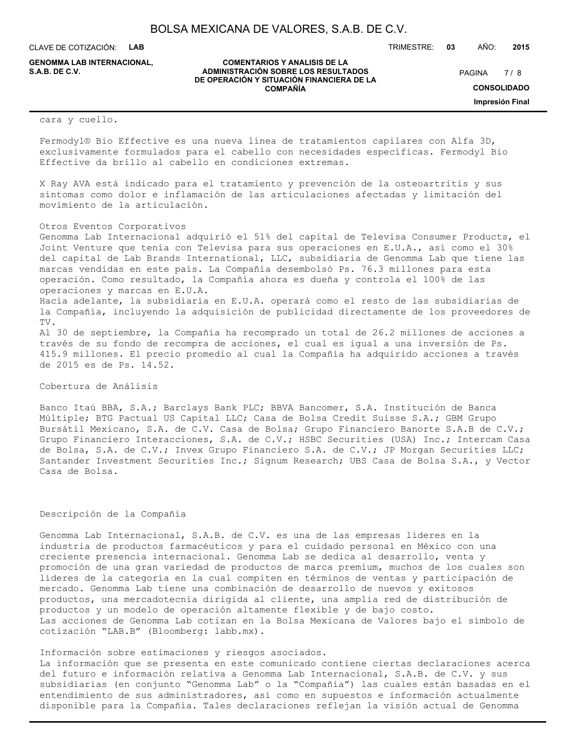cara y cuello.

Fermodyl® Bio Effective es una nueva línea de tratamientos capilares con Alfa 3D, exclusivamente formulados para el cabello con necesidades específicas. Fermodyl Bio Effective da brillo al cabello en condiciones extremas.

X Ray AVA está indicado para el tratamiento y prevención de la osteoartritis y sus síntomas como dolor e inflamación de las articulaciones afectadas y limitación del movimiento de la articulación.

Otros Eventos Corporativos

Genomma Lab Internacional adquirió el 51% del capital de Televisa Consumer Products, el Joint Venture que tenía con Televisa para sus operaciones en E.U.A., así como el 30% del capital de Lab Brands International, LLC, subsidiaria de Genomma Lab que tiene las marcas vendidas en este país. La Compañía desembolsó Ps. 76.3 millones para esta operación. Como resultado, la Compañía ahora es dueña y controla el 100% de las operaciones y marcas en E.U.A.

Hacia adelante, la subsidiaria en E.U.A. operará como el resto de las subsidiarias de la Compañía, incluyendo la adquisición de publicidad directamente de los proveedores de TV.

Al 30 de septiembre, la Compañía ha recomprado un total de 26.2 millones de acciones a través de su fondo de recompra de acciones, el cual es igual a una inversión de Ps. 415.9 millones. El precio promedio al cual la Compañía ha adquirido acciones a través de 2015 es de Ps. 14.52.

Cobertura de Análisis

Banco Itaú BBA, S.A.; Barclays Bank PLC; BBVA Bancomer, S.A. Institución de Banca Múltiple; BTG Pactual US Capital LLC; Casa de Bolsa Credit Suisse S.A.; GBM Grupo Bursátil Mexicano, S.A. de C.V. Casa de Bolsa; Grupo Financiero Banorte S.A.B de C.V.; Grupo Financiero Interacciones, S.A. de C.V.; HSBC Securities (USA) Inc.; Intercam Casa de Bolsa, S.A. de C.V.; Invex Grupo Financiero S.A. de C.V.; JP Morgan Securities LLC; Santander Investment Securities Inc.; Signum Research; UBS Casa de Bolsa S.A., y Vector Casa de Bolsa.

Descripción de la Compañía

Genomma Lab Internacional, S.A.B. de C.V. es una de las empresas líderes en la industria de productos farmacéuticos y para el cuidado personal en México con una creciente presencia internacional. Genomma Lab se dedica al desarrollo, venta y promoción de una gran variedad de productos de marca premium, muchos de los cuales son líderes de la categoría en la cual compiten en términos de ventas y participación de mercado. Genomma Lab tiene una combinación de desarrollo de nuevos y exitosos productos, una mercadotecnia dirigida al cliente, una amplia red de distribución de productos y un modelo de operación altamente flexible y de bajo costo.

Las acciones de Genomma Lab cotizan en la Bolsa Mexicana de Valores bajo el símbolo de cotización "LAB.B" (Bloomberg: labb.mx).

Información sobre estimaciones y riesgos asociados.

La información que se presenta en este comunicado contiene ciertas declaraciones acerca del futuro e información relativa a Genomma Lab Internacional, S.A.B. de C.V. y sus subsidiarias (en conjunto "Genomma Lab" o la "Compañía") las cuales están basadas en el entendimiento de sus administradores, así como en supuestos e información actualmente disponible para la Compañía. Tales declaraciones reflejan la visión actual de Genomma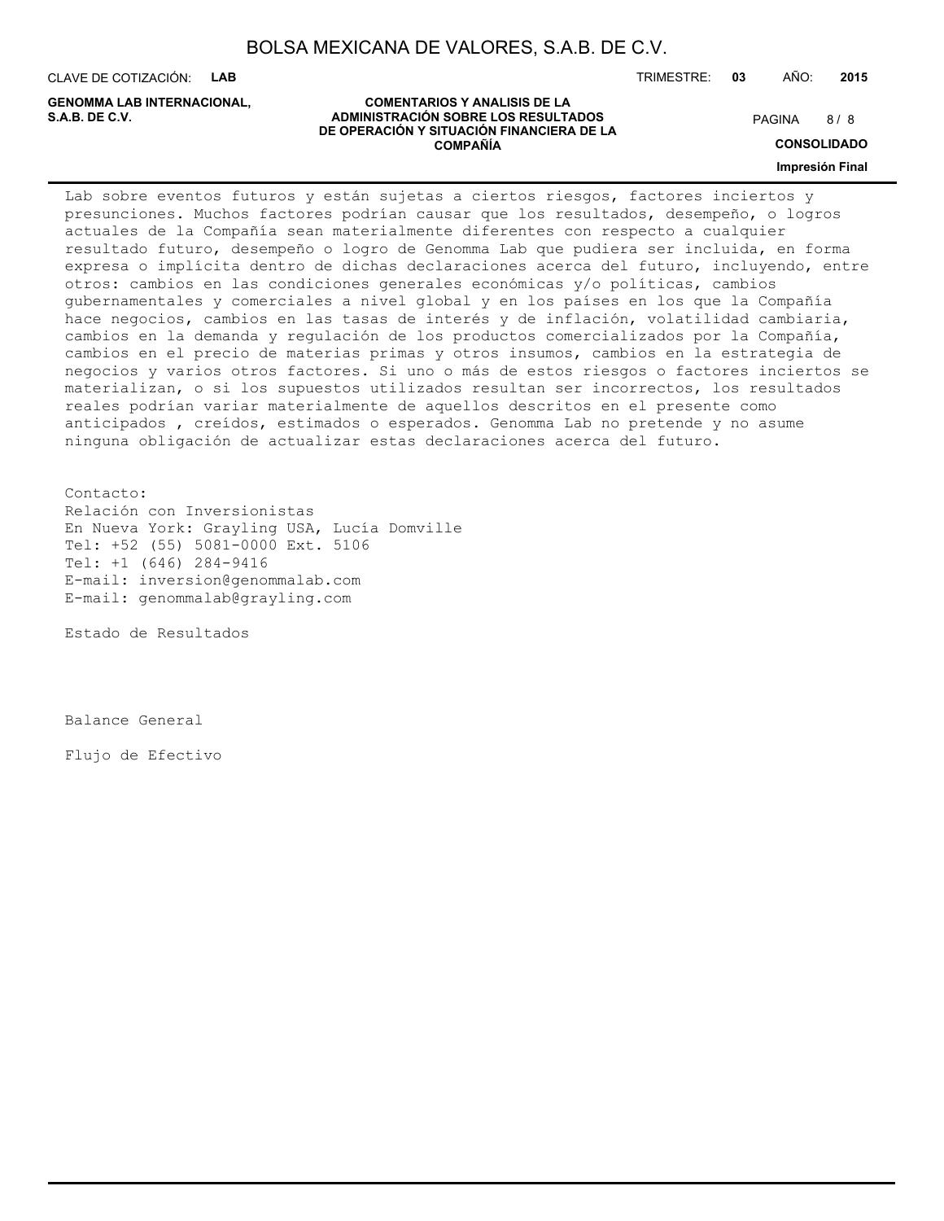Lab sobre eventos futuros y están sujetas a ciertos riesgos, factores inciertos y presunciones. Muchos factores podrían causar que los resultados, desempeño, o logros actuales de la Compañía sean materialmente diferentes con respecto a cualquier resultado futuro, desempeño o logro de Genomma Lab que pudiera ser incluida, en forma expresa o implícita dentro de dichas declaraciones acerca del futuro, incluyendo, entre otros: cambios en las condiciones generales económicas y/o políticas, cambios gubernamentales y comerciales a nivel global y en los países en los que la Compañía hace negocios, cambios en las tasas de interés y de inflación, volatilidad cambiaria, cambios en la demanda y regulación de los productos comercializados por la Compañía, cambios en el precio de materias primas y otros insumos, cambios en la estrategia de negocios y varios otros factores. Si uno o más de estos riesgos o factores inciertos se materializan, o si los supuestos utilizados resultan ser incorrectos, los resultados reales podrían variar materialmente de aquellos descritos en el presente como anticipados , creídos, estimados o esperados. Genomma Lab no pretende y no asume ninguna obligación de actualizar estas declaraciones acerca del futuro.

Contacto:
Relación con Inversionistas
En Nueva York: Grayling USA, Lucía Domville
Tel: +52 (55) 5081-0000 Ext. 5106
Tel: +1 (646) 284-9416
E-mail: inversion@genommalab.com
E-mail: genommalab@grayling.com

Estado de Resultados

Balance General

Flujo de Efectivo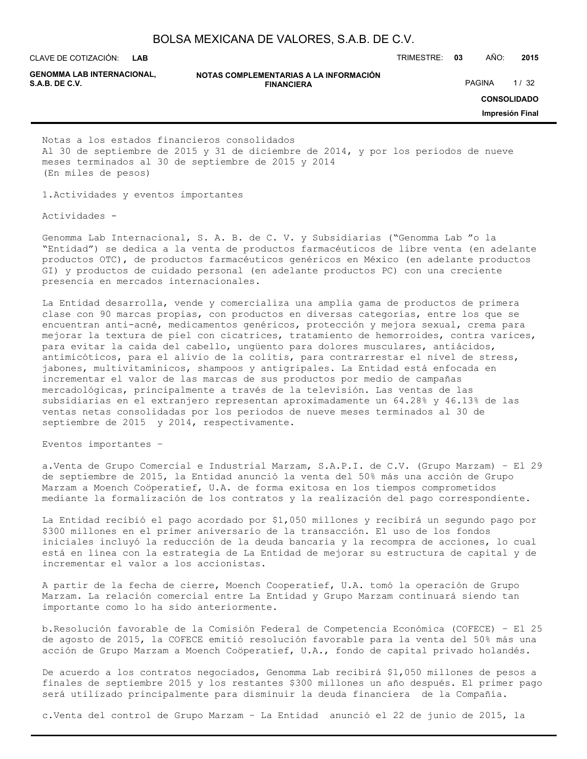Notas a los estados financieros consolidados
Al 30 de septiembre de 2015 y 31 de diciembre de 2014, y por los periodos de nueve meses terminados al 30 de septiembre de 2015 y 2014
(En miles de pesos)

1.Actividades y eventos importantes

Actividades -

Genomma Lab Internacional, S. A. B. de C. V. y Subsidiarias (“Genomma Lab ”o la “Entidad”) se dedica a la venta de productos farmacéuticos de libre venta (en adelante productos OTC), de productos farmacéuticos genéricos en México (en adelante productos GI) y productos de cuidado personal (en adelante productos PC) con una creciente presencia en mercados internacionales.

La Entidad desarrolla, vende y comercializa una amplia gama de productos de primera clase con 90 marcas propias, con productos en diversas categorías, entre los que se encuentran anti-acné, medicamentos genéricos, protección y mejora sexual, crema para mejorar la textura de piel con cicatrices, tratamiento de hemorroides, contra varices, para evitar la caída del cabello, ungüento para dolores musculares, antiácidos, antimicóticos, para el alivio de la colitis, para contrarrestar el nivel de stress, jabones, multivitamínicos, shampoos y antigripales. La Entidad está enfocada en incrementar el valor de las marcas de sus productos por medio de campañas mercadológicas, principalmente a través de la televisión. Las ventas de las subsidiarias en el extranjero representan aproximadamente un 64.28% y 46.13% de las ventas netas consolidadas por los periodos de nueve meses terminados al 30 de septiembre de 2015 y 2014, respectivamente.

Eventos importantes –

a.Venta de Grupo Comercial e Industrial Marzam, S.A.P.I. de C.V. (Grupo Marzam) – El 29 de septiembre de 2015, la Entidad anunció la venta del 50% más una acción de Grupo Marzam a Moench Coöperatief, U.A. de forma exitosa en los tiempos comprometidos mediante la formalización de los contratos y la realización del pago correspondiente.

La Entidad recibió el pago acordado por $1,050 millones y recibirá un segundo pago por $300 millones en el primer aniversario de la transacción. El uso de los fondos iniciales incluyó la reducción de la deuda bancaria y la recompra de acciones, lo cual está en línea con la estrategia de La Entidad de mejorar su estructura de capital y de incrementar el valor a los accionistas.

A partir de la fecha de cierre, Moench Cooperatief, U.A. tomó la operación de Grupo Marzam. La relación comercial entre La Entidad y Grupo Marzam continuará siendo tan importante como lo ha sido anteriormente.

b.Resolución favorable de la Comisión Federal de Competencia Económica (COFECE) – El 25 de agosto de 2015, la COFECE emitió resolución favorable para la venta del 50% más una acción de Grupo Marzam a Moench Coöperatief, U.A., fondo de capital privado holandés.

De acuerdo a los contratos negociados, Genomma Lab recibirá $1,050 millones de pesos a finales de septiembre 2015 y los restantes $300 millones un año después. El primer pago será utilizado principalmente para disminuir la deuda financiera de la Compañía.

c.Venta del control de Grupo Marzam – La Entidad anunció el 22 de junio de 2015, la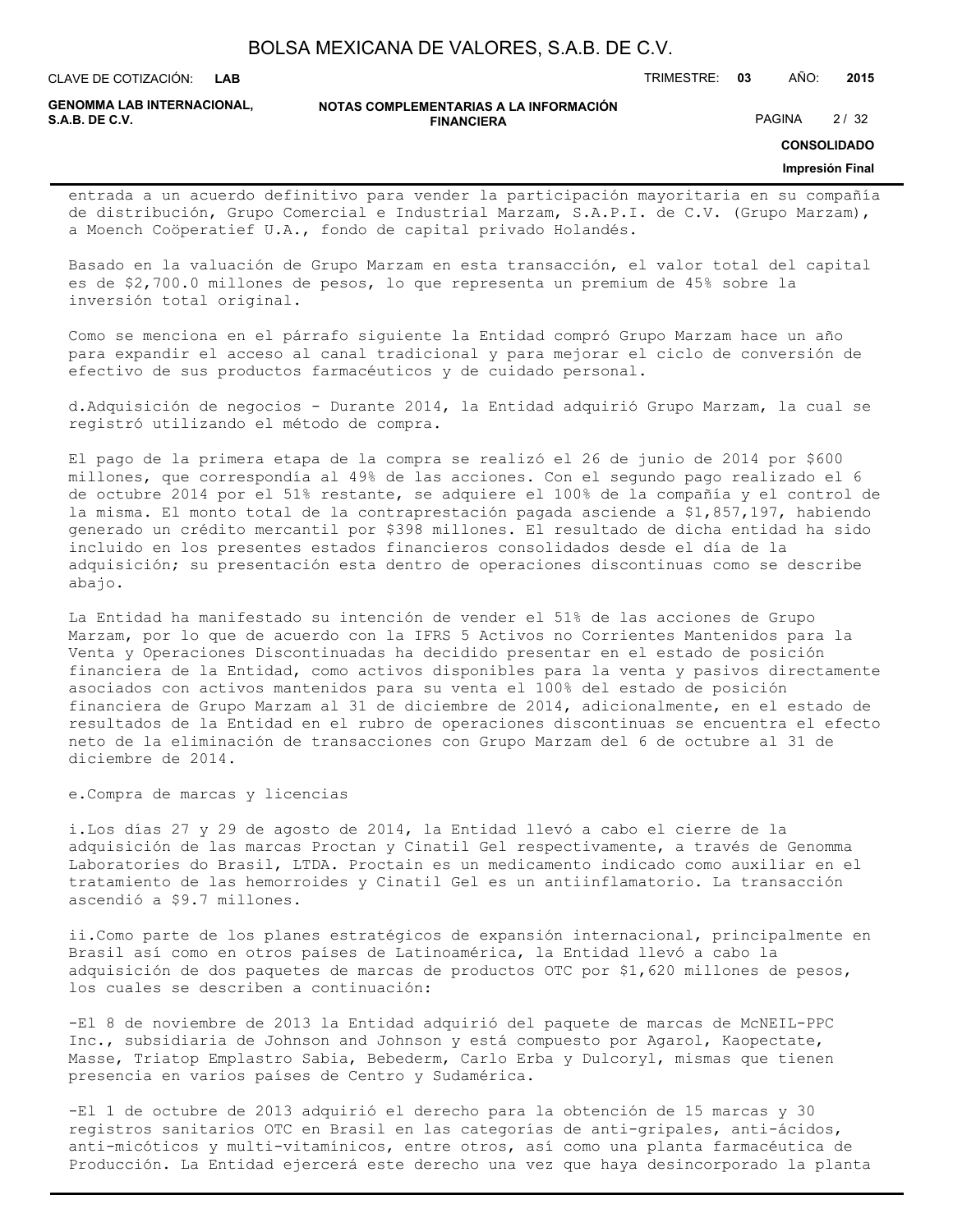entrada a un acuerdo definitivo para vender la participación mayoritaria en su compañía de distribución, Grupo Comercial e Industrial Marzam, S.A.P.I. de C.V. (Grupo Marzam), a Moench Coöperatief U.A., fondo de capital privado Holandés.

Basado en la valuación de Grupo Marzam en esta transacción, el valor total del capital es de $2,700.0 millones de pesos, lo que representa un premium de 45% sobre la inversión total original.

Como se menciona en el párrafo siguiente la Entidad compró Grupo Marzam hace un año para expandir el acceso al canal tradicional y para mejorar el ciclo de conversión de efectivo de sus productos farmacéuticos y de cuidado personal.

d.Adquisición de negocios - Durante 2014, la Entidad adquirió Grupo Marzam, la cual se registró utilizando el método de compra.

El pago de la primera etapa de la compra se realizó el 26 de junio de 2014 por $600 millones, que correspondía al 49% de las acciones. Con el segundo pago realizado el 6 de octubre 2014 por el 51% restante, se adquiere el 100% de la compañía y el control de la misma. El monto total de la contraprestación pagada asciende a $1,857,197, habiendo generado un crédito mercantil por $398 millones. El resultado de dicha entidad ha sido incluido en los presentes estados financieros consolidados desde el día de la adquisición; su presentación esta dentro de operaciones discontinuas como se describe abajo.

La Entidad ha manifestado su intención de vender el 51% de las acciones de Grupo Marzam, por lo que de acuerdo con la IFRS 5 Activos no Corrientes Mantenidos para la Venta y Operaciones Discontinuadas ha decidido presentar en el estado de posición financiera de la Entidad, como activos disponibles para la venta y pasivos directamente asociados con activos mantenidos para su venta el 100% del estado de posición financiera de Grupo Marzam al 31 de diciembre de 2014, adicionalmente, en el estado de resultados de la Entidad en el rubro de operaciones discontinuas se encuentra el efecto neto de la eliminación de transacciones con Grupo Marzam del 6 de octubre al 31 de diciembre de 2014.

e.Compra de marcas y licencias

i.Los días 27 y 29 de agosto de 2014, la Entidad llevó a cabo el cierre de la adquisición de las marcas Proctan y Cinatil Gel respectivamente, a través de Genomma Laboratories do Brasil, LTDA. Proctain es un medicamento indicado como auxiliar en el tratamiento de las hemorroides y Cinatil Gel es un antiinflamatorio. La transacción ascendió a $9.7 millones.

ii.Como parte de los planes estratégicos de expansión internacional, principalmente en Brasil así como en otros países de Latinoamérica, la Entidad llevó a cabo la adquisición de dos paquetes de marcas de productos OTC por $1,620 millones de pesos, los cuales se describen a continuación:

-El 8 de noviembre de 2013 la Entidad adquirió del paquete de marcas de McNEIL-PPC Inc., subsidiaria de Johnson and Johnson y está compuesto por Agarol, Kaopectate, Masse, Triatop Emplastro Sabia, Bebederm, Carlo Erba y Dulcoryl, mismas que tienen presencia en varios países de Centro y Sudamérica.

-El 1 de octubre de 2013 adquirió el derecho para la obtención de 15 marcas y 30 registros sanitarios OTC en Brasil en las categorías de anti-gripales, anti-ácidos, anti-micóticos y multi-vitamínicos, entre otros, así como una planta farmacéutica de Producción. La Entidad ejercerá este derecho una vez que haya desincorporado la planta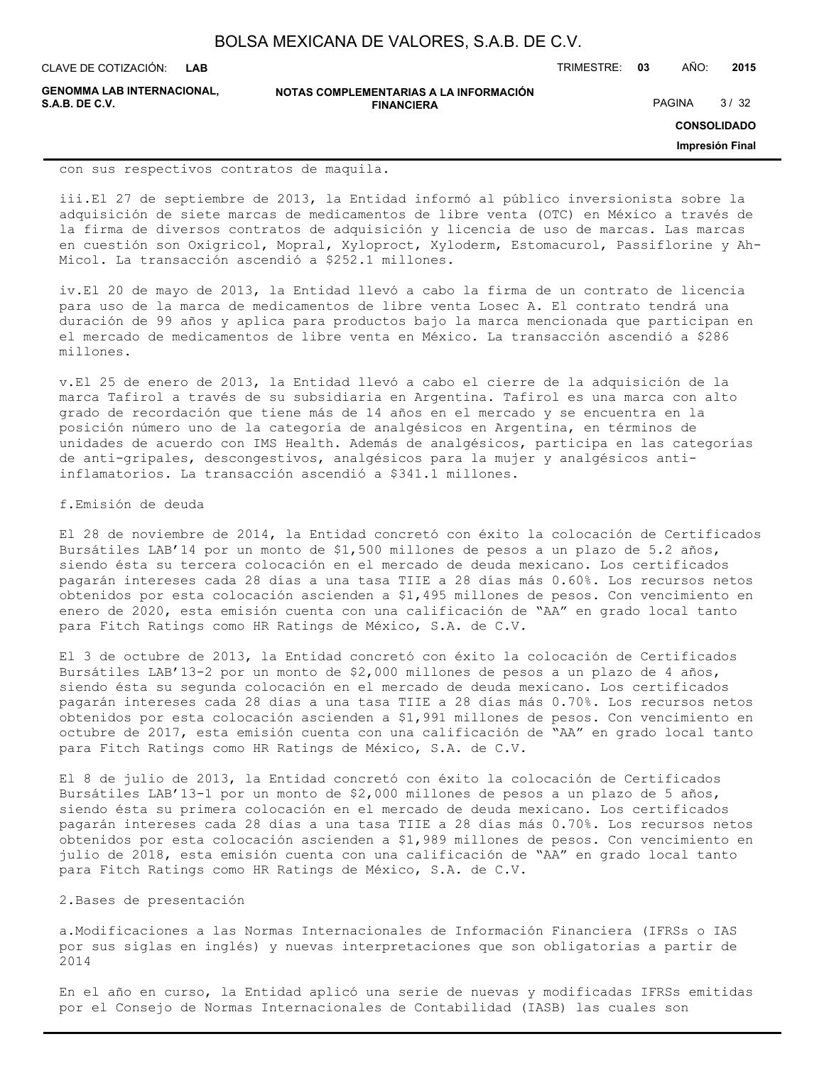con sus respectivos contratos de maquila.

iii.El 27 de septiembre de 2013, la Entidad informó al público inversionista sobre la adquisición de siete marcas de medicamentos de libre venta (OTC) en México a través de la firma de diversos contratos de adquisición y licencia de uso de marcas. Las marcas en cuestión son Oxigricol, Mopral, Xyloproct, Xyloderm, Estomacurol, Passiflorine y Ah-Micol. La transacción ascendió a $252.1 millones.

iv.El 20 de mayo de 2013, la Entidad llevó a cabo la firma de un contrato de licencia para uso de la marca de medicamentos de libre venta Losec A. El contrato tendrá una duración de 99 años y aplica para productos bajo la marca mencionada que participan en el mercado de medicamentos de libre venta en México. La transacción ascendió a $286 millones.

v.El 25 de enero de 2013, la Entidad llevó a cabo el cierre de la adquisición de la marca Tafirol a través de su subsidiaria en Argentina. Tafirol es una marca con alto grado de recordación que tiene más de 14 años en el mercado y se encuentra en la posición número uno de la categoría de analgésicos en Argentina, en términos de unidades de acuerdo con IMS Health. Además de analgésicos, participa en las categorías de anti-gripales, descongestivos, analgésicos para la mujer y analgésicos anti-inflamatorios. La transacción ascendió a $341.1 millones.

f.Emisión de deuda

El 28 de noviembre de 2014, la Entidad concretó con éxito la colocación de Certificados Bursátiles LAB'14 por un monto de $1,500 millones de pesos a un plazo de 5.2 años, siendo ésta su tercera colocación en el mercado de deuda mexicano. Los certificados pagarán intereses cada 28 días a una tasa TIIE a 28 días más 0.60%. Los recursos netos obtenidos por esta colocación ascienden a $1,495 millones de pesos. Con vencimiento en enero de 2020, esta emisión cuenta con una calificación de "AA" en grado local tanto para Fitch Ratings como HR Ratings de México, S.A. de C.V.

El 3 de octubre de 2013, la Entidad concretó con éxito la colocación de Certificados Bursátiles LAB'13-2 por un monto de $2,000 millones de pesos a un plazo de 4 años, siendo ésta su segunda colocación en el mercado de deuda mexicano. Los certificados pagarán intereses cada 28 días a una tasa TIIE a 28 días más 0.70%. Los recursos netos obtenidos por esta colocación ascienden a $1,991 millones de pesos. Con vencimiento en octubre de 2017, esta emisión cuenta con una calificación de "AA" en grado local tanto para Fitch Ratings como HR Ratings de México, S.A. de C.V.

El 8 de julio de 2013, la Entidad concretó con éxito la colocación de Certificados Bursátiles LAB'13-1 por un monto de $2,000 millones de pesos a un plazo de 5 años, siendo ésta su primera colocación en el mercado de deuda mexicano. Los certificados pagarán intereses cada 28 días a una tasa TIIE a 28 días más 0.70%. Los recursos netos obtenidos por esta colocación ascienden a $1,989 millones de pesos. Con vencimiento en julio de 2018, esta emisión cuenta con una calificación de "AA" en grado local tanto para Fitch Ratings como HR Ratings de México, S.A. de C.V.

2.Bases de presentación

a.Modificaciones a las Normas Internacionales de Información Financiera (IFRSs o IAS por sus siglas en inglés) y nuevas interpretaciones que son obligatorias a partir de 2014

En el año en curso, la Entidad aplicó una serie de nuevas y modificadas IFRSs emitidas por el Consejo de Normas Internacionales de Contabilidad (IASB) las cuales son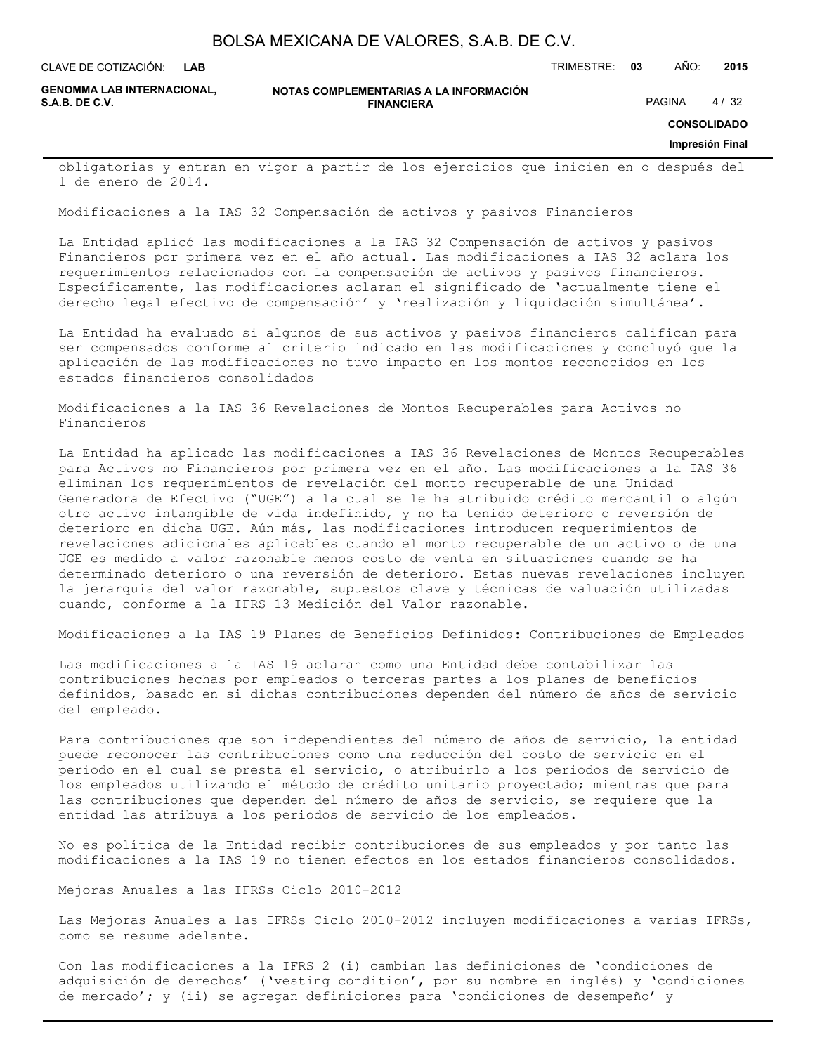obligatorias y entran en vigor a partir de los ejercicios que inicien en o después del 1 de enero de 2014.

Modificaciones a la IAS 32 Compensación de activos y pasivos Financieros

La Entidad aplicó las modificaciones a la IAS 32 Compensación de activos y pasivos Financieros por primera vez en el año actual. Las modificaciones a IAS 32 aclara los requerimientos relacionados con la compensación de activos y pasivos financieros. Específicamente, las modificaciones aclaran el significado de 'actualmente tiene el derecho legal efectivo de compensación' y 'realización y liquidación simultánea'.

La Entidad ha evaluado si algunos de sus activos y pasivos financieros califican para ser compensados conforme al criterio indicado en las modificaciones y concluyó que la aplicación de las modificaciones no tuvo impacto en los montos reconocidos en los estados financieros consolidados

Modificaciones a la IAS 36 Revelaciones de Montos Recuperables para Activos no Financieros

La Entidad ha aplicado las modificaciones a IAS 36 Revelaciones de Montos Recuperables para Activos no Financieros por primera vez en el año. Las modificaciones a la IAS 36 eliminan los requerimientos de revelación del monto recuperable de una Unidad Generadora de Efectivo ("UGE") a la cual se le ha atribuido crédito mercantil o algún otro activo intangible de vida indefinido, y no ha tenido deterioro o reversión de deterioro en dicha UGE. Aún más, las modificaciones introducen requerimientos de revelaciones adicionales aplicables cuando el monto recuperable de un activo o de una UGE es medido a valor razonable menos costo de venta en situaciones cuando se ha determinado deterioro o una reversión de deterioro. Estas nuevas revelaciones incluyen la jerarquía del valor razonable, supuestos clave y técnicas de valuación utilizadas cuando, conforme a la IFRS 13 Medición del Valor razonable.

Modificaciones a la IAS 19 Planes de Beneficios Definidos: Contribuciones de Empleados

Las modificaciones a la IAS 19 aclaran como una Entidad debe contabilizar las contribuciones hechas por empleados o terceras partes a los planes de beneficios definidos, basado en si dichas contribuciones dependen del número de años de servicio del empleado.

Para contribuciones que son independientes del número de años de servicio, la entidad puede reconocer las contribuciones como una reducción del costo de servicio en el periodo en el cual se presta el servicio, o atribuirlo a los periodos de servicio de los empleados utilizando el método de crédito unitario proyectado; mientras que para las contribuciones que dependen del número de años de servicio, se requiere que la entidad las atribuya a los periodos de servicio de los empleados.

No es política de la Entidad recibir contribuciones de sus empleados y por tanto las modificaciones a la IAS 19 no tienen efectos en los estados financieros consolidados.

Mejoras Anuales a las IFRSs Ciclo 2010-2012

Las Mejoras Anuales a las IFRSs Ciclo 2010-2012 incluyen modificaciones a varias IFRSs, como se resume adelante.

Con las modificaciones a la IFRS 2 (i) cambian las definiciones de 'condiciones de adquisición de derechos' ('vesting condition', por su nombre en inglés) y 'condiciones de mercado'; y (ii) se agregan definiciones para 'condiciones de desempeño' y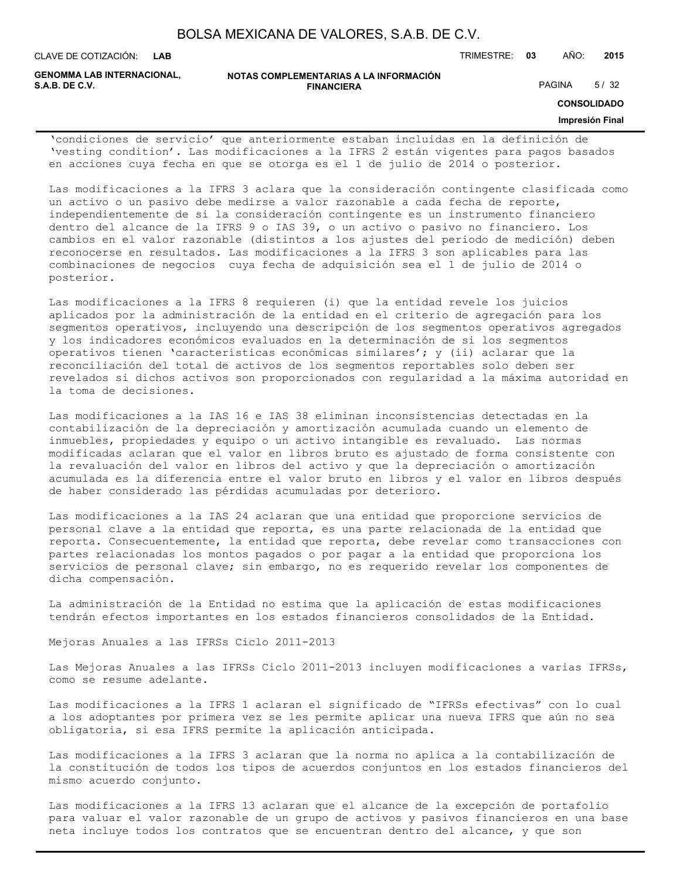'condiciones de servicio' que anteriormente estaban incluidas en la definición de 'vesting condition'. Las modificaciones a la IFRS 2 están vigentes para pagos basados en acciones cuya fecha en que se otorga es el 1 de julio de 2014 o posterior.

Las modificaciones a la IFRS 3 aclara que la consideración contingente clasificada como un activo o un pasivo debe medirse a valor razonable a cada fecha de reporte, independientemente de si la consideración contingente es un instrumento financiero dentro del alcance de la IFRS 9 o IAS 39, o un activo o pasivo no financiero. Los cambios en el valor razonable (distintos a los ajustes del periodo de medición) deben reconocerse en resultados. Las modificaciones a la IFRS 3 son aplicables para las combinaciones de negocios cuya fecha de adquisición sea el 1 de julio de 2014 o posterior.

Las modificaciones a la IFRS 8 requieren (i) que la entidad revele los juicios aplicados por la administración de la entidad en el criterio de agregación para los segmentos operativos, incluyendo una descripción de los segmentos operativos agregados y los indicadores económicos evaluados en la determinación de si los segmentos operativos tienen 'características económicas similares'; y (ii) aclarar que la reconciliación del total de activos de los segmentos reportables solo deben ser revelados si dichos activos son proporcionados con regularidad a la máxima autoridad en la toma de decisiones.

Las modificaciones a la IAS 16 e IAS 38 eliminan inconsistencias detectadas en la contabilización de la depreciación y amortización acumulada cuando un elemento de inmuebles, propiedades y equipo o un activo intangible es revaluado. Las normas modificadas aclaran que el valor en libros bruto es ajustado de forma consistente con la revaluación del valor en libros del activo y que la depreciación o amortización acumulada es la diferencia entre el valor bruto en libros y el valor en libros después de haber considerado las pérdidas acumuladas por deterioro.

Las modificaciones a la IAS 24 aclaran que una entidad que proporcione servicios de personal clave a la entidad que reporta, es una parte relacionada de la entidad que reporta. Consecuentemente, la entidad que reporta, debe revelar como transacciones con partes relacionadas los montos pagados o por pagar a la entidad que proporciona los servicios de personal clave; sin embargo, no es requerido revelar los componentes de dicha compensación.

La administración de la Entidad no estima que la aplicación de estas modificaciones tendrán efectos importantes en los estados financieros consolidados de la Entidad.

Mejoras Anuales a las IFRSs Ciclo 2011-2013

Las Mejoras Anuales a las IFRSs Ciclo 2011-2013 incluyen modificaciones a varias IFRSs, como se resume adelante.

Las modificaciones a la IFRS 1 aclaran el significado de "IFRSs efectivas" con lo cual a los adoptantes por primera vez se les permite aplicar una nueva IFRS que aún no sea obligatoria, si esa IFRS permite la aplicación anticipada.

Las modificaciones a la IFRS 3 aclaran que la norma no aplica a la contabilización de la constitución de todos los tipos de acuerdos conjuntos en los estados financieros del mismo acuerdo conjunto.

Las modificaciones a la IFRS 13 aclaran que el alcance de la excepción de portafolio para valuar el valor razonable de un grupo de activos y pasivos financieros en una base neta incluye todos los contratos que se encuentran dentro del alcance, y que son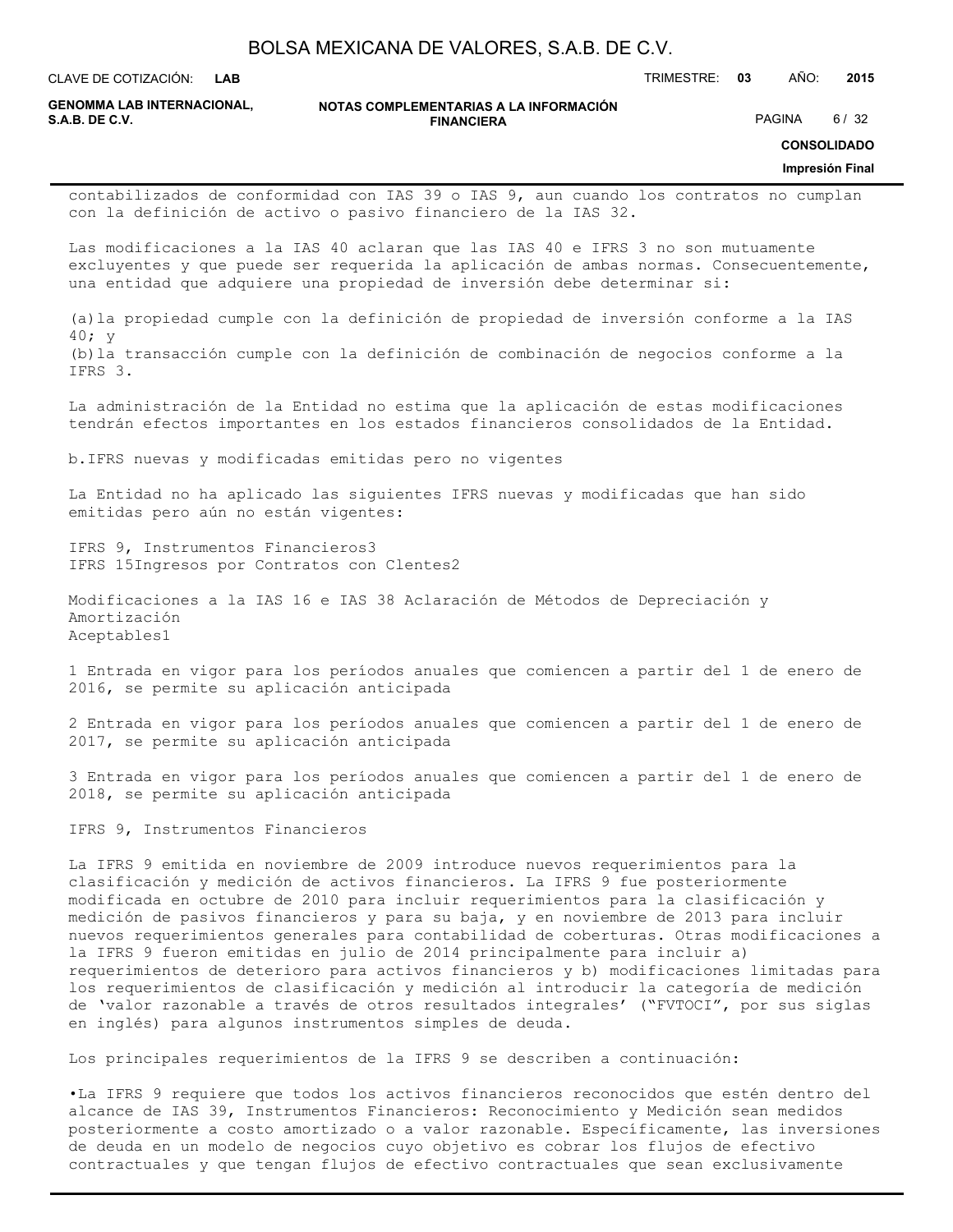contabilizados de conformidad con IAS 39 o IAS 9, aun cuando los contratos no cumplan con la definición de activo o pasivo financiero de la IAS 32.

Las modificaciones a la IAS 40 aclaran que las IAS 40 e IFRS 3 no son mutuamente excluyentes y que puede ser requerida la aplicación de ambas normas. Consecuentemente, una entidad que adquiere una propiedad de inversión debe determinar si:

(a)la propiedad cumple con la definición de propiedad de inversión conforme a la IAS 40; y
(b)la transacción cumple con la definición de combinación de negocios conforme a la IFRS 3.

La administración de la Entidad no estima que la aplicación de estas modificaciones tendrán efectos importantes en los estados financieros consolidados de la Entidad.

b.IFRS nuevas y modificadas emitidas pero no vigentes

La Entidad no ha aplicado las siguientes IFRS nuevas y modificadas que han sido emitidas pero aún no están vigentes:

IFRS 9, Instrumentos Financieros3
IFRS 15Ingresos por Contratos con Clentes2

Modificaciones a la IAS 16 e IAS 38 Aclaración de Métodos de Depreciación y Amortización
Aceptables1

1 Entrada en vigor para los períodos anuales que comiencen a partir del 1 de enero de 2016, se permite su aplicación anticipada

2 Entrada en vigor para los períodos anuales que comiencen a partir del 1 de enero de 2017, se permite su aplicación anticipada

3 Entrada en vigor para los períodos anuales que comiencen a partir del 1 de enero de 2018, se permite su aplicación anticipada

IFRS 9, Instrumentos Financieros

La IFRS 9 emitida en noviembre de 2009 introduce nuevos requerimientos para la clasificación y medición de activos financieros. La IFRS 9 fue posteriormente modificada en octubre de 2010 para incluir requerimientos para la clasificación y medición de pasivos financieros y para su baja, y en noviembre de 2013 para incluir nuevos requerimientos generales para contabilidad de coberturas. Otras modificaciones a la IFRS 9 fueron emitidas en julio de 2014 principalmente para incluir a) requerimientos de deterioro para activos financieros y b) modificaciones limitadas para los requerimientos de clasificación y medición al introducir la categoría de medición de 'valor razonable a través de otros resultados integrales' ("FVTOCI", por sus siglas en inglés) para algunos instrumentos simples de deuda.

Los principales requerimientos de la IFRS 9 se describen a continuación:

•La IFRS 9 requiere que todos los activos financieros reconocidos que estén dentro del alcance de IAS 39, Instrumentos Financieros: Reconocimiento y Medición sean medidos posteriormente a costo amortizado o a valor razonable. Específicamente, las inversiones de deuda en un modelo de negocios cuyo objetivo es cobrar los flujos de efectivo contractuales y que tengan flujos de efectivo contractuales que sean exclusivamente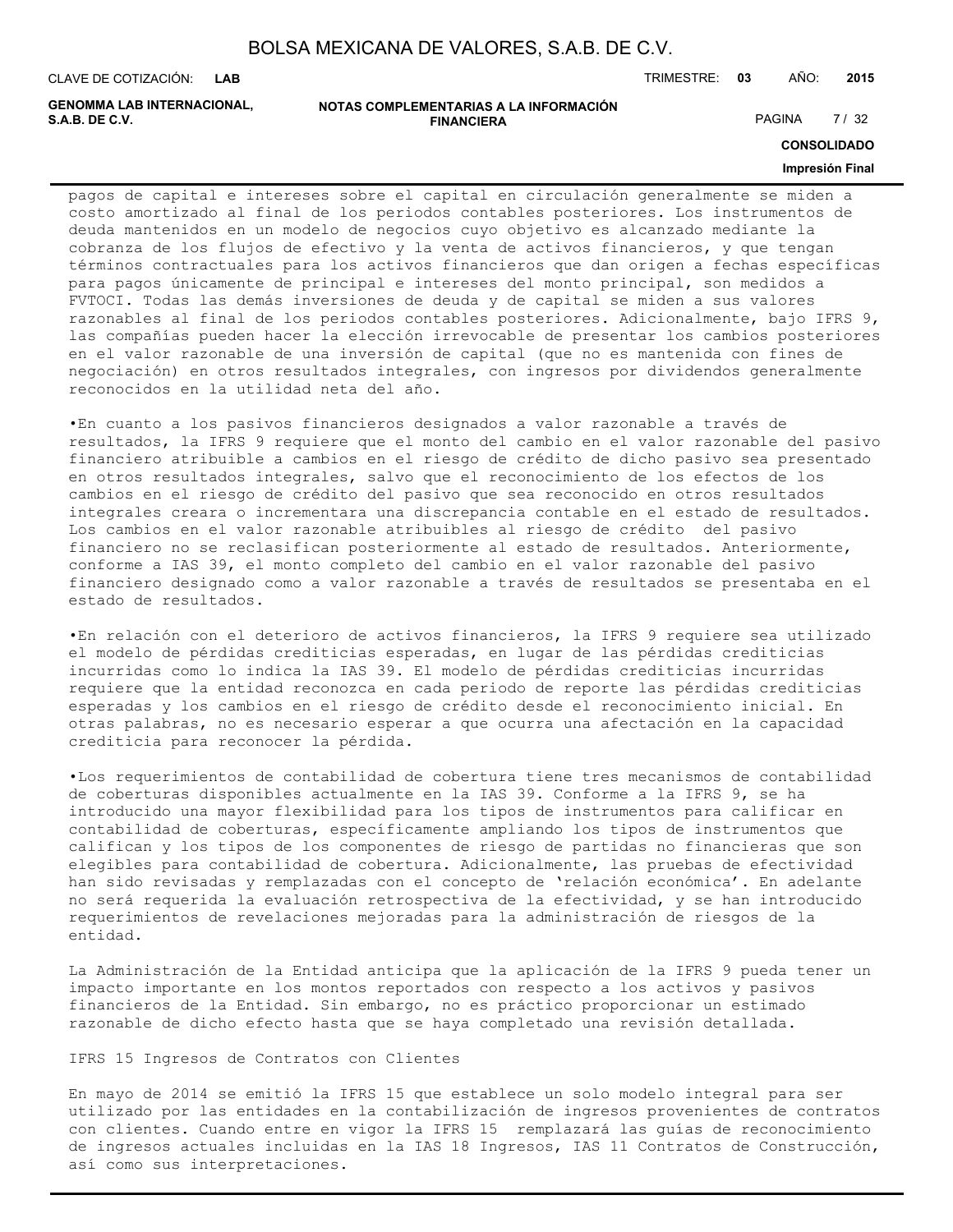pagos de capital e intereses sobre el capital en circulación generalmente se miden a costo amortizado al final de los periodos contables posteriores. Los instrumentos de deuda mantenidos en un modelo de negocios cuyo objetivo es alcanzado mediante la cobranza de los flujos de efectivo y la venta de activos financieros, y que tengan términos contractuales para los activos financieros que dan origen a fechas específicas para pagos únicamente de principal e intereses del monto principal, son medidos a FVTOCI. Todas las demás inversiones de deuda y de capital se miden a sus valores razonables al final de los periodos contables posteriores. Adicionalmente, bajo IFRS 9, las compañías pueden hacer la elección irrevocable de presentar los cambios posteriores en el valor razonable de una inversión de capital (que no es mantenida con fines de negociación) en otros resultados integrales, con ingresos por dividendos generalmente reconocidos en la utilidad neta del año.

•En cuanto a los pasivos financieros designados a valor razonable a través de resultados, la IFRS 9 requiere que el monto del cambio en el valor razonable del pasivo financiero atribuible a cambios en el riesgo de crédito de dicho pasivo sea presentado en otros resultados integrales, salvo que el reconocimiento de los efectos de los cambios en el riesgo de crédito del pasivo que sea reconocido en otros resultados integrales creara o incrementara una discrepancia contable en el estado de resultados. Los cambios en el valor razonable atribuibles al riesgo de crédito del pasivo financiero no se reclasifican posteriormente al estado de resultados. Anteriormente, conforme a IAS 39, el monto completo del cambio en el valor razonable del pasivo financiero designado como a valor razonable a través de resultados se presentaba en el estado de resultados.

•En relación con el deterioro de activos financieros, la IFRS 9 requiere sea utilizado el modelo de pérdidas crediticias esperadas, en lugar de las pérdidas crediticias incurridas como lo indica la IAS 39. El modelo de pérdidas crediticias incurridas requiere que la entidad reconozca en cada periodo de reporte las pérdidas crediticias esperadas y los cambios en el riesgo de crédito desde el reconocimiento inicial. En otras palabras, no es necesario esperar a que ocurra una afectación en la capacidad crediticia para reconocer la pérdida.

•Los requerimientos de contabilidad de cobertura tiene tres mecanismos de contabilidad de coberturas disponibles actualmente en la IAS 39. Conforme a la IFRS 9, se ha introducido una mayor flexibilidad para los tipos de instrumentos para calificar en contabilidad de coberturas, específicamente ampliando los tipos de instrumentos que califican y los tipos de los componentes de riesgo de partidas no financieras que son elegibles para contabilidad de cobertura. Adicionalmente, las pruebas de efectividad han sido revisadas y remplazadas con el concepto de 'relación económica'. En adelante no será requerida la evaluación retrospectiva de la efectividad, y se han introducido requerimientos de revelaciones mejoradas para la administración de riesgos de la entidad.

La Administración de la Entidad anticipa que la aplicación de la IFRS 9 pueda tener un impacto importante en los montos reportados con respecto a los activos y pasivos financieros de la Entidad. Sin embargo, no es práctico proporcionar un estimado razonable de dicho efecto hasta que se haya completado una revisión detallada.

IFRS 15 Ingresos de Contratos con Clientes

En mayo de 2014 se emitió la IFRS 15 que establece un solo modelo integral para ser utilizado por las entidades en la contabilización de ingresos provenientes de contratos con clientes. Cuando entre en vigor la IFRS 15 remplazará las guías de reconocimiento de ingresos actuales incluidas en la IAS 18 Ingresos, IAS 11 Contratos de Construcción, así como sus interpretaciones.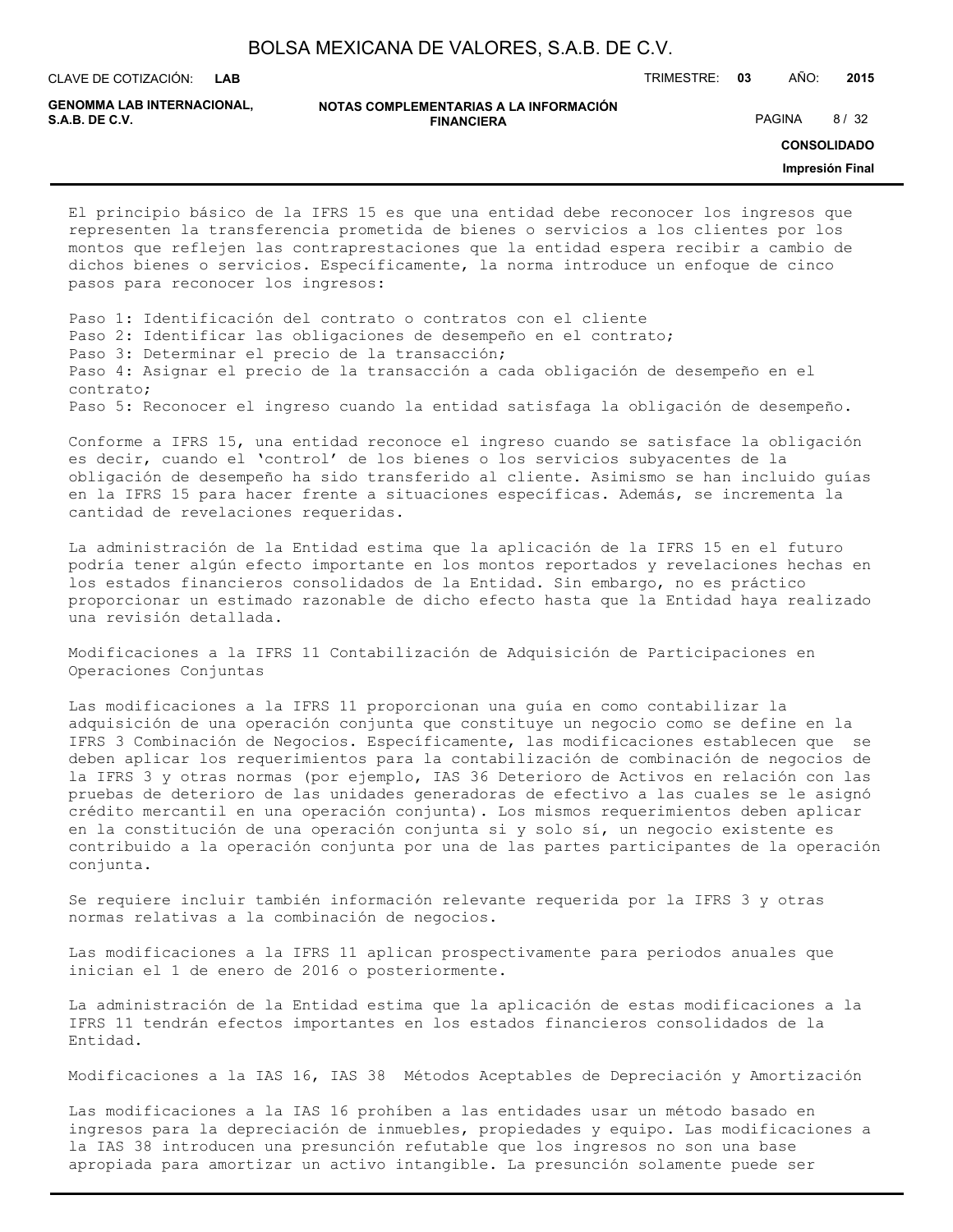El principio básico de la IFRS 15 es que una entidad debe reconocer los ingresos que representen la transferencia prometida de bienes o servicios a los clientes por los montos que reflejen las contraprestaciones que la entidad espera recibir a cambio de dichos bienes o servicios. Específicamente, la norma introduce un enfoque de cinco pasos para reconocer los ingresos:

Paso 1: Identificación del contrato o contratos con el cliente
Paso 2: Identificar las obligaciones de desempeño en el contrato;
Paso 3: Determinar el precio de la transacción;
Paso 4: Asignar el precio de la transacción a cada obligación de desempeño en el contrato;
Paso 5: Reconocer el ingreso cuando la entidad satisfaga la obligación de desempeño.

Conforme a IFRS 15, una entidad reconoce el ingreso cuando se satisface la obligación es decir, cuando el 'control' de los bienes o los servicios subyacentes de la obligación de desempeño ha sido transferido al cliente. Asimismo se han incluido guías en la IFRS 15 para hacer frente a situaciones específicas. Además, se incrementa la cantidad de revelaciones requeridas.

La administración de la Entidad estima que la aplicación de la IFRS 15 en el futuro podría tener algún efecto importante en los montos reportados y revelaciones hechas en los estados financieros consolidados de la Entidad. Sin embargo, no es práctico proporcionar un estimado razonable de dicho efecto hasta que la Entidad haya realizado una revisión detallada.

Modificaciones a la IFRS 11 Contabilización de Adquisición de Participaciones en Operaciones Conjuntas

Las modificaciones a la IFRS 11 proporcionan una guía en como contabilizar la adquisición de una operación conjunta que constituye un negocio como se define en la IFRS 3 Combinación de Negocios. Específicamente, las modificaciones establecen que se deben aplicar los requerimientos para la contabilización de combinación de negocios de la IFRS 3 y otras normas (por ejemplo, IAS 36 Deterioro de Activos en relación con las pruebas de deterioro de las unidades generadoras de efectivo a las cuales se le asignó crédito mercantil en una operación conjunta). Los mismos requerimientos deben aplicar en la constitución de una operación conjunta si y solo sí, un negocio existente es contribuido a la operación conjunta por una de las partes participantes de la operación conjunta.

Se requiere incluir también información relevante requerida por la IFRS 3 y otras normas relativas a la combinación de negocios.

Las modificaciones a la IFRS 11 aplican prospectivamente para periodos anuales que inician el 1 de enero de 2016 o posteriormente.

La administración de la Entidad estima que la aplicación de estas modificaciones a la IFRS 11 tendrán efectos importantes en los estados financieros consolidados de la Entidad.

Modificaciones a la IAS 16, IAS 38 Métodos Aceptables de Depreciación y Amortización

Las modificaciones a la IAS 16 prohíben a las entidades usar un método basado en ingresos para la depreciación de inmuebles, propiedades y equipo. Las modificaciones a la IAS 38 introducen una presunción refutable que los ingresos no son una base apropiada para amortizar un activo intangible. La presunción solamente puede ser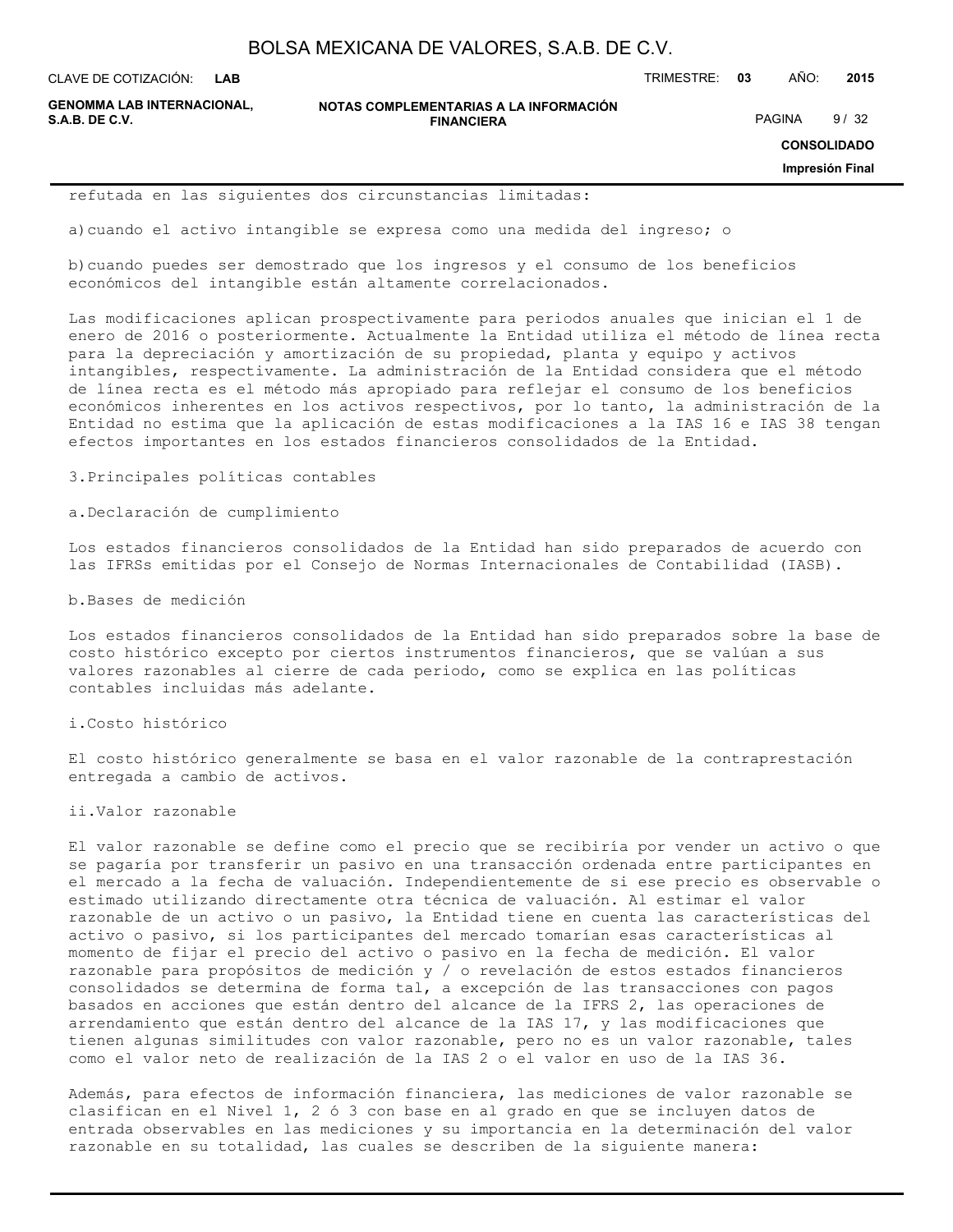refutada en las siguientes dos circunstancias limitadas:

a) cuando el activo intangible se expresa como una medida del ingreso; o

b) cuando puedes ser demostrado que los ingresos y el consumo de los beneficios económicos del intangible están altamente correlacionados.

Las modificaciones aplican prospectivamente para periodos anuales que inician el 1 de enero de 2016 o posteriormente. Actualmente la Entidad utiliza el método de línea recta para la depreciación y amortización de su propiedad, planta y equipo y activos intangibles, respectivamente. La administración de la Entidad considera que el método de línea recta es el método más apropiado para reflejar el consumo de los beneficios económicos inherentes en los activos respectivos, por lo tanto, la administración de la Entidad no estima que la aplicación de estas modificaciones a la IAS 16 e IAS 38 tengan efectos importantes en los estados financieros consolidados de la Entidad.

## 3. Principales políticas contables

### a. Declaración de cumplimiento

Los estados financieros consolidados de la Entidad han sido preparados de acuerdo con las IFRSs emitidas por el Consejo de Normas Internacionales de Contabilidad (IASB).

### b. Bases de medición

Los estados financieros consolidados de la Entidad han sido preparados sobre la base de costo histórico excepto por ciertos instrumentos financieros, que se valúan a sus valores razonables al cierre de cada periodo, como se explica en las políticas contables incluidas más adelante.

#### i. Costo histórico

El costo histórico generalmente se basa en el valor razonable de la contraprestación entregada a cambio de activos.

#### ii. Valor razonable

El valor razonable se define como el precio que se recibiría por vender un activo o que se pagaría por transferir un pasivo en una transacción ordenada entre participantes en el mercado a la fecha de valuación. Independientemente de si ese precio es observable o estimado utilizando directamente otra técnica de valuación. Al estimar el valor razonable de un activo o un pasivo, la Entidad tiene en cuenta las características del activo o pasivo, si los participantes del mercado tomarían esas características al momento de fijar el precio del activo o pasivo en la fecha de medición. El valor razonable para propósitos de medición y / o revelación de estos estados financieros consolidados se determina de forma tal, a excepción de las transacciones con pagos basados en acciones que están dentro del alcance de la IFRS 2, las operaciones de arrendamiento que están dentro del alcance de la IAS 17, y las modificaciones que tienen algunas similitudes con valor razonable, pero no es un valor razonable, tales como el valor neto de realización de la IAS 2 o el valor en uso de la IAS 36.

Además, para efectos de información financiera, las mediciones de valor razonable se clasifican en el Nivel 1, 2 ó 3 con base en al grado en que se incluyen datos de entrada observables en las mediciones y su importancia en la determinación del valor razonable en su totalidad, las cuales se describen de la siguiente manera: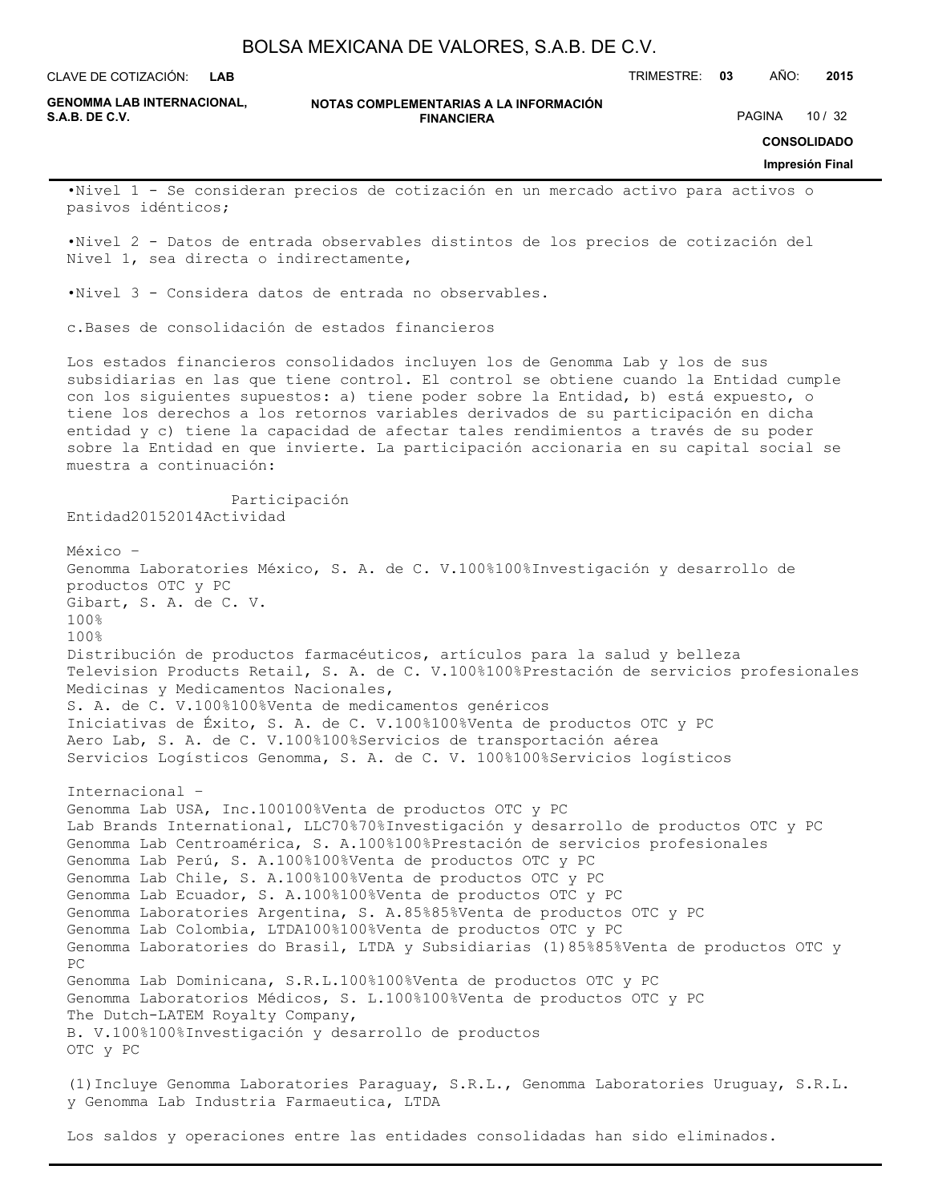•Nivel 1 - Se consideran precios de cotización en un mercado activo para activos o pasivos idénticos;

•Nivel 2 - Datos de entrada observables distintos de los precios de cotización del Nivel 1, sea directa o indirectamente,

•Nivel 3 - Considera datos de entrada no observables.

c.Bases de consolidación de estados financieros

Los estados financieros consolidados incluyen los de Genomma Lab y los de sus subsidiarias en las que tiene control. El control se obtiene cuando la Entidad cumple con los siguientes supuestos: a) tiene poder sobre la Entidad, b) está expuesto, o tiene los derechos a los retornos variables derivados de su participación en dicha entidad y c) tiene la capacidad de afectar tales rendimientos a través de su poder sobre la Entidad en que invierte. La participación accionaria en su capital social se muestra a continuación:

| Entidad | Participación 2015 | Participación 2014 | Actividad |
|---|---|---|---|
| México – | | | |
| Genomma Laboratories México, S. A. de C. V. | 100% | 100% | Investigación y desarrollo de productos OTC y PC |
| Gibart, S. A. de C. V. | 100% | 100% | Distribución de productos farmacéuticos, artículos para la salud y belleza |
| Television Products Retail, S. A. de C. V. | 100% | 100% | Prestación de servicios profesionales |
| Medicinas y Medicamentos Nacionales, S. A. de C. V. | 100% | 100% | Venta de medicamentos genéricos |
| Iniciativas de Éxito, S. A. de C. V. | 100% | 100% | Venta de productos OTC y PC |
| Aero Lab, S. A. de C. V. | 100% | 100% | Servicios de transportación aérea |
| Servicios Logísticos Genomma, S. A. de C. V. | 100% | 100% | Servicios logísticos |
| Internacional – | | | |
| Genomma Lab USA, Inc. | 100 | 100% | Venta de productos OTC y PC |
| Lab Brands International, LLC | 70% | 70% | Investigación y desarrollo de productos OTC y PC |
| Genomma Lab Centroamérica, S. A. | 100% | 100% | Prestación de servicios profesionales |
| Genomma Lab Perú, S. A. | 100% | 100% | Venta de productos OTC y PC |
| Genomma Lab Chile, S. A. | 100% | 100% | Venta de productos OTC y PC |
| Genomma Lab Ecuador, S. A. | 100% | 100% | Venta de productos OTC y PC |
| Genomma Laboratories Argentina, S. A. | 85% | 85% | Venta de productos OTC y PC |
| Genomma Lab Colombia, LTDA | 100% | 100% | Venta de productos OTC y PC |
| Genomma Laboratories do Brasil, LTDA y Subsidiarias (1) | 85% | 85% | Venta de productos OTC y PC |
| Genomma Lab Dominicana, S.R.L. | 100% | 100% | Venta de productos OTC y PC |
| Genomma Laboratorios Médicos, S. L. | 100% | 100% | Venta de productos OTC y PC |
| The Dutch-LATEM Royalty Company, B. V. | 100% | 100% | Investigación y desarrollo de productos OTC y PC |

(1)Incluye Genomma Laboratories Paraguay, S.R.L., Genomma Laboratories Uruguay, S.R.L. y Genomma Lab Industria Farmaeutica, LTDA

Los saldos y operaciones entre las entidades consolidadas han sido eliminados.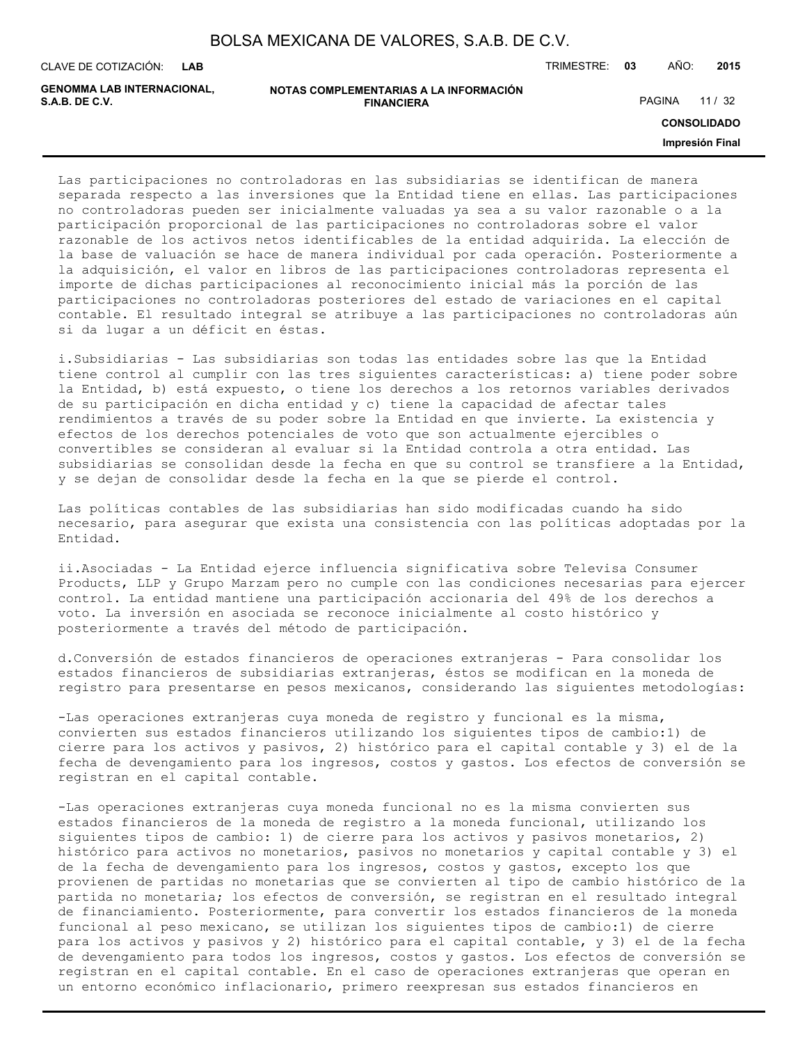Las participaciones no controladoras en las subsidiarias se identifican de manera separada respecto a las inversiones que la Entidad tiene en ellas. Las participaciones no controladoras pueden ser inicialmente valuadas ya sea a su valor razonable o a la participación proporcional de las participaciones no controladoras sobre el valor razonable de los activos netos identificables de la entidad adquirida. La elección de la base de valuación se hace de manera individual por cada operación. Posteriormente a la adquisición, el valor en libros de las participaciones controladoras representa el importe de dichas participaciones al reconocimiento inicial más la porción de las participaciones no controladoras posteriores del estado de variaciones en el capital contable. El resultado integral se atribuye a las participaciones no controladoras aún si da lugar a un déficit en éstas.

i.Subsidiarias - Las subsidiarias son todas las entidades sobre las que la Entidad tiene control al cumplir con las tres siguientes características: a) tiene poder sobre la Entidad, b) está expuesto, o tiene los derechos a los retornos variables derivados de su participación en dicha entidad y c) tiene la capacidad de afectar tales rendimientos a través de su poder sobre la Entidad en que invierte. La existencia y efectos de los derechos potenciales de voto que son actualmente ejercibles o convertibles se consideran al evaluar si la Entidad controla a otra entidad. Las subsidiarias se consolidan desde la fecha en que su control se transfiere a la Entidad, y se dejan de consolidar desde la fecha en la que se pierde el control.

Las políticas contables de las subsidiarias han sido modificadas cuando ha sido necesario, para asegurar que exista una consistencia con las políticas adoptadas por la Entidad.

ii.Asociadas - La Entidad ejerce influencia significativa sobre Televisa Consumer Products, LLP y Grupo Marzam pero no cumple con las condiciones necesarias para ejercer control. La entidad mantiene una participación accionaria del 49% de los derechos a voto. La inversión en asociada se reconoce inicialmente al costo histórico y posteriormente a través del método de participación.

d.Conversión de estados financieros de operaciones extranjeras - Para consolidar los estados financieros de subsidiarias extranjeras, éstos se modifican en la moneda de registro para presentarse en pesos mexicanos, considerando las siguientes metodologías:

-Las operaciones extranjeras cuya moneda de registro y funcional es la misma, convierten sus estados financieros utilizando los siguientes tipos de cambio:1) de cierre para los activos y pasivos, 2) histórico para el capital contable y 3) el de la fecha de devengamiento para los ingresos, costos y gastos. Los efectos de conversión se registran en el capital contable.

-Las operaciones extranjeras cuya moneda funcional no es la misma convierten sus estados financieros de la moneda de registro a la moneda funcional, utilizando los siguientes tipos de cambio: 1) de cierre para los activos y pasivos monetarios, 2) histórico para activos no monetarios, pasivos no monetarios y capital contable y 3) el de la fecha de devengamiento para los ingresos, costos y gastos, excepto los que provienen de partidas no monetarias que se convierten al tipo de cambio histórico de la partida no monetaria; los efectos de conversión, se registran en el resultado integral de financiamiento. Posteriormente, para convertir los estados financieros de la moneda funcional al peso mexicano, se utilizan los siguientes tipos de cambio:1) de cierre para los activos y pasivos y 2) histórico para el capital contable, y 3) el de la fecha de devengamiento para todos los ingresos, costos y gastos. Los efectos de conversión se registran en el capital contable. En el caso de operaciones extranjeras que operan en un entorno económico inflacionario, primero reexpresan sus estados financieros en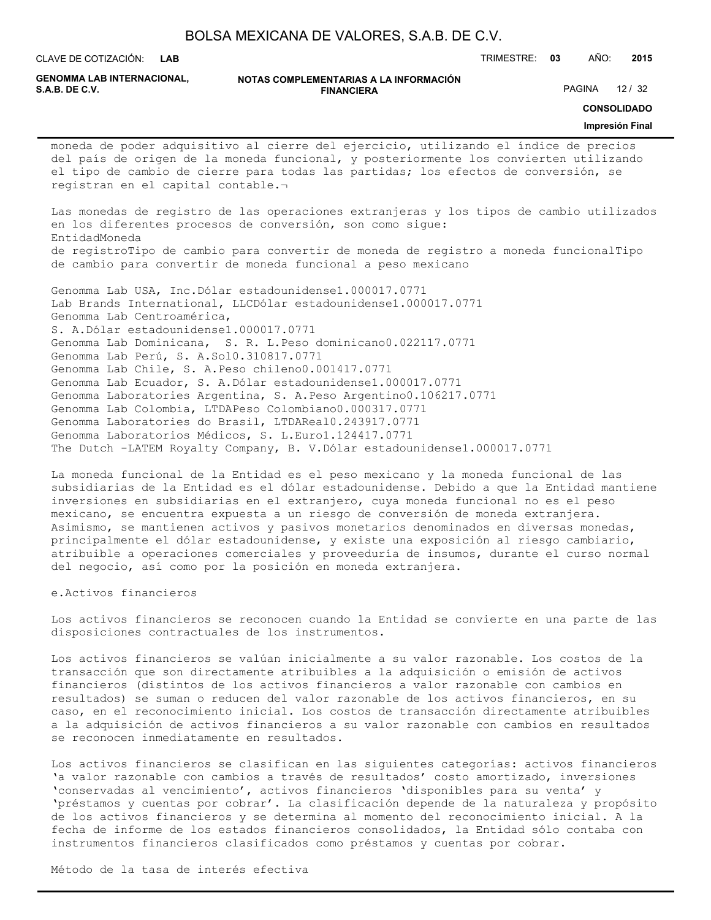moneda de poder adquisitivo al cierre del ejercicio, utilizando el índice de precios del país de origen de la moneda funcional, y posteriormente los convierten utilizando el tipo de cambio de cierre para todas las partidas; los efectos de conversión, se registran en el capital contable.¬

Las monedas de registro de las operaciones extranjeras y los tipos de cambio utilizados en los diferentes procesos de conversión, son como sigue:

| Entidad | Moneda de registro | Tipo de cambio para convertir de moneda de registro a moneda funcional | Tipo de cambio para convertir de moneda funcional a peso mexicano |
|---|---|---|---|
| Genomma Lab USA, Inc. | Dólar estadounidense | 1.0000 | 17.0771 |
| Lab Brands International, LLC | Dólar estadounidense | 1.0000 | 17.0771 |
| Genomma Lab Centroamérica, S. A. | Dólar estadounidense | 1.0000 | 17.0771 |
| Genomma Lab Dominicana, S. R. L. | Peso dominicano | 0.0221 | 17.0771 |
| Genomma Lab Perú, S. A. | Sol | 0.3108 | 17.0771 |
| Genomma Lab Chile, S. A. | Peso chileno | 0.0014 | 17.0771 |
| Genomma Lab Ecuador, S. A. | Dólar estadounidense | 1.0000 | 17.0771 |
| Genomma Laboratories Argentina, S. A. | Peso Argentino | 0.1062 | 17.0771 |
| Genomma Lab Colombia, LTDA | Peso Colombiano | 0.0003 | 17.0771 |
| Genomma Laboratories do Brasil, LTDA | Real | 0.2439 | 17.0771 |
| Genomma Laboratorios Médicos, S. L. | Euro | 1.1244 | 17.0771 |
| The Dutch -LATEM Royalty Company, B. V. | Dólar estadounidense | 1.0000 | 17.0771 |

La moneda funcional de la Entidad es el peso mexicano y la moneda funcional de las subsidiarias de la Entidad es el dólar estadounidense. Debido a que la Entidad mantiene inversiones en subsidiarias en el extranjero, cuya moneda funcional no es el peso mexicano, se encuentra expuesta a un riesgo de conversión de moneda extranjera. Asimismo, se mantienen activos y pasivos monetarios denominados en diversas monedas, principalmente el dólar estadounidense, y existe una exposición al riesgo cambiario, atribuible a operaciones comerciales y proveeduría de insumos, durante el curso normal del negocio, así como por la posición en moneda extranjera.

e. Activos financieros

Los activos financieros se reconocen cuando la Entidad se convierte en una parte de las disposiciones contractuales de los instrumentos.

Los activos financieros se valúan inicialmente a su valor razonable. Los costos de la transacción que son directamente atribuibles a la adquisición o emisión de activos financieros (distintos de los activos financieros a valor razonable con cambios en resultados) se suman o reducen del valor razonable de los activos financieros, en su caso, en el reconocimiento inicial. Los costos de transacción directamente atribuibles a la adquisición de activos financieros a su valor razonable con cambios en resultados se reconocen inmediatamente en resultados.

Los activos financieros se clasifican en las siguientes categorías: activos financieros 'a valor razonable con cambios a través de resultados' costo amortizado, inversiones 'conservadas al vencimiento', activos financieros 'disponibles para su venta' y 'préstamos y cuentas por cobrar'. La clasificación depende de la naturaleza y propósito de los activos financieros y se determina al momento del reconocimiento inicial. A la fecha de informe de los estados financieros consolidados, la Entidad sólo contaba con instrumentos financieros clasificados como préstamos y cuentas por cobrar.

Método de la tasa de interés efectiva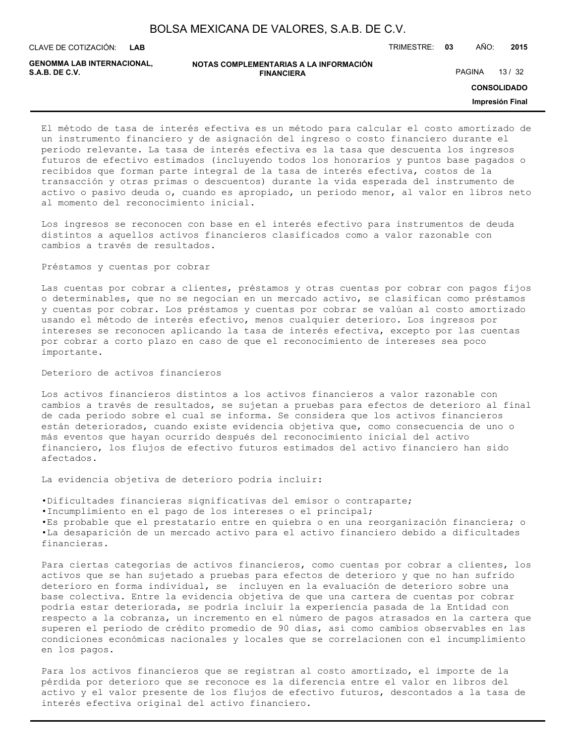El método de tasa de interés efectiva es un método para calcular el costo amortizado de un instrumento financiero y de asignación del ingreso o costo financiero durante el periodo relevante. La tasa de interés efectiva es la tasa que descuenta los ingresos futuros de efectivo estimados (incluyendo todos los honorarios y puntos base pagados o recibidos que forman parte integral de la tasa de interés efectiva, costos de la transacción y otras primas o descuentos) durante la vida esperada del instrumento de activo o pasivo deuda o, cuando es apropiado, un periodo menor, al valor en libros neto al momento del reconocimiento inicial.

Los ingresos se reconocen con base en el interés efectivo para instrumentos de deuda distintos a aquellos activos financieros clasificados como a valor razonable con cambios a través de resultados.

Préstamos y cuentas por cobrar

Las cuentas por cobrar a clientes, préstamos y otras cuentas por cobrar con pagos fijos o determinables, que no se negocian en un mercado activo, se clasifican como préstamos y cuentas por cobrar. Los préstamos y cuentas por cobrar se valúan al costo amortizado usando el método de interés efectivo, menos cualquier deterioro. Los ingresos por intereses se reconocen aplicando la tasa de interés efectiva, excepto por las cuentas por cobrar a corto plazo en caso de que el reconocimiento de intereses sea poco importante.

Deterioro de activos financieros

Los activos financieros distintos a los activos financieros a valor razonable con cambios a través de resultados, se sujetan a pruebas para efectos de deterioro al final de cada periodo sobre el cual se informa. Se considera que los activos financieros están deteriorados, cuando existe evidencia objetiva que, como consecuencia de uno o más eventos que hayan ocurrido después del reconocimiento inicial del activo financiero, los flujos de efectivo futuros estimados del activo financiero han sido afectados.

La evidencia objetiva de deterioro podría incluir:

- Dificultades financieras significativas del emisor o contraparte;
- Incumplimiento en el pago de los intereses o el principal;
- Es probable que el prestatario entre en quiebra o en una reorganización financiera; o
- La desaparición de un mercado activo para el activo financiero debido a dificultades financieras.

Para ciertas categorías de activos financieros, como cuentas por cobrar a clientes, los activos que se han sujetado a pruebas para efectos de deterioro y que no han sufrido deterioro en forma individual, se incluyen en la evaluación de deterioro sobre una base colectiva. Entre la evidencia objetiva de que una cartera de cuentas por cobrar podría estar deteriorada, se podría incluir la experiencia pasada de la Entidad con respecto a la cobranza, un incremento en el número de pagos atrasados en la cartera que superen el periodo de crédito promedio de 90 días, así como cambios observables en las condiciones económicas nacionales y locales que se correlacionen con el incumplimiento en los pagos.

Para los activos financieros que se registran al costo amortizado, el importe de la pérdida por deterioro que se reconoce es la diferencia entre el valor en libros del activo y el valor presente de los flujos de efectivo futuros, descontados a la tasa de interés efectiva original del activo financiero.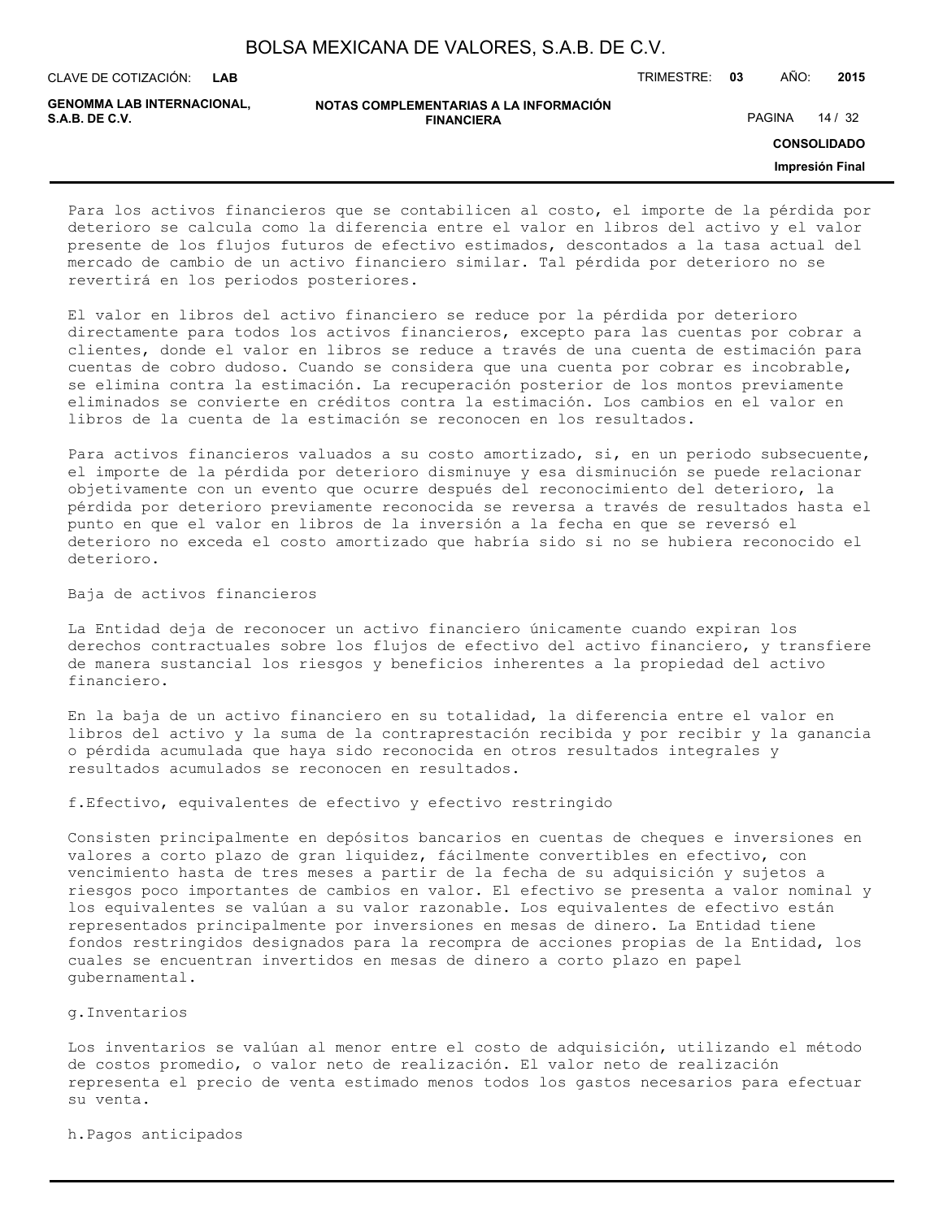Para los activos financieros que se contabilicen al costo, el importe de la pérdida por deterioro se calcula como la diferencia entre el valor en libros del activo y el valor presente de los flujos futuros de efectivo estimados, descontados a la tasa actual del mercado de cambio de un activo financiero similar. Tal pérdida por deterioro no se revertirá en los periodos posteriores.

El valor en libros del activo financiero se reduce por la pérdida por deterioro directamente para todos los activos financieros, excepto para las cuentas por cobrar a clientes, donde el valor en libros se reduce a través de una cuenta de estimación para cuentas de cobro dudoso. Cuando se considera que una cuenta por cobrar es incobrable, se elimina contra la estimación. La recuperación posterior de los montos previamente eliminados se convierte en créditos contra la estimación. Los cambios en el valor en libros de la cuenta de la estimación se reconocen en los resultados.

Para activos financieros valuados a su costo amortizado, si, en un periodo subsecuente, el importe de la pérdida por deterioro disminuye y esa disminución se puede relacionar objetivamente con un evento que ocurre después del reconocimiento del deterioro, la pérdida por deterioro previamente reconocida se reversa a través de resultados hasta el punto en que el valor en libros de la inversión a la fecha en que se reversó el deterioro no exceda el costo amortizado que habría sido si no se hubiera reconocido el deterioro.

Baja de activos financieros

La Entidad deja de reconocer un activo financiero únicamente cuando expiran los derechos contractuales sobre los flujos de efectivo del activo financiero, y transfiere de manera sustancial los riesgos y beneficios inherentes a la propiedad del activo financiero.

En la baja de un activo financiero en su totalidad, la diferencia entre el valor en libros del activo y la suma de la contraprestación recibida y por recibir y la ganancia o pérdida acumulada que haya sido reconocida en otros resultados integrales y resultados acumulados se reconocen en resultados.

f.Efectivo, equivalentes de efectivo y efectivo restringido

Consisten principalmente en depósitos bancarios en cuentas de cheques e inversiones en valores a corto plazo de gran liquidez, fácilmente convertibles en efectivo, con vencimiento hasta de tres meses a partir de la fecha de su adquisición y sujetos a riesgos poco importantes de cambios en valor. El efectivo se presenta a valor nominal y los equivalentes se valúan a su valor razonable. Los equivalentes de efectivo están representados principalmente por inversiones en mesas de dinero. La Entidad tiene fondos restringidos designados para la recompra de acciones propias de la Entidad, los cuales se encuentran invertidos en mesas de dinero a corto plazo en papel gubernamental.

g.Inventarios

Los inventarios se valúan al menor entre el costo de adquisición, utilizando el método de costos promedio, o valor neto de realización. El valor neto de realización representa el precio de venta estimado menos todos los gastos necesarios para efectuar su venta.

h.Pagos anticipados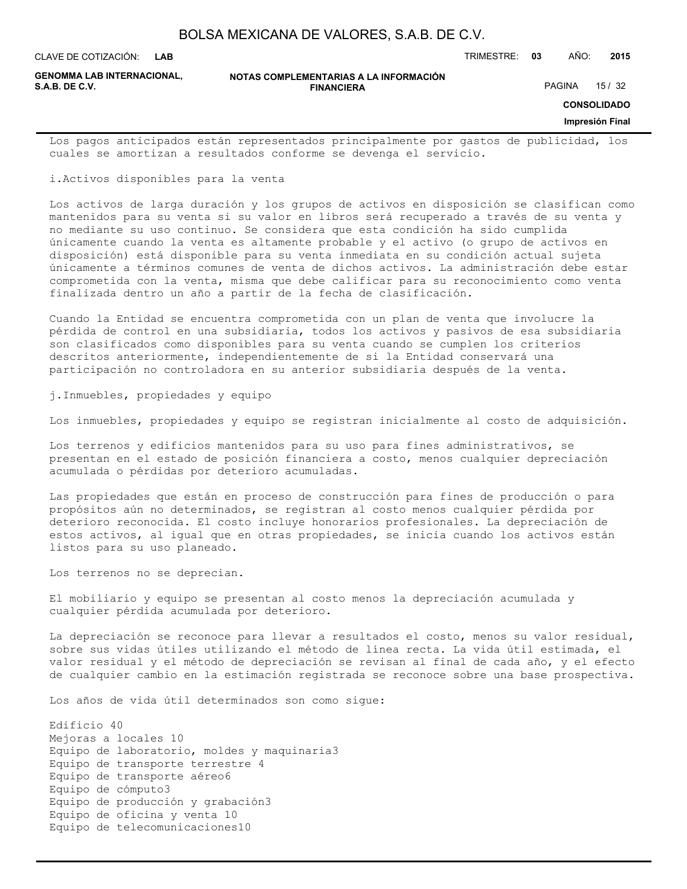Los pagos anticipados están representados principalmente por gastos de publicidad, los cuales se amortizan a resultados conforme se devenga el servicio.

i.Activos disponibles para la venta

Los activos de larga duración y los grupos de activos en disposición se clasifican como mantenidos para su venta si su valor en libros será recuperado a través de su venta y no mediante su uso continuo. Se considera que esta condición ha sido cumplida únicamente cuando la venta es altamente probable y el activo (o grupo de activos en disposición) está disponible para su venta inmediata en su condición actual sujeta únicamente a términos comunes de venta de dichos activos. La administración debe estar comprometida con la venta, misma que debe calificar para su reconocimiento como venta finalizada dentro un año a partir de la fecha de clasificación.

Cuando la Entidad se encuentra comprometida con un plan de venta que involucre la pérdida de control en una subsidiaria, todos los activos y pasivos de esa subsidiaria son clasificados como disponibles para su venta cuando se cumplen los criterios descritos anteriormente, independientemente de si la Entidad conservará una participación no controladora en su anterior subsidiaria después de la venta.

j.Inmuebles, propiedades y equipo

Los inmuebles, propiedades y equipo se registran inicialmente al costo de adquisición.

Los terrenos y edificios mantenidos para su uso para fines administrativos, se presentan en el estado de posición financiera a costo, menos cualquier depreciación acumulada o pérdidas por deterioro acumuladas.

Las propiedades que están en proceso de construcción para fines de producción o para propósitos aún no determinados, se registran al costo menos cualquier pérdida por deterioro reconocida. El costo incluye honorarios profesionales. La depreciación de estos activos, al igual que en otras propiedades, se inicia cuando los activos están listos para su uso planeado.

Los terrenos no se deprecian.

El mobiliario y equipo se presentan al costo menos la depreciación acumulada y cualquier pérdida acumulada por deterioro.

La depreciación se reconoce para llevar a resultados el costo, menos su valor residual, sobre sus vidas útiles utilizando el método de línea recta. La vida útil estimada, el valor residual y el método de depreciación se revisan al final de cada año, y el efecto de cualquier cambio en la estimación registrada se reconoce sobre una base prospectiva.

Los años de vida útil determinados son como sigue:

Edificio 40
Mejoras a locales 10
Equipo de laboratorio, moldes y maquinaria3
Equipo de transporte terrestre 4
Equipo de transporte aéreo6
Equipo de cómputo3
Equipo de producción y grabación3
Equipo de oficina y venta 10
Equipo de telecomunicaciones10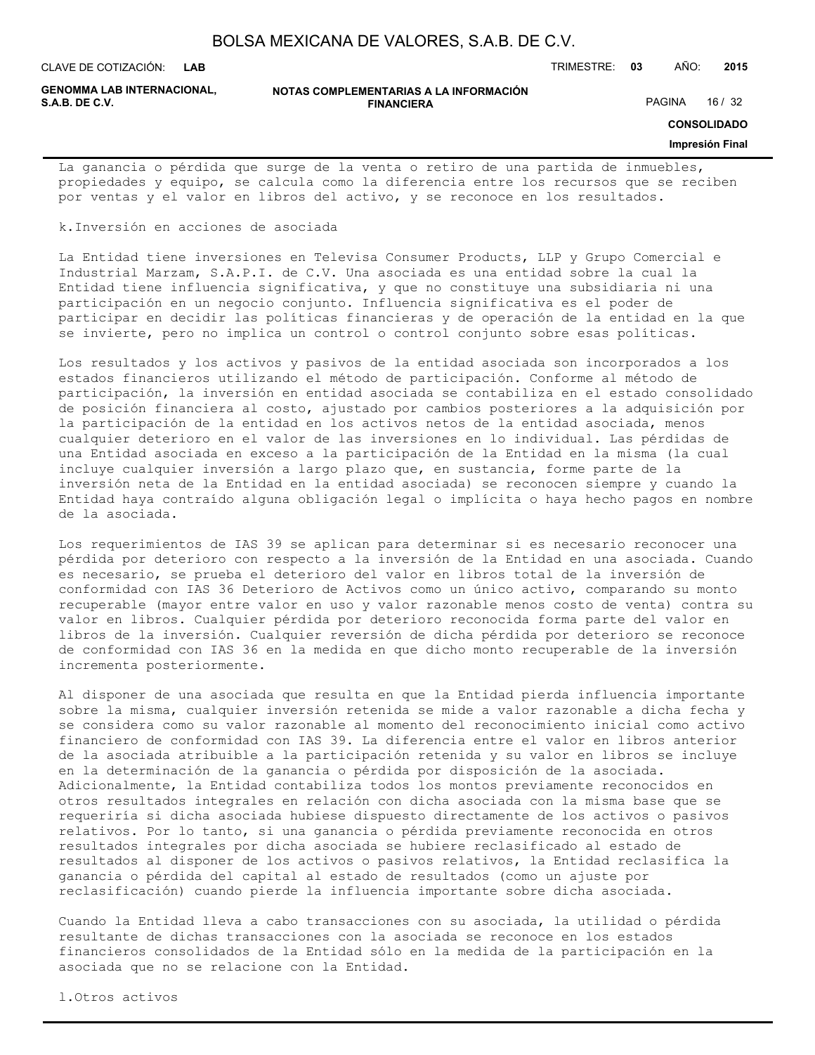La ganancia o pérdida que surge de la venta o retiro de una partida de inmuebles, propiedades y equipo, se calcula como la diferencia entre los recursos que se reciben por ventas y el valor en libros del activo, y se reconoce en los resultados.

k. Inversión en acciones de asociada

La Entidad tiene inversiones en Televisa Consumer Products, LLP y Grupo Comercial e Industrial Marzam, S.A.P.I. de C.V. Una asociada es una entidad sobre la cual la Entidad tiene influencia significativa, y que no constituye una subsidiaria ni una participación en un negocio conjunto. Influencia significativa es el poder de participar en decidir las políticas financieras y de operación de la entidad en la que se invierte, pero no implica un control o control conjunto sobre esas políticas.

Los resultados y los activos y pasivos de la entidad asociada son incorporados a los estados financieros utilizando el método de participación. Conforme al método de participación, la inversión en entidad asociada se contabiliza en el estado consolidado de posición financiera al costo, ajustado por cambios posteriores a la adquisición por la participación de la entidad en los activos netos de la entidad asociada, menos cualquier deterioro en el valor de las inversiones en lo individual. Las pérdidas de una Entidad asociada en exceso a la participación de la Entidad en la misma (la cual incluye cualquier inversión a largo plazo que, en sustancia, forme parte de la inversión neta de la Entidad en la entidad asociada) se reconocen siempre y cuando la Entidad haya contraído alguna obligación legal o implícita o haya hecho pagos en nombre de la asociada.

Los requerimientos de IAS 39 se aplican para determinar si es necesario reconocer una pérdida por deterioro con respecto a la inversión de la Entidad en una asociada. Cuando es necesario, se prueba el deterioro del valor en libros total de la inversión de conformidad con IAS 36 Deterioro de Activos como un único activo, comparando su monto recuperable (mayor entre valor en uso y valor razonable menos costo de venta) contra su valor en libros. Cualquier pérdida por deterioro reconocida forma parte del valor en libros de la inversión. Cualquier reversión de dicha pérdida por deterioro se reconoce de conformidad con IAS 36 en la medida en que dicho monto recuperable de la inversión incrementa posteriormente.

Al disponer de una asociada que resulta en que la Entidad pierda influencia importante sobre la misma, cualquier inversión retenida se mide a valor razonable a dicha fecha y se considera como su valor razonable al momento del reconocimiento inicial como activo financiero de conformidad con IAS 39. La diferencia entre el valor en libros anterior de la asociada atribuible a la participación retenida y su valor en libros se incluye en la determinación de la ganancia o pérdida por disposición de la asociada. Adicionalmente, la Entidad contabiliza todos los montos previamente reconocidos en otros resultados integrales en relación con dicha asociada con la misma base que se requeriría si dicha asociada hubiese dispuesto directamente de los activos o pasivos relativos. Por lo tanto, si una ganancia o pérdida previamente reconocida en otros resultados integrales por dicha asociada se hubiere reclasificado al estado de resultados al disponer de los activos o pasivos relativos, la Entidad reclasifica la ganancia o pérdida del capital al estado de resultados (como un ajuste por reclasificación) cuando pierde la influencia importante sobre dicha asociada.

Cuando la Entidad lleva a cabo transacciones con su asociada, la utilidad o pérdida resultante de dichas transacciones con la asociada se reconoce en los estados financieros consolidados de la Entidad sólo en la medida de la participación en la asociada que no se relacione con la Entidad.

l. Otros activos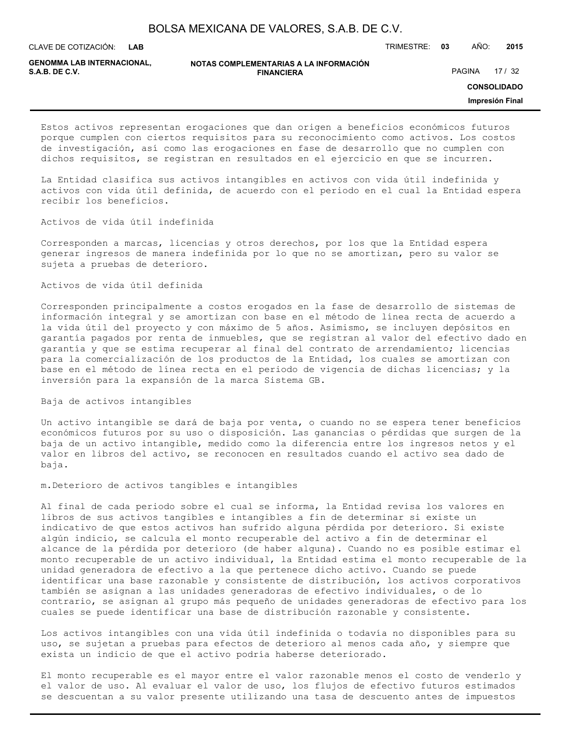Estos activos representan erogaciones que dan origen a beneficios económicos futuros porque cumplen con ciertos requisitos para su reconocimiento como activos. Los costos de investigación, así como las erogaciones en fase de desarrollo que no cumplen con dichos requisitos, se registran en resultados en el ejercicio en que se incurren.

La Entidad clasifica sus activos intangibles en activos con vida útil indefinida y activos con vida útil definida, de acuerdo con el periodo en el cual la Entidad espera recibir los beneficios.

Activos de vida útil indefinida

Corresponden a marcas, licencias y otros derechos, por los que la Entidad espera generar ingresos de manera indefinida por lo que no se amortizan, pero su valor se sujeta a pruebas de deterioro.

Activos de vida útil definida

Corresponden principalmente a costos erogados en la fase de desarrollo de sistemas de información integral y se amortizan con base en el método de línea recta de acuerdo a la vida útil del proyecto y con máximo de 5 años. Asimismo, se incluyen depósitos en garantía pagados por renta de inmuebles, que se registran al valor del efectivo dado en garantía y que se estima recuperar al final del contrato de arrendamiento; licencias para la comercialización de los productos de la Entidad, los cuales se amortizan con base en el método de línea recta en el periodo de vigencia de dichas licencias; y la inversión para la expansión de la marca Sistema GB.

Baja de activos intangibles

Un activo intangible se dará de baja por venta, o cuando no se espera tener beneficios económicos futuros por su uso o disposición. Las ganancias o pérdidas que surgen de la baja de un activo intangible, medido como la diferencia entre los ingresos netos y el valor en libros del activo, se reconocen en resultados cuando el activo sea dado de baja.

m.Deterioro de activos tangibles e intangibles

Al final de cada periodo sobre el cual se informa, la Entidad revisa los valores en libros de sus activos tangibles e intangibles a fin de determinar si existe un indicativo de que estos activos han sufrido alguna pérdida por deterioro. Si existe algún indicio, se calcula el monto recuperable del activo a fin de determinar el alcance de la pérdida por deterioro (de haber alguna). Cuando no es posible estimar el monto recuperable de un activo individual, la Entidad estima el monto recuperable de la unidad generadora de efectivo a la que pertenece dicho activo. Cuando se puede identificar una base razonable y consistente de distribución, los activos corporativos también se asignan a las unidades generadoras de efectivo individuales, o de lo contrario, se asignan al grupo más pequeño de unidades generadoras de efectivo para los cuales se puede identificar una base de distribución razonable y consistente.

Los activos intangibles con una vida útil indefinida o todavía no disponibles para su uso, se sujetan a pruebas para efectos de deterioro al menos cada año, y siempre que exista un indicio de que el activo podría haberse deteriorado.

El monto recuperable es el mayor entre el valor razonable menos el costo de venderlo y el valor de uso. Al evaluar el valor de uso, los flujos de efectivo futuros estimados se descuentan a su valor presente utilizando una tasa de descuento antes de impuestos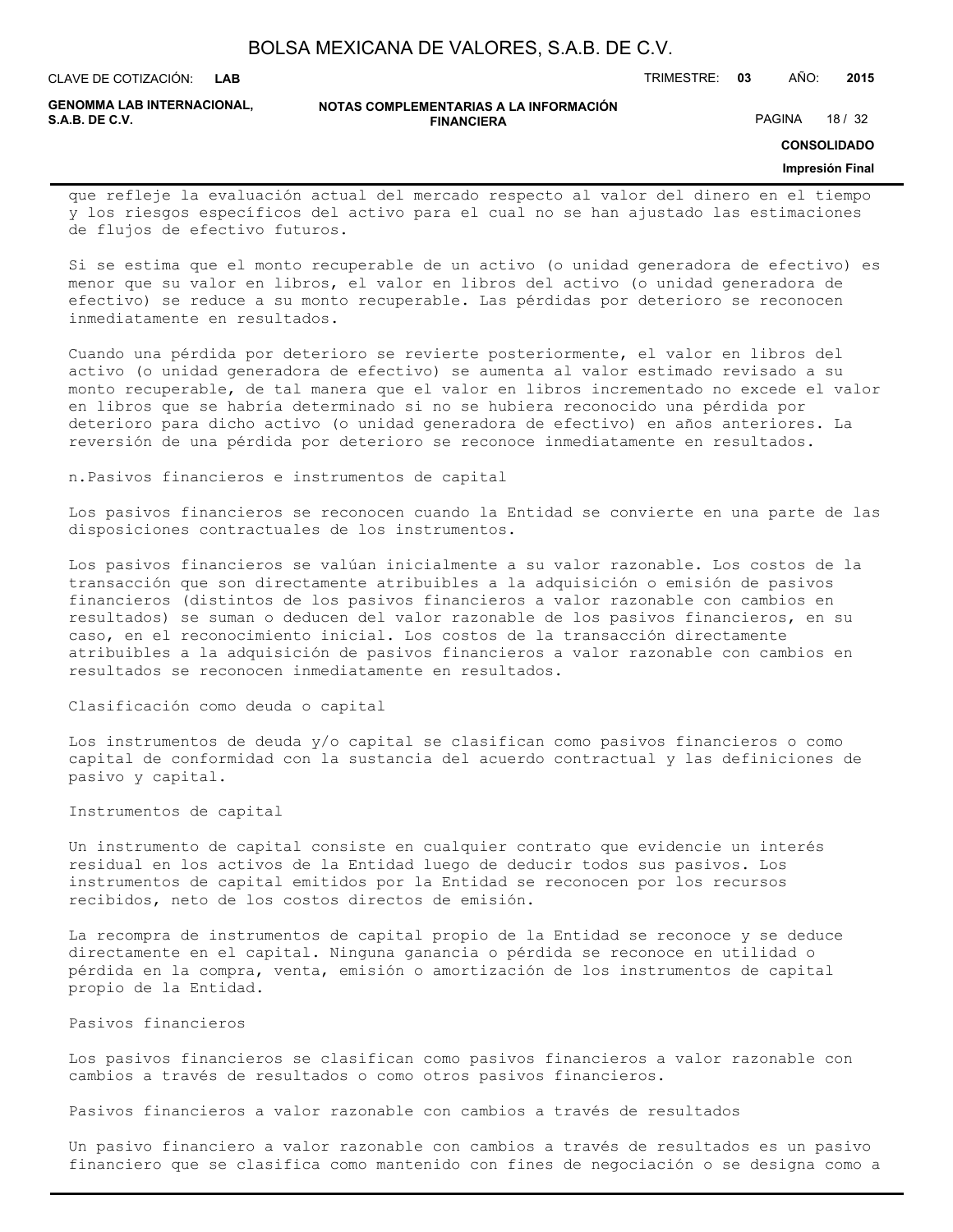que refleje la evaluación actual del mercado respecto al valor del dinero en el tiempo y los riesgos específicos del activo para el cual no se han ajustado las estimaciones de flujos de efectivo futuros.

Si se estima que el monto recuperable de un activo (o unidad generadora de efectivo) es menor que su valor en libros, el valor en libros del activo (o unidad generadora de efectivo) se reduce a su monto recuperable. Las pérdidas por deterioro se reconocen inmediatamente en resultados.

Cuando una pérdida por deterioro se revierte posteriormente, el valor en libros del activo (o unidad generadora de efectivo) se aumenta al valor estimado revisado a su monto recuperable, de tal manera que el valor en libros incrementado no excede el valor en libros que se habría determinado si no se hubiera reconocido una pérdida por deterioro para dicho activo (o unidad generadora de efectivo) en años anteriores. La reversión de una pérdida por deterioro se reconoce inmediatamente en resultados.

n.Pasivos financieros e instrumentos de capital

Los pasivos financieros se reconocen cuando la Entidad se convierte en una parte de las disposiciones contractuales de los instrumentos.

Los pasivos financieros se valúan inicialmente a su valor razonable. Los costos de la transacción que son directamente atribuibles a la adquisición o emisión de pasivos financieros (distintos de los pasivos financieros a valor razonable con cambios en resultados) se suman o deducen del valor razonable de los pasivos financieros, en su caso, en el reconocimiento inicial. Los costos de la transacción directamente atribuibles a la adquisición de pasivos financieros a valor razonable con cambios en resultados se reconocen inmediatamente en resultados.

Clasificación como deuda o capital

Los instrumentos de deuda y/o capital se clasifican como pasivos financieros o como capital de conformidad con la sustancia del acuerdo contractual y las definiciones de pasivo y capital.

Instrumentos de capital

Un instrumento de capital consiste en cualquier contrato que evidencie un interés residual en los activos de la Entidad luego de deducir todos sus pasivos. Los instrumentos de capital emitidos por la Entidad se reconocen por los recursos recibidos, neto de los costos directos de emisión.

La recompra de instrumentos de capital propio de la Entidad se reconoce y se deduce directamente en el capital. Ninguna ganancia o pérdida se reconoce en utilidad o pérdida en la compra, venta, emisión o amortización de los instrumentos de capital propio de la Entidad.

Pasivos financieros

Los pasivos financieros se clasifican como pasivos financieros a valor razonable con cambios a través de resultados o como otros pasivos financieros.

Pasivos financieros a valor razonable con cambios a través de resultados

Un pasivo financiero a valor razonable con cambios a través de resultados es un pasivo financiero que se clasifica como mantenido con fines de negociación o se designa como a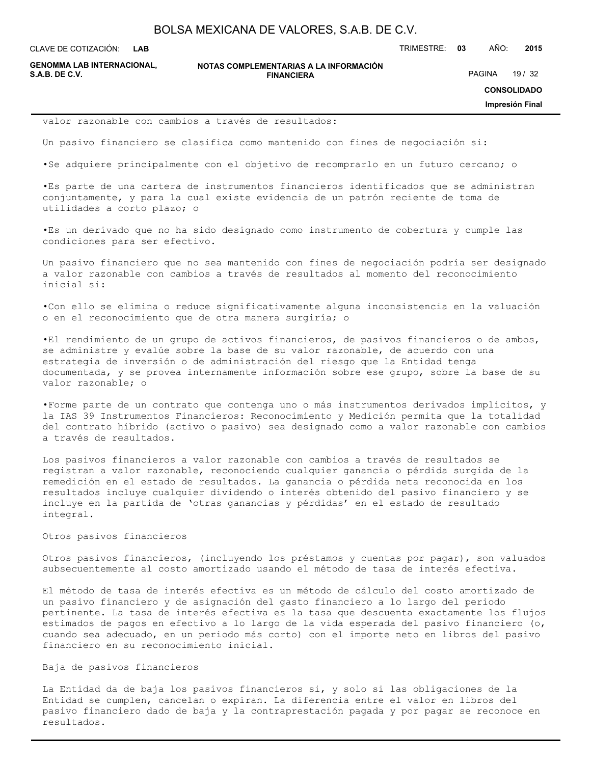valor razonable con cambios a través de resultados:

Un pasivo financiero se clasifica como mantenido con fines de negociación si:

- Se adquiere principalmente con el objetivo de recomprarlo en un futuro cercano; o

- Es parte de una cartera de instrumentos financieros identificados que se administran conjuntamente, y para la cual existe evidencia de un patrón reciente de toma de utilidades a corto plazo; o

- Es un derivado que no ha sido designado como instrumento de cobertura y cumple las condiciones para ser efectivo.

Un pasivo financiero que no sea mantenido con fines de negociación podría ser designado a valor razonable con cambios a través de resultados al momento del reconocimiento inicial si:

- Con ello se elimina o reduce significativamente alguna inconsistencia en la valuación o en el reconocimiento que de otra manera surgiría; o

- El rendimiento de un grupo de activos financieros, de pasivos financieros o de ambos, se administre y evalúe sobre la base de su valor razonable, de acuerdo con una estrategia de inversión o de administración del riesgo que la Entidad tenga documentada, y se provea internamente información sobre ese grupo, sobre la base de su valor razonable; o

- Forme parte de un contrato que contenga uno o más instrumentos derivados implícitos, y la IAS 39 Instrumentos Financieros: Reconocimiento y Medición permita que la totalidad del contrato híbrido (activo o pasivo) sea designado como a valor razonable con cambios a través de resultados.

Los pasivos financieros a valor razonable con cambios a través de resultados se registran a valor razonable, reconociendo cualquier ganancia o pérdida surgida de la remedición en el estado de resultados. La ganancia o pérdida neta reconocida en los resultados incluye cualquier dividendo o interés obtenido del pasivo financiero y se incluye en la partida de 'otras ganancias y pérdidas' en el estado de resultado integral.

Otros pasivos financieros

Otros pasivos financieros, (incluyendo los préstamos y cuentas por pagar), son valuados subsecuentemente al costo amortizado usando el método de tasa de interés efectiva.

El método de tasa de interés efectiva es un método de cálculo del costo amortizado de un pasivo financiero y de asignación del gasto financiero a lo largo del periodo pertinente. La tasa de interés efectiva es la tasa que descuenta exactamente los flujos estimados de pagos en efectivo a lo largo de la vida esperada del pasivo financiero (o, cuando sea adecuado, en un periodo más corto) con el importe neto en libros del pasivo financiero en su reconocimiento inicial.

Baja de pasivos financieros

La Entidad da de baja los pasivos financieros si, y solo si las obligaciones de la Entidad se cumplen, cancelan o expiran. La diferencia entre el valor en libros del pasivo financiero dado de baja y la contraprestación pagada y por pagar se reconoce en resultados.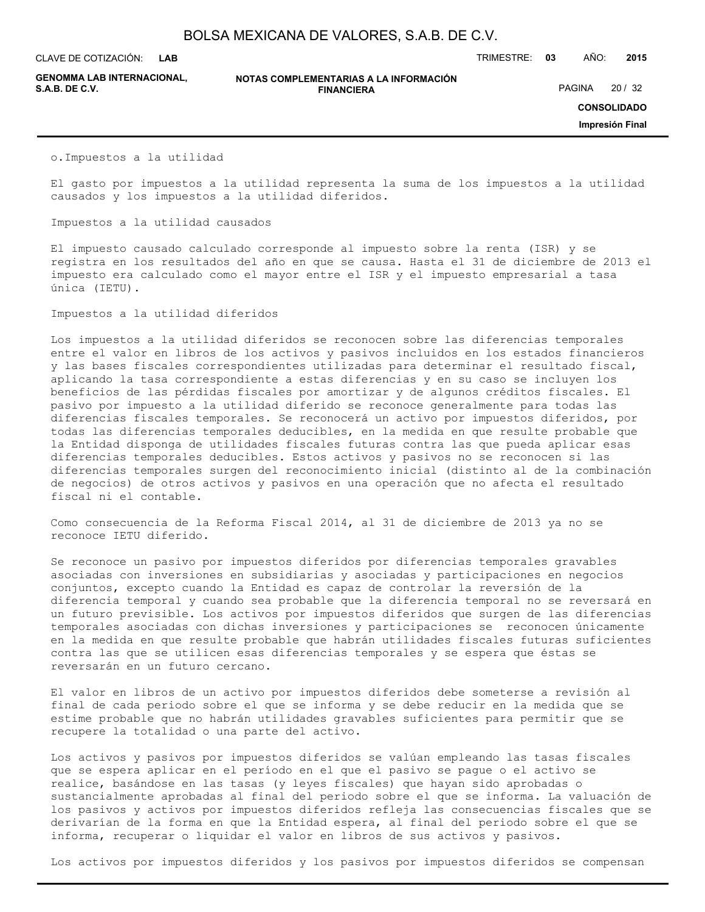o. Impuestos a la utilidad

El gasto por impuestos a la utilidad representa la suma de los impuestos a la utilidad causados y los impuestos a la utilidad diferidos.

Impuestos a la utilidad causados

El impuesto causado calculado corresponde al impuesto sobre la renta (ISR) y se registra en los resultados del año en que se causa. Hasta el 31 de diciembre de 2013 el impuesto era calculado como el mayor entre el ISR y el impuesto empresarial a tasa única (IETU).

Impuestos a la utilidad diferidos

Los impuestos a la utilidad diferidos se reconocen sobre las diferencias temporales entre el valor en libros de los activos y pasivos incluidos en los estados financieros y las bases fiscales correspondientes utilizadas para determinar el resultado fiscal, aplicando la tasa correspondiente a estas diferencias y en su caso se incluyen los beneficios de las pérdidas fiscales por amortizar y de algunos créditos fiscales. El pasivo por impuesto a la utilidad diferido se reconoce generalmente para todas las diferencias fiscales temporales. Se reconocerá un activo por impuestos diferidos, por todas las diferencias temporales deducibles, en la medida en que resulte probable que la Entidad disponga de utilidades fiscales futuras contra las que pueda aplicar esas diferencias temporales deducibles. Estos activos y pasivos no se reconocen si las diferencias temporales surgen del reconocimiento inicial (distinto al de la combinación de negocios) de otros activos y pasivos en una operación que no afecta el resultado fiscal ni el contable.

Como consecuencia de la Reforma Fiscal 2014, al 31 de diciembre de 2013 ya no se reconoce IETU diferido.

Se reconoce un pasivo por impuestos diferidos por diferencias temporales gravables asociadas con inversiones en subsidiarias y asociadas y participaciones en negocios conjuntos, excepto cuando la Entidad es capaz de controlar la reversión de la diferencia temporal y cuando sea probable que la diferencia temporal no se reversará en un futuro previsible. Los activos por impuestos diferidos que surgen de las diferencias temporales asociadas con dichas inversiones y participaciones se reconocen únicamente en la medida en que resulte probable que habrán utilidades fiscales futuras suficientes contra las que se utilicen esas diferencias temporales y se espera que éstas se reversarán en un futuro cercano.

El valor en libros de un activo por impuestos diferidos debe someterse a revisión al final de cada periodo sobre el que se informa y se debe reducir en la medida que se estime probable que no habrán utilidades gravables suficientes para permitir que se recupere la totalidad o una parte del activo.

Los activos y pasivos por impuestos diferidos se valúan empleando las tasas fiscales que se espera aplicar en el período en el que el pasivo se pague o el activo se realice, basándose en las tasas (y leyes fiscales) que hayan sido aprobadas o sustancialmente aprobadas al final del periodo sobre el que se informa. La valuación de los pasivos y activos por impuestos diferidos refleja las consecuencias fiscales que se derivarían de la forma en que la Entidad espera, al final del periodo sobre el que se informa, recuperar o liquidar el valor en libros de sus activos y pasivos.

Los activos por impuestos diferidos y los pasivos por impuestos diferidos se compensan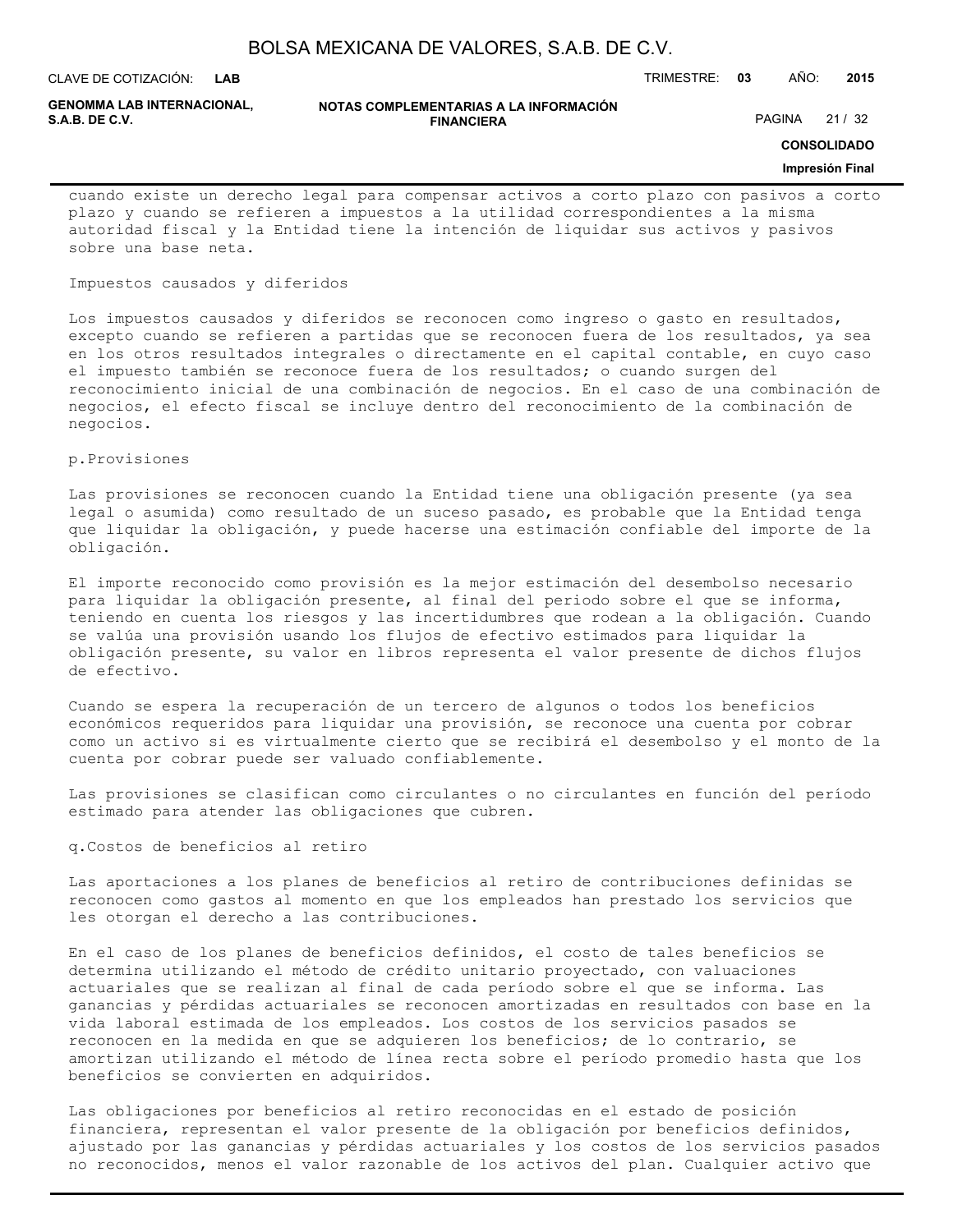cuando existe un derecho legal para compensar activos a corto plazo con pasivos a corto plazo y cuando se refieren a impuestos a la utilidad correspondientes a la misma autoridad fiscal y la Entidad tiene la intención de liquidar sus activos y pasivos sobre una base neta.

Impuestos causados y diferidos

Los impuestos causados y diferidos se reconocen como ingreso o gasto en resultados, excepto cuando se refieren a partidas que se reconocen fuera de los resultados, ya sea en los otros resultados integrales o directamente en el capital contable, en cuyo caso el impuesto también se reconoce fuera de los resultados; o cuando surgen del reconocimiento inicial de una combinación de negocios. En el caso de una combinación de negocios, el efecto fiscal se incluye dentro del reconocimiento de la combinación de negocios.

p.Provisiones

Las provisiones se reconocen cuando la Entidad tiene una obligación presente (ya sea legal o asumida) como resultado de un suceso pasado, es probable que la Entidad tenga que liquidar la obligación, y puede hacerse una estimación confiable del importe de la obligación.

El importe reconocido como provisión es la mejor estimación del desembolso necesario para liquidar la obligación presente, al final del periodo sobre el que se informa, teniendo en cuenta los riesgos y las incertidumbres que rodean a la obligación. Cuando se valúa una provisión usando los flujos de efectivo estimados para liquidar la obligación presente, su valor en libros representa el valor presente de dichos flujos de efectivo.

Cuando se espera la recuperación de un tercero de algunos o todos los beneficios económicos requeridos para liquidar una provisión, se reconoce una cuenta por cobrar como un activo si es virtualmente cierto que se recibirá el desembolso y el monto de la cuenta por cobrar puede ser valuado confiablemente.

Las provisiones se clasifican como circulantes o no circulantes en función del período estimado para atender las obligaciones que cubren.

q.Costos de beneficios al retiro

Las aportaciones a los planes de beneficios al retiro de contribuciones definidas se reconocen como gastos al momento en que los empleados han prestado los servicios que les otorgan el derecho a las contribuciones.

En el caso de los planes de beneficios definidos, el costo de tales beneficios se determina utilizando el método de crédito unitario proyectado, con valuaciones actuariales que se realizan al final de cada período sobre el que se informa. Las ganancias y pérdidas actuariales se reconocen amortizadas en resultados con base en la vida laboral estimada de los empleados. Los costos de los servicios pasados se reconocen en la medida en que se adquieren los beneficios; de lo contrario, se amortizan utilizando el método de línea recta sobre el período promedio hasta que los beneficios se convierten en adquiridos.

Las obligaciones por beneficios al retiro reconocidas en el estado de posición financiera, representan el valor presente de la obligación por beneficios definidos, ajustado por las ganancias y pérdidas actuariales y los costos de los servicios pasados no reconocidos, menos el valor razonable de los activos del plan. Cualquier activo que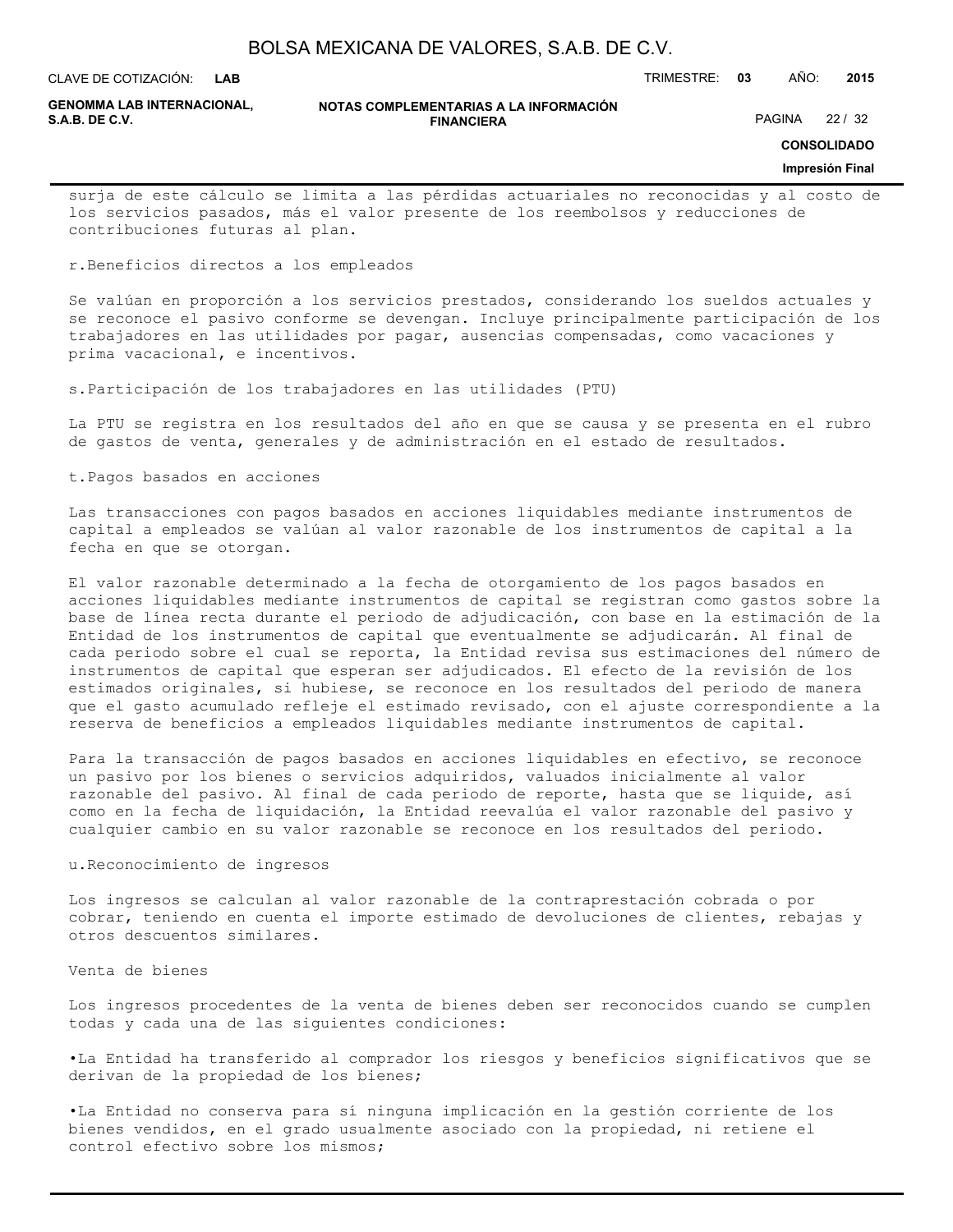surja de este cálculo se limita a las pérdidas actuariales no reconocidas y al costo de los servicios pasados, más el valor presente de los reembolsos y reducciones de contribuciones futuras al plan.

r. Beneficios directos a los empleados

Se valúan en proporción a los servicios prestados, considerando los sueldos actuales y se reconoce el pasivo conforme se devengan. Incluye principalmente participación de los trabajadores en las utilidades por pagar, ausencias compensadas, como vacaciones y prima vacacional, e incentivos.

s. Participación de los trabajadores en las utilidades (PTU)

La PTU se registra en los resultados del año en que se causa y se presenta en el rubro de gastos de venta, generales y de administración en el estado de resultados.

t. Pagos basados en acciones

Las transacciones con pagos basados en acciones liquidables mediante instrumentos de capital a empleados se valúan al valor razonable de los instrumentos de capital a la fecha en que se otorgan.

El valor razonable determinado a la fecha de otorgamiento de los pagos basados en acciones liquidables mediante instrumentos de capital se registran como gastos sobre la base de línea recta durante el periodo de adjudicación, con base en la estimación de la Entidad de los instrumentos de capital que eventualmente se adjudicarán. Al final de cada periodo sobre el cual se reporta, la Entidad revisa sus estimaciones del número de instrumentos de capital que esperan ser adjudicados. El efecto de la revisión de los estimados originales, si hubiese, se reconoce en los resultados del periodo de manera que el gasto acumulado refleje el estimado revisado, con el ajuste correspondiente a la reserva de beneficios a empleados liquidables mediante instrumentos de capital.

Para la transacción de pagos basados en acciones liquidables en efectivo, se reconoce un pasivo por los bienes o servicios adquiridos, valuados inicialmente al valor razonable del pasivo. Al final de cada periodo de reporte, hasta que se liquide, así como en la fecha de liquidación, la Entidad reevalúa el valor razonable del pasivo y cualquier cambio en su valor razonable se reconoce en los resultados del periodo.

u. Reconocimiento de ingresos

Los ingresos se calculan al valor razonable de la contraprestación cobrada o por cobrar, teniendo en cuenta el importe estimado de devoluciones de clientes, rebajas y otros descuentos similares.

Venta de bienes

Los ingresos procedentes de la venta de bienes deben ser reconocidos cuando se cumplen todas y cada una de las siguientes condiciones:

- La Entidad ha transferido al comprador los riesgos y beneficios significativos que se derivan de la propiedad de los bienes;

- La Entidad no conserva para sí ninguna implicación en la gestión corriente de los bienes vendidos, en el grado usualmente asociado con la propiedad, ni retiene el control efectivo sobre los mismos;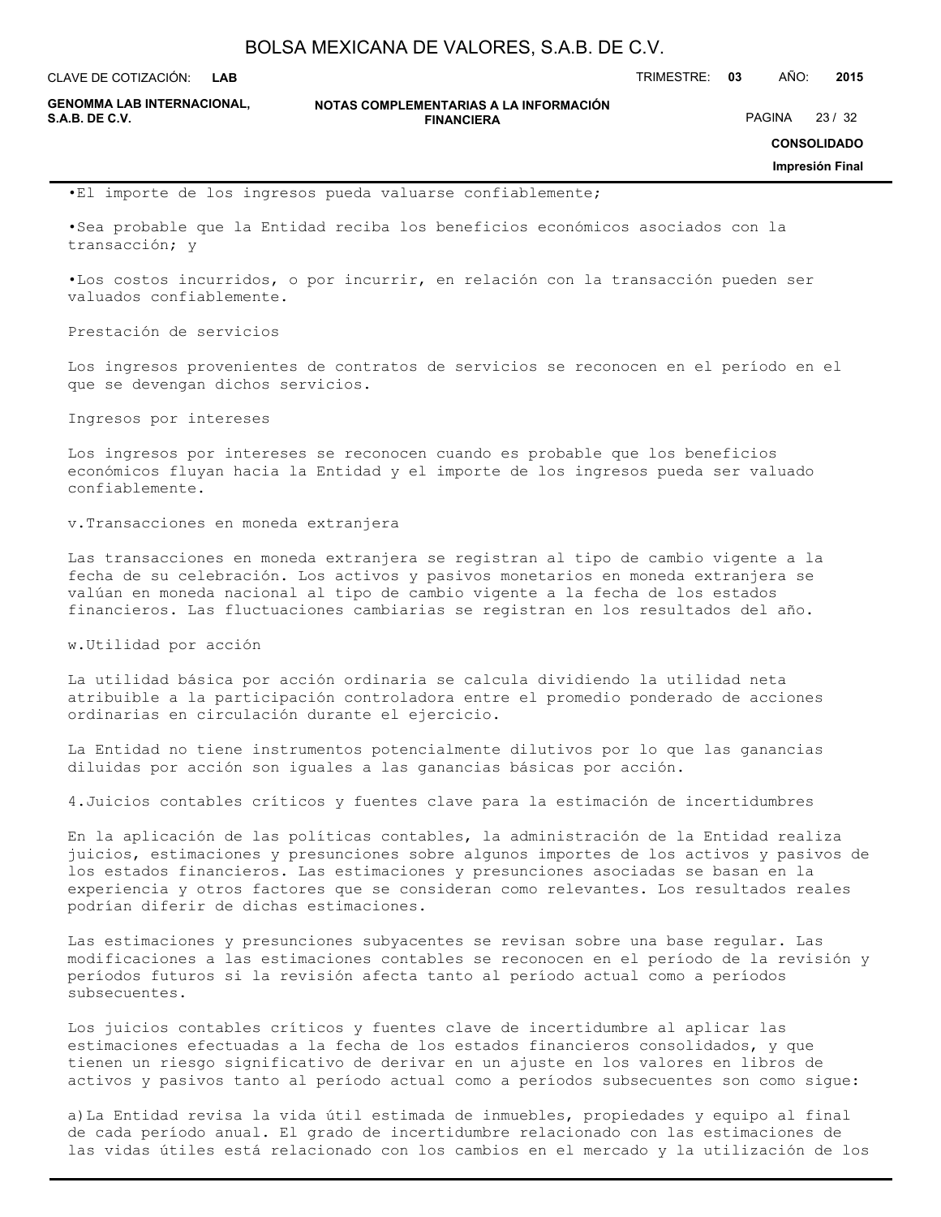•El importe de los ingresos pueda valuarse confiablemente;

•Sea probable que la Entidad reciba los beneficios económicos asociados con la transacción; y

•Los costos incurridos, o por incurrir, en relación con la transacción pueden ser valuados confiablemente.

Prestación de servicios

Los ingresos provenientes de contratos de servicios se reconocen en el período en el que se devengan dichos servicios.

Ingresos por intereses

Los ingresos por intereses se reconocen cuando es probable que los beneficios económicos fluyan hacia la Entidad y el importe de los ingresos pueda ser valuado confiablemente.

v.Transacciones en moneda extranjera

Las transacciones en moneda extranjera se registran al tipo de cambio vigente a la fecha de su celebración. Los activos y pasivos monetarios en moneda extranjera se valúan en moneda nacional al tipo de cambio vigente a la fecha de los estados financieros. Las fluctuaciones cambiarias se registran en los resultados del año.

w.Utilidad por acción

La utilidad básica por acción ordinaria se calcula dividiendo la utilidad neta atribuible a la participación controladora entre el promedio ponderado de acciones ordinarias en circulación durante el ejercicio.

La Entidad no tiene instrumentos potencialmente dilutivos por lo que las ganancias diluidas por acción son iguales a las ganancias básicas por acción.

4.Juicios contables críticos y fuentes clave para la estimación de incertidumbres

En la aplicación de las políticas contables, la administración de la Entidad realiza juicios, estimaciones y presunciones sobre algunos importes de los activos y pasivos de los estados financieros. Las estimaciones y presunciones asociadas se basan en la experiencia y otros factores que se consideran como relevantes. Los resultados reales podrían diferir de dichas estimaciones.

Las estimaciones y presunciones subyacentes se revisan sobre una base regular. Las modificaciones a las estimaciones contables se reconocen en el período de la revisión y períodos futuros si la revisión afecta tanto al período actual como a períodos subsecuentes.

Los juicios contables críticos y fuentes clave de incertidumbre al aplicar las estimaciones efectuadas a la fecha de los estados financieros consolidados, y que tienen un riesgo significativo de derivar en un ajuste en los valores en libros de activos y pasivos tanto al período actual como a períodos subsecuentes son como sigue:

a)La Entidad revisa la vida útil estimada de inmuebles, propiedades y equipo al final de cada período anual. El grado de incertidumbre relacionado con las estimaciones de las vidas útiles está relacionado con los cambios en el mercado y la utilización de los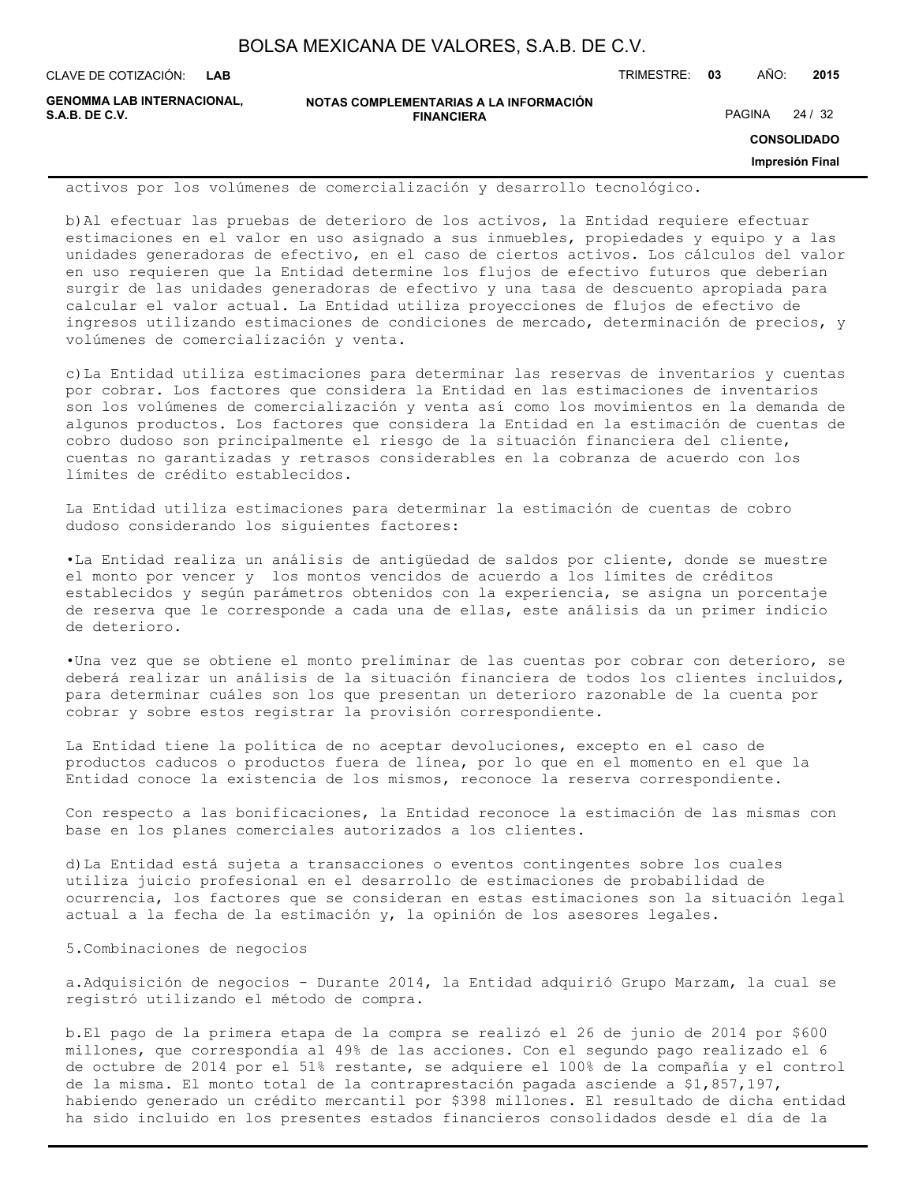activos por los volúmenes de comercialización y desarrollo tecnológico.

b) Al efectuar las pruebas de deterioro de los activos, la Entidad requiere efectuar estimaciones en el valor en uso asignado a sus inmuebles, propiedades y equipo y a las unidades generadoras de efectivo, en el caso de ciertos activos. Los cálculos del valor en uso requieren que la Entidad determine los flujos de efectivo futuros que deberían surgir de las unidades generadoras de efectivo y una tasa de descuento apropiada para calcular el valor actual. La Entidad utiliza proyecciones de flujos de efectivo de ingresos utilizando estimaciones de condiciones de mercado, determinación de precios, y volúmenes de comercialización y venta.

c) La Entidad utiliza estimaciones para determinar las reservas de inventarios y cuentas por cobrar. Los factores que considera la Entidad en las estimaciones de inventarios son los volúmenes de comercialización y venta así como los movimientos en la demanda de algunos productos. Los factores que considera la Entidad en la estimación de cuentas de cobro dudoso son principalmente el riesgo de la situación financiera del cliente, cuentas no garantizadas y retrasos considerables en la cobranza de acuerdo con los límites de crédito establecidos.

La Entidad utiliza estimaciones para determinar la estimación de cuentas de cobro dudoso considerando los siguientes factores:

• La Entidad realiza un análisis de antigüedad de saldos por cliente, donde se muestre el monto por vencer y los montos vencidos de acuerdo a los límites de créditos establecidos y según parámetros obtenidos con la experiencia, se asigna un porcentaje de reserva que le corresponde a cada una de ellas, este análisis da un primer indicio de deterioro.

• Una vez que se obtiene el monto preliminar de las cuentas por cobrar con deterioro, se deberá realizar un análisis de la situación financiera de todos los clientes incluidos, para determinar cuáles son los que presentan un deterioro razonable de la cuenta por cobrar y sobre estos registrar la provisión correspondiente.

La Entidad tiene la política de no aceptar devoluciones, excepto en el caso de productos caducos o productos fuera de línea, por lo que en el momento en el que la Entidad conoce la existencia de los mismos, reconoce la reserva correspondiente.

Con respecto a las bonificaciones, la Entidad reconoce la estimación de las mismas con base en los planes comerciales autorizados a los clientes.

d) La Entidad está sujeta a transacciones o eventos contingentes sobre los cuales utiliza juicio profesional en el desarrollo de estimaciones de probabilidad de ocurrencia, los factores que se consideran en estas estimaciones son la situación legal actual a la fecha de la estimación y, la opinión de los asesores legales.

5. Combinaciones de negocios

a. Adquisición de negocios - Durante 2014, la Entidad adquirió Grupo Marzam, la cual se registró utilizando el método de compra.

b. El pago de la primera etapa de la compra se realizó el 26 de junio de 2014 por $600 millones, que correspondía al 49% de las acciones. Con el segundo pago realizado el 6 de octubre de 2014 por el 51% restante, se adquiere el 100% de la compañía y el control de la misma. El monto total de la contraprestación pagada asciende a $1,857,197, habiendo generado un crédito mercantil por $398 millones. El resultado de dicha entidad ha sido incluido en los presentes estados financieros consolidados desde el día de la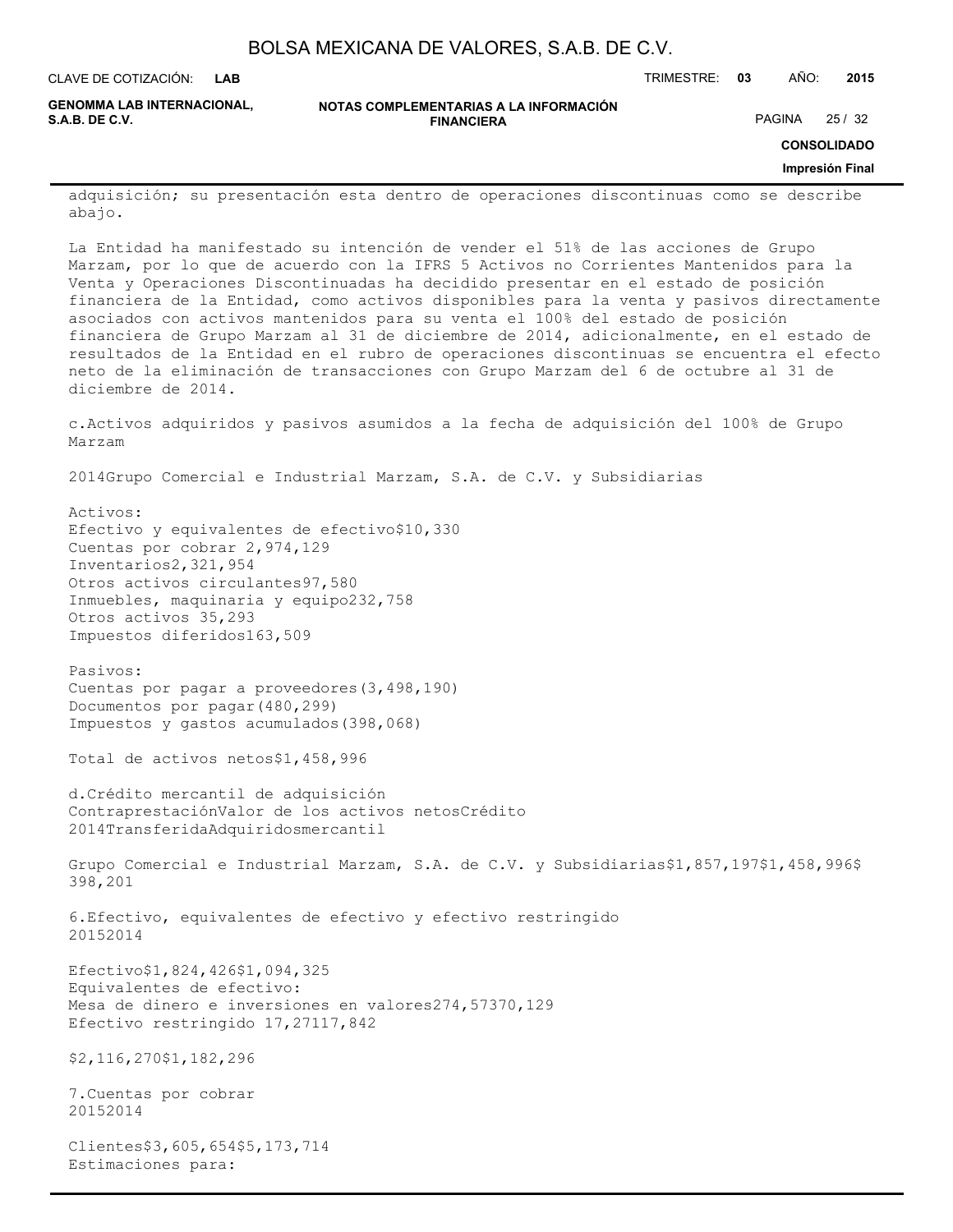adquisición; su presentación esta dentro de operaciones discontinuas como se describe abajo.

La Entidad ha manifestado su intención de vender el 51% de las acciones de Grupo Marzam, por lo que de acuerdo con la IFRS 5 Activos no Corrientes Mantenidos para la Venta y Operaciones Discontinuadas ha decidido presentar en el estado de posición financiera de la Entidad, como activos disponibles para la venta y pasivos directamente asociados con activos mantenidos para su venta el 100% del estado de posición financiera de Grupo Marzam al 31 de diciembre de 2014, adicionalmente, en el estado de resultados de la Entidad en el rubro de operaciones discontinuas se encuentra el efecto neto de la eliminación de transacciones con Grupo Marzam del 6 de octubre al 31 de diciembre de 2014.

c. Activos adquiridos y pasivos asumidos a la fecha de adquisición del 100% de Grupo Marzam

| 2014 | Grupo Comercial e Industrial Marzam, S.A. de C.V. y Subsidiarias |
|---|---|
| **Activos:** | |
| Efectivo y equivalentes de efectivo | $10,330 |
| Cuentas por cobrar | 2,974,129 |
| Inventarios | 2,321,954 |
| Otros activos circulantes | 97,580 |
| Inmuebles, maquinaria y equipo | 232,758 |
| Otros activos | 35,293 |
| Impuestos diferidos | 163,509 |
| **Pasivos:** | |
| Cuentas por pagar a proveedores | (3,498,190) |
| Documentos por pagar | (480,299) |
| Impuestos y gastos acumulados | (398,068) |
| Total de activos netos | $1,458,996 |

d. Crédito mercantil de adquisición

| 2014 | Contraprestación Transferida | Valor de los activos netos Adquiridos | Crédito mercantil |
|---|---|---|---|
| Grupo Comercial e Industrial Marzam, S.A. de C.V. y Subsidiarias | $1,857,197 | $1,458,996 | $ 398,201 |

6. Efectivo, equivalentes de efectivo y efectivo restringido

| | 2015 | 2014 |
|---|---|---|
| Efectivo | $1,824,426 | $1,094,325 |
| Equivalentes de efectivo: | | |
| Mesa de dinero e inversiones en valores | 274,573 | 70,129 |
| Efectivo restringido | 17,271 | 17,842 |
| | $2,116,270 | $1,182,296 |

7. Cuentas por cobrar

| | 2015 | 2014 |
|---|---|---|
| Clientes | $3,605,654 | $5,173,714 |
| Estimaciones para: | | |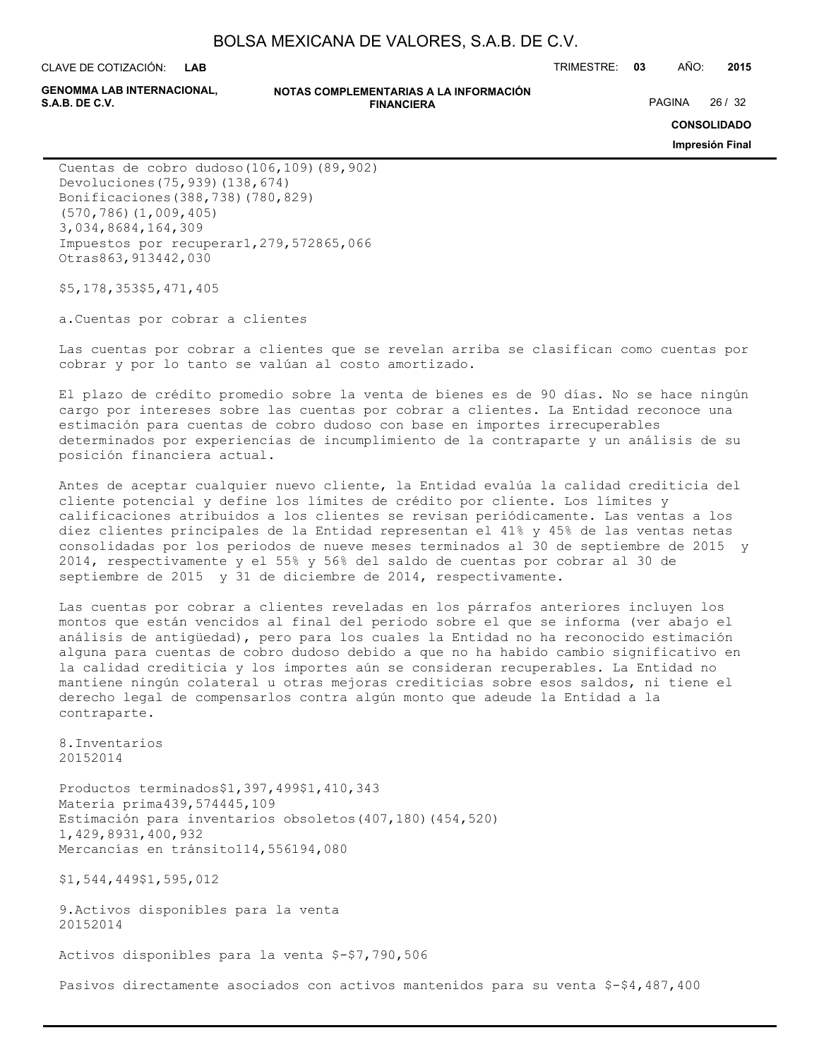| | | |
|---|---|---|
| Cuentas de cobro dudoso | (106,109) | (89,902) |
| Devoluciones | (75,939) | (138,674) |
| Bonificaciones | (388,738) | (780,829) |
| | (570,786) | (1,009,405) |
| | 3,034,868 | 4,164,309 |
| Impuestos por recuperar | 1,279,572 | 865,066 |
| Otras | 863,913 | 442,030 |
| | $5,178,353 | $5,471,405 |

a. Cuentas por cobrar a clientes

Las cuentas por cobrar a clientes que se revelan arriba se clasifican como cuentas por cobrar y por lo tanto se valúan al costo amortizado.

El plazo de crédito promedio sobre la venta de bienes es de 90 días. No se hace ningún cargo por intereses sobre las cuentas por cobrar a clientes. La Entidad reconoce una estimación para cuentas de cobro dudoso con base en importes irrecuperables determinados por experiencias de incumplimiento de la contraparte y un análisis de su posición financiera actual.

Antes de aceptar cualquier nuevo cliente, la Entidad evalúa la calidad crediticia del cliente potencial y define los límites de crédito por cliente. Los límites y calificaciones atribuidos a los clientes se revisan periódicamente. Las ventas a los diez clientes principales de la Entidad representan el 41% y 45% de las ventas netas consolidadas por los periodos de nueve meses terminados al 30 de septiembre de 2015 y 2014, respectivamente y el 55% y 56% del saldo de cuentas por cobrar al 30 de septiembre de 2015 y 31 de diciembre de 2014, respectivamente.

Las cuentas por cobrar a clientes reveladas en los párrafos anteriores incluyen los montos que están vencidos al final del periodo sobre el que se informa (ver abajo el análisis de antigüedad), pero para los cuales la Entidad no ha reconocido estimación alguna para cuentas de cobro dudoso debido a que no ha habido cambio significativo en la calidad crediticia y los importes aún se consideran recuperables. La Entidad no mantiene ningún colateral u otras mejoras crediticias sobre esos saldos, ni tiene el derecho legal de compensarlos contra algún monto que adeude la Entidad a la contraparte.

8. Inventarios

| | 2015 | 2014 |
|---|---|---|
| Productos terminados | $1,397,499 | $1,410,343 |
| Materia prima | 439,574 | 445,109 |
| Estimación para inventarios obsoletos | (407,180) | (454,520) |
| | 1,429,893 | 1,400,932 |
| Mercancías en tránsito | 114,556 | 194,080 |
| | $1,544,449 | $1,595,012 |

9. Activos disponibles para la venta

| | 2015 | 2014 |
|---|---|---|
| Activos disponibles para la venta | $- | $7,790,506 |
| Pasivos directamente asociados con activos mantenidos para su venta | $- | $4,487,400 |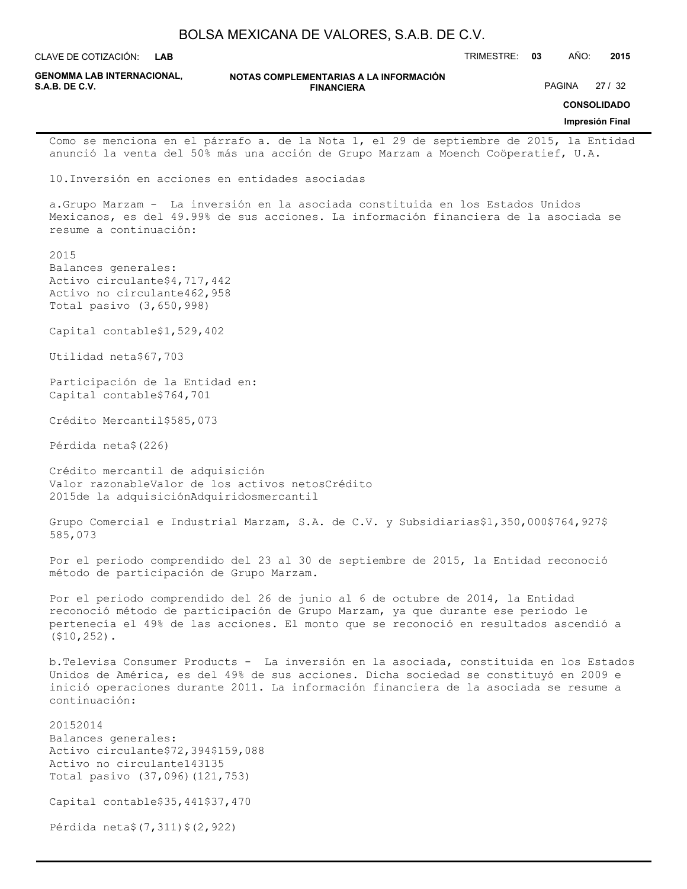Como se menciona en el párrafo a. de la Nota 1, el 29 de septiembre de 2015, la Entidad anunció la venta del 50% más una acción de Grupo Marzam a Moench Coöperatief, U.A.

## 10. Inversión en acciones en entidades asociadas

a. Grupo Marzam - La inversión en la asociada constituida en los Estados Unidos Mexicanos, es del 49.99% de sus acciones. La información financiera de la asociada se resume a continuación:

| | 2015 |
|---|---|
| Balances generales: | |
| Activo circulante | $4,717,442 |
| Activo no circulante | 462,958 |
| Total pasivo | (3,650,998) |
| Capital contable | $1,529,402 |
| Utilidad neta | $67,703 |
| Participación de la Entidad en: | |
| Capital contable | $764,701 |
| Crédito Mercantil | $585,073 |
| Pérdida neta | $(226) |

Crédito mercantil de adquisición

| 2015 | Valor razonable de la adquisición | Valor de los activos netos Adquiridos | Crédito mercantil |
|---|---|---|---|
| Grupo Comercial e Industrial Marzam, S.A. de C.V. y Subsidiarias | $1,350,000 | $764,927 | $ 585,073 |

Por el periodo comprendido del 23 al 30 de septiembre de 2015, la Entidad reconoció método de participación de Grupo Marzam.

Por el periodo comprendido del 26 de junio al 6 de octubre de 2014, la Entidad reconoció método de participación de Grupo Marzam, ya que durante ese periodo le pertenecía el 49% de las acciones. El monto que se reconoció en resultados ascendió a ($10,252).

b. Televisa Consumer Products - La inversión en la asociada, constituida en los Estados Unidos de América, es del 49% de sus acciones. Dicha sociedad se constituyó en 2009 e inició operaciones durante 2011. La información financiera de la asociada se resume a continuación:

| | 2015 | 2014 |
|---|---|---|
| Balances generales: | | |
| Activo circulante | $72,394 | $159,088 |
| Activo no circulante | 143 | 135 |
| Total pasivo | (37,096) | (121,753) |
| Capital contable | $35,441 | $37,470 |
| Pérdida neta | $(7,311) | $(2,922) |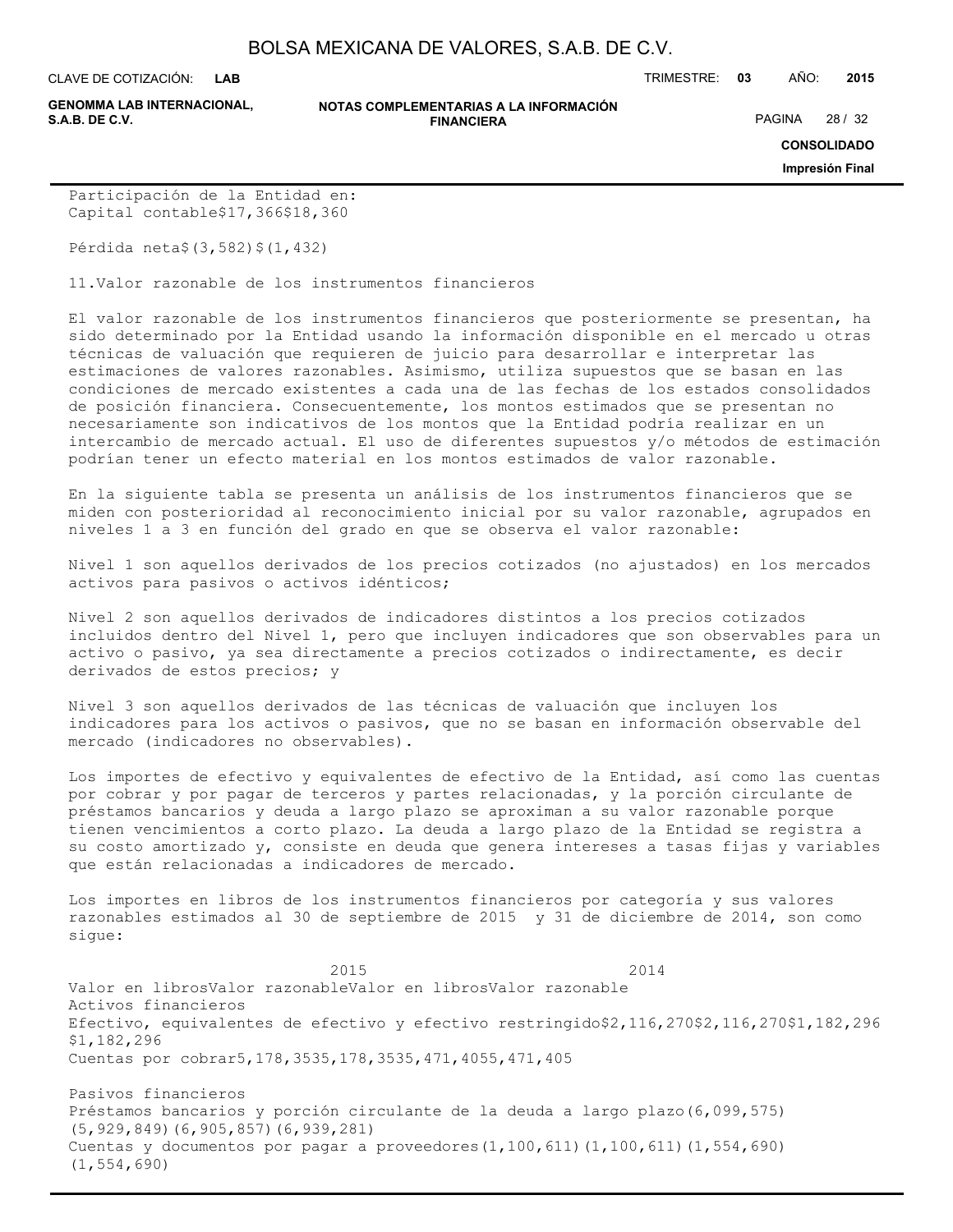Participación de la Entidad en:

| | | |
|---|---|---|
| Capital contable | $17,366 | $18,360 |
| Pérdida neta | $(3,582) | $(1,432) |

## 11. Valor razonable de los instrumentos financieros

El valor razonable de los instrumentos financieros que posteriormente se presentan, ha sido determinado por la Entidad usando la información disponible en el mercado u otras técnicas de valuación que requieren de juicio para desarrollar e interpretar las estimaciones de valores razonables. Asimismo, utiliza supuestos que se basan en las condiciones de mercado existentes a cada una de las fechas de los estados consolidados de posición financiera. Consecuentemente, los montos estimados que se presentan no necesariamente son indicativos de los montos que la Entidad podría realizar en un intercambio de mercado actual. El uso de diferentes supuestos y/o métodos de estimación podrían tener un efecto material en los montos estimados de valor razonable.

En la siguiente tabla se presenta un análisis de los instrumentos financieros que se miden con posterioridad al reconocimiento inicial por su valor razonable, agrupados en niveles 1 a 3 en función del grado en que se observa el valor razonable:

Nivel 1 son aquellos derivados de los precios cotizados (no ajustados) en los mercados activos para pasivos o activos idénticos;

Nivel 2 son aquellos derivados de indicadores distintos a los precios cotizados incluidos dentro del Nivel 1, pero que incluyen indicadores que son observables para un activo o pasivo, ya sea directamente a precios cotizados o indirectamente, es decir derivados de estos precios; y

Nivel 3 son aquellos derivados de las técnicas de valuación que incluyen los indicadores para los activos o pasivos, que no se basan en información observable del mercado (indicadores no observables).

Los importes de efectivo y equivalentes de efectivo de la Entidad, así como las cuentas por cobrar y por pagar de terceros y partes relacionadas, y la porción circulante de préstamos bancarios y deuda a largo plazo se aproximan a su valor razonable porque tienen vencimientos a corto plazo. La deuda a largo plazo de la Entidad se registra a su costo amortizado y, consiste en deuda que genera intereses a tasas fijas y variables que están relacionadas a indicadores de mercado.

Los importes en libros de los instrumentos financieros por categoría y sus valores razonables estimados al 30 de septiembre de 2015 y 31 de diciembre de 2014, son como sigue:

| | 2015 | | 2014 | |
|---|---|---|---|---|
| | Valor en libros | Valor razonable | Valor en libros | Valor razonable |
| **Activos financieros** | | | | |
| Efectivo, equivalentes de efectivo y efectivo restringido | $2,116,270 | $2,116,270 | $1,182,296 | $1,182,296 |
| Cuentas por cobrar | 5,178,353 | 5,178,353 | 5,471,405 | 5,471,405 |
| **Pasivos financieros** | | | | |
| Préstamos bancarios y porción circulante de la deuda a largo plazo | (6,099,575) | (5,929,849) | (6,905,857) | (6,939,281) |
| Cuentas y documentos por pagar a proveedores | (1,100,611) | (1,100,611) | (1,554,690) | (1,554,690) |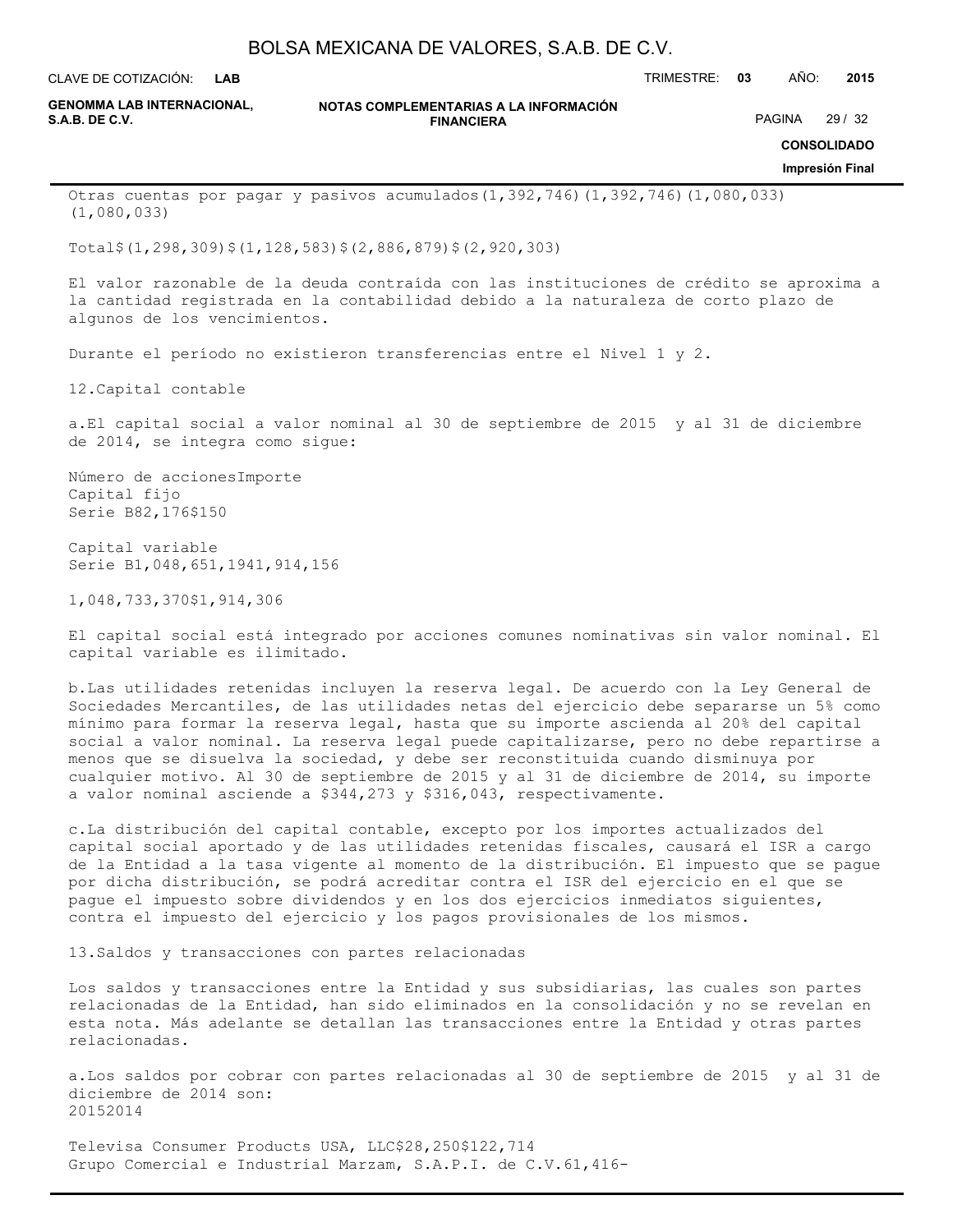| Otras cuentas por pagar y pasivos acumulados | (1,392,746) | (1,392,746) | (1,080,033) | (1,080,033) |
|---|---|---|---|---|
| Total | $(1,298,309) | $(1,128,583) | $(2,886,879) | $(2,920,303) |

El valor razonable de la deuda contraída con las instituciones de crédito se aproxima a la cantidad registrada en la contabilidad debido a la naturaleza de corto plazo de algunos de los vencimientos.

Durante el período no existieron transferencias entre el Nivel 1 y 2.

12.Capital contable

a.El capital social a valor nominal al 30 de septiembre de 2015 y al 31 de diciembre de 2014, se integra como sigue:

| | Número de acciones | Importe |
|---|---|---|
| Capital fijo | | |
| Serie B | 82,176 | $150 |
| Capital variable | | |
| Serie B | 1,048,651,194 | 1,914,156 |
| | 1,048,733,370 | $1,914,306 |

El capital social está integrado por acciones comunes nominativas sin valor nominal. El capital variable es ilimitado.

b.Las utilidades retenidas incluyen la reserva legal. De acuerdo con la Ley General de Sociedades Mercantiles, de las utilidades netas del ejercicio debe separarse un 5% como mínimo para formar la reserva legal, hasta que su importe ascienda al 20% del capital social a valor nominal. La reserva legal puede capitalizarse, pero no debe repartirse a menos que se disuelva la sociedad, y debe ser reconstituida cuando disminuya por cualquier motivo. Al 30 de septiembre de 2015 y al 31 de diciembre de 2014, su importe a valor nominal asciende a $344,273 y $316,043, respectivamente.

c.La distribución del capital contable, excepto por los importes actualizados del capital social aportado y de las utilidades retenidas fiscales, causará el ISR a cargo de la Entidad a la tasa vigente al momento de la distribución. El impuesto que se pague por dicha distribución, se podrá acreditar contra el ISR del ejercicio en el que se pague el impuesto sobre dividendos y en los dos ejercicios inmediatos siguientes, contra el impuesto del ejercicio y los pagos provisionales de los mismos.

13.Saldos y transacciones con partes relacionadas

Los saldos y transacciones entre la Entidad y sus subsidiarias, las cuales son partes relacionadas de la Entidad, han sido eliminados en la consolidación y no se revelan en esta nota. Más adelante se detallan las transacciones entre la Entidad y otras partes relacionadas.

a.Los saldos por cobrar con partes relacionadas al 30 de septiembre de 2015 y al 31 de diciembre de 2014 son:

| | 2015 | 2014 |
|---|---|---|
| Televisa Consumer Products USA, LLC | $28,250 | $122,714 |
| Grupo Comercial e Industrial Marzam, S.A.P.I. de C.V. | 61,416 | - |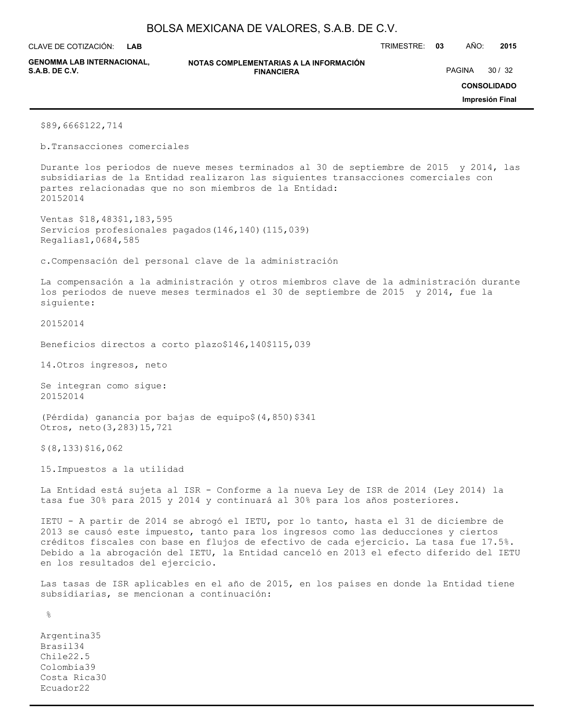| | |
|---|---|
| $89,666 | $122,714 |

b. Transacciones comerciales

Durante los periodos de nueve meses terminados al 30 de septiembre de 2015 y 2014, las subsidiarias de la Entidad realizaron las siguientes transacciones comerciales con partes relacionadas que no son miembros de la Entidad:

| | 2015 | 2014 |
|---|---|---|
| Ventas | $18,483 | $1,183,595 |
| Servicios profesionales pagados | (146,140) | (115,039) |
| Regalías | 1,068 | 4,585 |

c. Compensación del personal clave de la administración

La compensación a la administración y otros miembros clave de la administración durante los periodos de nueve meses terminados el 30 de septiembre de 2015 y 2014, fue la siguiente:

| | 2015 | 2014 |
|---|---|---|
| Beneficios directos a corto plazo | $146,140 | $115,039 |

14. Otros ingresos, neto

Se integran como sigue:

| | 2015 | 2014 |
|---|---|---|
| (Pérdida) ganancia por bajas de equipo | $(4,850) | $341 |
| Otros, neto | (3,283) | 15,721 |
| | $(8,133) | $16,062 |

15. Impuestos a la utilidad

La Entidad está sujeta al ISR - Conforme a la nueva Ley de ISR de 2014 (Ley 2014) la tasa fue 30% para 2015 y 2014 y continuará al 30% para los años posteriores.

IETU - A partir de 2014 se abrogó el IETU, por lo tanto, hasta el 31 de diciembre de 2013 se causó este impuesto, tanto para los ingresos como las deducciones y ciertos créditos fiscales con base en flujos de efectivo de cada ejercicio. La tasa fue 17.5%. Debido a la abrogación del IETU, la Entidad canceló en 2013 el efecto diferido del IETU en los resultados del ejercicio.

Las tasas de ISR aplicables en el año de 2015, en los países en donde la Entidad tiene subsidiarias, se mencionan a continuación:

| | % |
|---|---|
| Argentina | 35 |
| Brasil | 34 |
| Chile | 22.5 |
| Colombia | 39 |
| Costa Rica | 30 |
| Ecuador | 22 |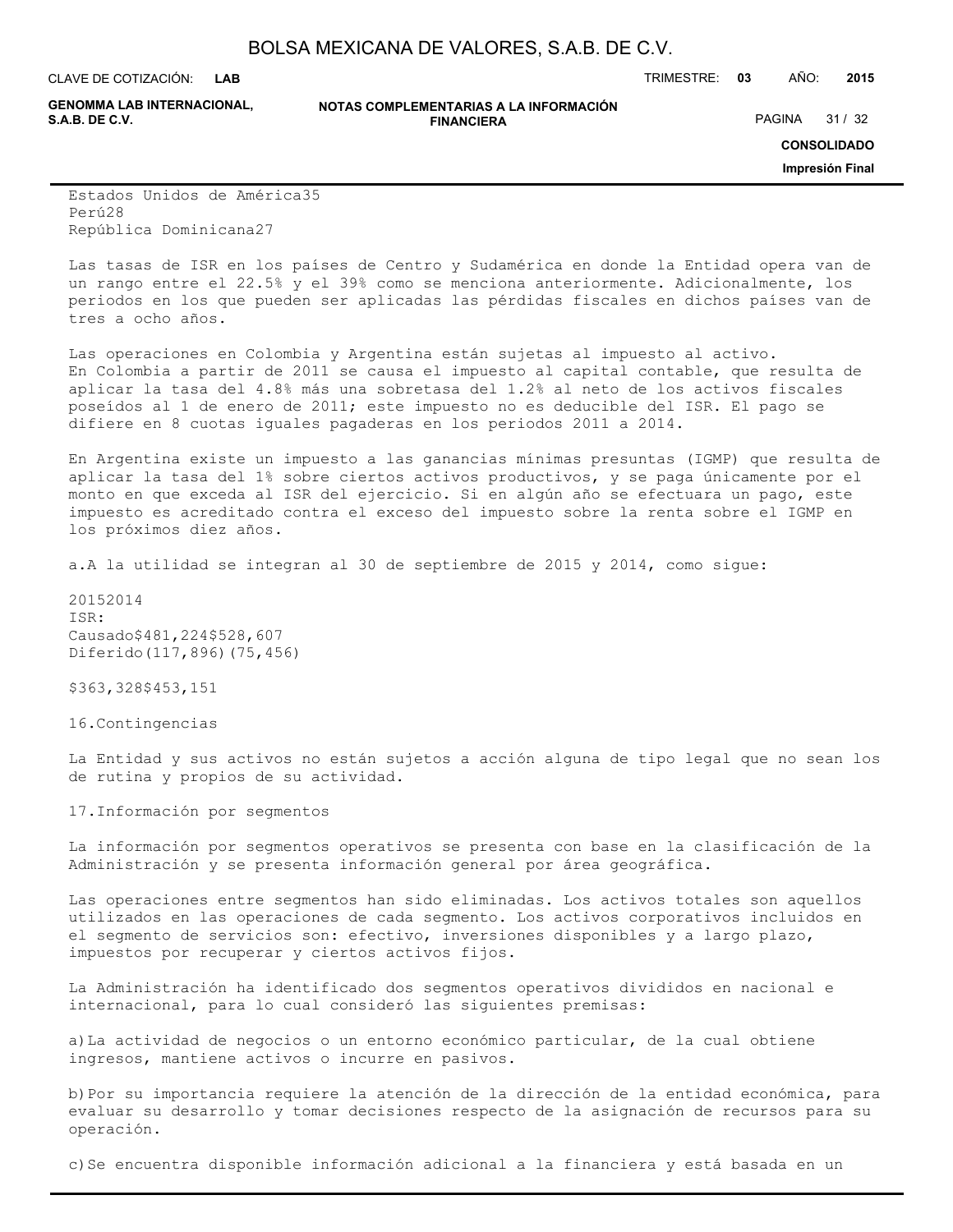| País | Tasa (%) |
|---|---|
| Estados Unidos de América | 35 |
| Perú | 28 |
| República Dominicana | 27 |

Las tasas de ISR en los países de Centro y Sudamérica en donde la Entidad opera van de un rango entre el 22.5% y el 39% como se menciona anteriormente. Adicionalmente, los periodos en los que pueden ser aplicadas las pérdidas fiscales en dichos países van de tres a ocho años.

Las operaciones en Colombia y Argentina están sujetas al impuesto al activo.
En Colombia a partir de 2011 se causa el impuesto al capital contable, que resulta de aplicar la tasa del 4.8% más una sobretasa del 1.2% al neto de los activos fiscales poseídos al 1 de enero de 2011; este impuesto no es deducible del ISR. El pago se difiere en 8 cuotas iguales pagaderas en los periodos 2011 a 2014.

En Argentina existe un impuesto a las ganancias mínimas presuntas (IGMP) que resulta de aplicar la tasa del 1% sobre ciertos activos productivos, y se paga únicamente por el monto en que exceda al ISR del ejercicio. Si en algún año se efectuara un pago, este impuesto es acreditado contra el exceso del impuesto sobre la renta sobre el IGMP en los próximos diez años.

a. A la utilidad se integran al 30 de septiembre de 2015 y 2014, como sigue:

| | 2015 | 2014 |
|---|---|---|
| ISR: | | |
| Causado | $481,224 | $528,607 |
| Diferido | (117,896) | (75,456) |
| | $363,328 | $453,151 |

16. Contingencias

La Entidad y sus activos no están sujetos a acción alguna de tipo legal que no sean los de rutina y propios de su actividad.

17. Información por segmentos

La información por segmentos operativos se presenta con base en la clasificación de la Administración y se presenta información general por área geográfica.

Las operaciones entre segmentos han sido eliminadas. Los activos totales son aquellos utilizados en las operaciones de cada segmento. Los activos corporativos incluidos en el segmento de servicios son: efectivo, inversiones disponibles y a largo plazo, impuestos por recuperar y ciertos activos fijos.

La Administración ha identificado dos segmentos operativos divididos en nacional e internacional, para lo cual consideró las siguientes premisas:

a) La actividad de negocios o un entorno económico particular, de la cual obtiene ingresos, mantiene activos o incurre en pasivos.

b) Por su importancia requiere la atención de la dirección de la entidad económica, para evaluar su desarrollo y tomar decisiones respecto de la asignación de recursos para su operación.

c) Se encuentra disponible información adicional a la financiera y está basada en un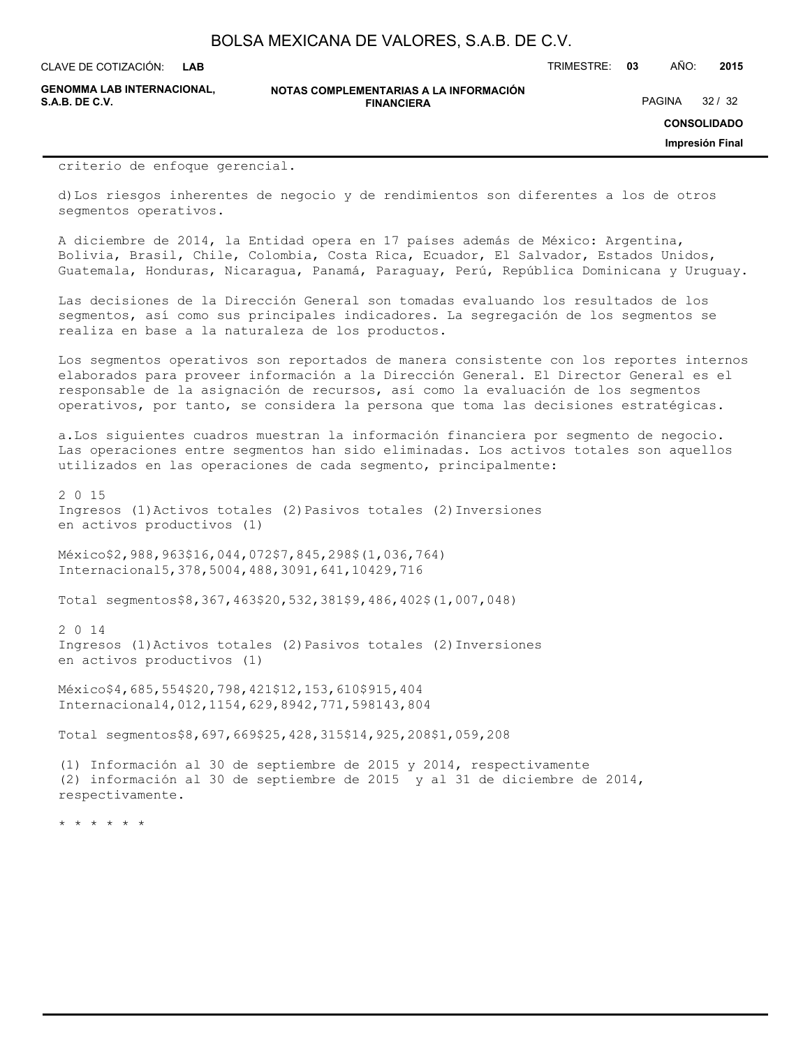criterio de enfoque gerencial.

d) Los riesgos inherentes de negocio y de rendimientos son diferentes a los de otros segmentos operativos.

A diciembre de 2014, la Entidad opera en 17 países además de México: Argentina, Bolivia, Brasil, Chile, Colombia, Costa Rica, Ecuador, El Salvador, Estados Unidos, Guatemala, Honduras, Nicaragua, Panamá, Paraguay, Perú, República Dominicana y Uruguay.

Las decisiones de la Dirección General son tomadas evaluando los resultados de los segmentos, así como sus principales indicadores. La segregación de los segmentos se realiza en base a la naturaleza de los productos.

Los segmentos operativos son reportados de manera consistente con los reportes internos elaborados para proveer información a la Dirección General. El Director General es el responsable de la asignación de recursos, así como la evaluación de los segmentos operativos, por tanto, se considera la persona que toma las decisiones estratégicas.

a. Los siguientes cuadros muestran la información financiera por segmento de negocio. Las operaciones entre segmentos han sido eliminadas. Los activos totales son aquellos utilizados en las operaciones de cada segmento, principalmente:

2 0 15

| | Ingresos (1) | Activos totales (2) | Pasivos totales (2) | Inversiones en activos productivos (1) |
|---|---|---|---|---|
| México | $2,988,963 | $16,044,072 | $7,845,298 | $(1,036,764) |
| Internacional | 5,378,500 | 4,488,309 | 1,641,104 | 29,716 |
| Total segmentos | $8,367,463 | $20,532,381 | $9,486,402 | $(1,007,048) |

2 0 14

| | Ingresos (1) | Activos totales (2) | Pasivos totales (2) | Inversiones en activos productivos (1) |
|---|---|---|---|---|
| México | $4,685,554 | $20,798,421 | $12,153,610 | $915,404 |
| Internacional | 4,012,115 | 4,629,894 | 2,771,598 | 143,804 |
| Total segmentos | $8,697,669 | $25,428,315 | $14,925,208 | $1,059,208 |

(1) Información al 30 de septiembre de 2015 y 2014, respectivamente
(2) información al 30 de septiembre de 2015 y al 31 de diciembre de 2014, respectivamente.

* * * * * *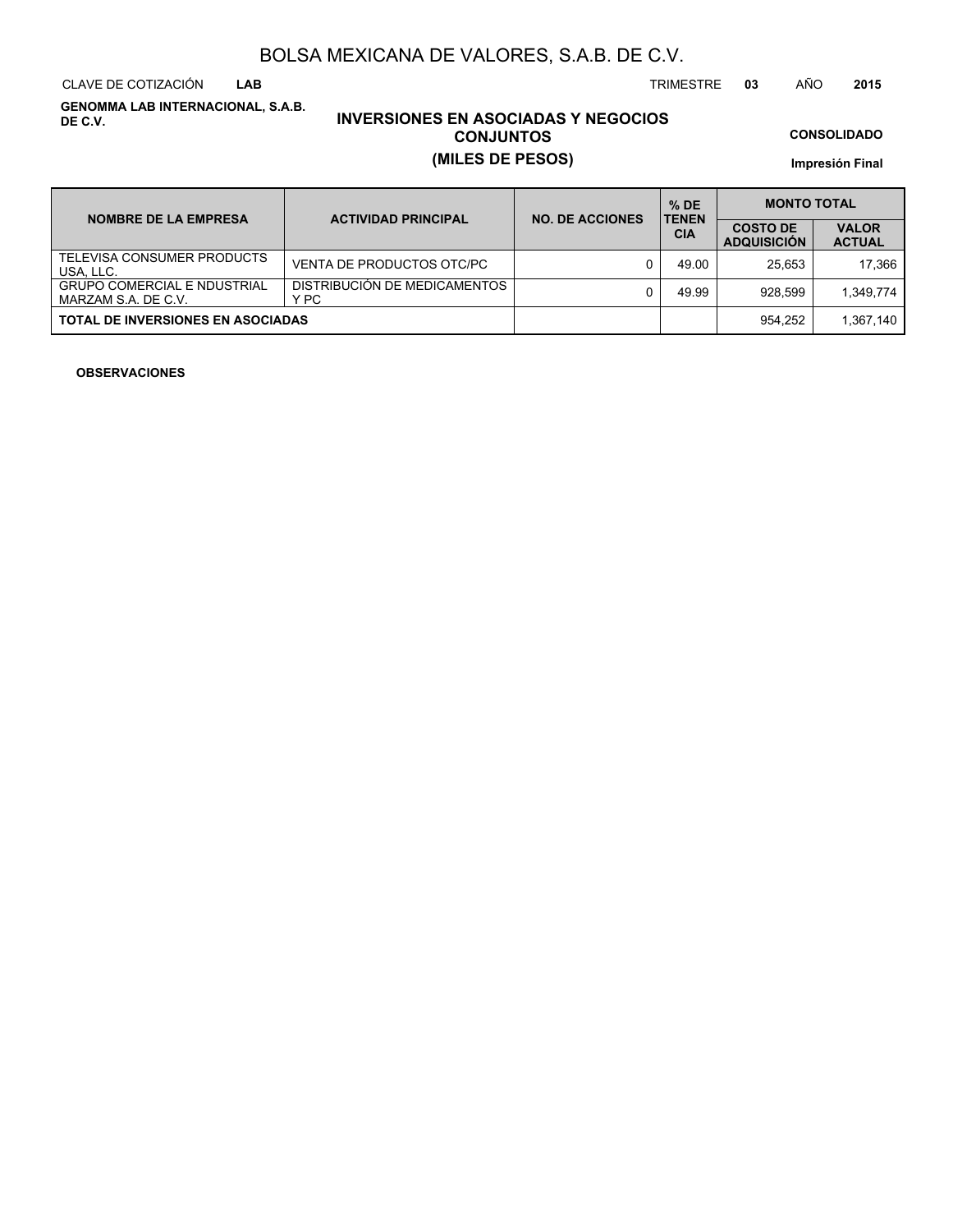# BOLSA MEXICANA DE VALORES, S.A.B. DE C.V.

CLAVE DE COTIZACIÓN **LAB** TRIMESTRE **03** AÑO **2015**

**GENOMMA LAB INTERNACIONAL, S.A.B. DE C.V.**

## INVERSIONES EN ASOCIADAS Y NEGOCIOS CONJUNTOS

## (MILES DE PESOS)

**CONSOLIDADO**

**Impresión Final**

| NOMBRE DE LA EMPRESA | ACTIVIDAD PRINCIPAL | NO. DE ACCIONES | % DE TENENCIA | MONTO TOTAL | |
|---|---|---|---|---|---|
| | | | | COSTO DE ADQUISICIÓN | VALOR ACTUAL |
| TELEVISA CONSUMER PRODUCTS USA, LLC. | VENTA DE PRODUCTOS OTC/PC | 0 | 49.00 | 25,653 | 17,366 |
| GRUPO COMERCIAL E NDUSTRIAL MARZAM S.A. DE C.V. | DISTRIBUCIÓN DE MEDICAMENTOS Y PC | 0 | 49.99 | 928,599 | 1,349,774 |
| **TOTAL DE INVERSIONES EN ASOCIADAS** | | | | 954,252 | 1,367,140 |

**OBSERVACIONES**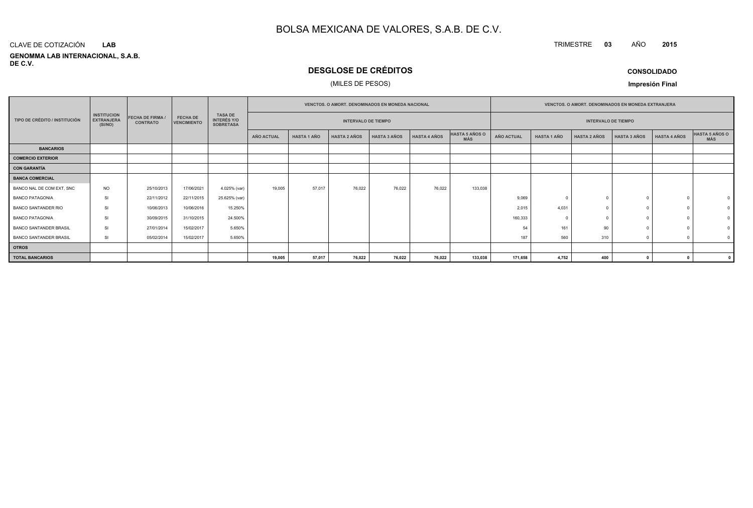# BOLSA MEXICANA DE VALORES, S.A.B. DE C.V.

CLAVE DE COTIZACIÓN **LAB**

TRIMESTRE **03** AÑO **2015**

**GENOMMA LAB INTERNACIONAL, S.A.B. DE C.V.**

## DESGLOSE DE CRÉDITOS

(MILES DE PESOS)

**CONSOLIDADO**

**Impresión Final**

| TIPO DE CRÉDITO / INSTITUCIÓN | INSTITUCION EXTRANJERA (SI/NO) | FECHA DE FIRMA / CONTRATO | FECHA DE VENCIMIENTO | TASA DE INTERÉS Y/O SOBRETASA | VENCTOS. O AMORT. DENOMINADOS EN MONEDA NACIONAL | | | | | | VENCTOS. O AMORT. DENOMINADOS EN MONEDA EXTRANJERA | | | | | |
|---|---|---|---|---|---|---|---|---|---|---|---|---|---|---|---|---|
| | | | | | INTERVALO DE TIEMPO | | | | | | INTERVALO DE TIEMPO | | | | | |
| | | | | | AÑO ACTUAL | HASTA 1 AÑO | HASTA 2 AÑOS | HASTA 3 AÑOS | HASTA 4 AÑOS | HASTA 5 AÑOS O MÁS | AÑO ACTUAL | HASTA 1 AÑO | HASTA 2 AÑOS | HASTA 3 AÑOS | HASTA 4 AÑOS | HASTA 5 AÑOS O MÁS |
| **BANCARIOS** | | | | | | | | | | | | | | | | |
| **COMERCIO EXTERIOR** | | | | | | | | | | | | | | | | |
| **CON GARANTÍA** | | | | | | | | | | | | | | | | |
| **BANCA COMERCIAL** | | | | | | | | | | | | | | | | |
| BANCO NAL DE COM EXT, SNC | NO | 25/10/2013 | 17/06/2021 | 4.025% (var) | 19,005 | 57,017 | 76,022 | 76,022 | 76,022 | 133,038 | | | | | | |
| BANCO PATAGONIA | SI | 22/11/2012 | 22/11/2015 | 25.625% (var) | | | | | | | 9,069 | 0 | 0 | 0 | 0 | 0 |
| BANCO SANTANDER RIO | SI | 10/06/2013 | 10/06/2016 | 15.250% | | | | | | | 2,015 | 4,031 | 0 | 0 | 0 | 0 |
| BANCO PATAGONIA | SI | 30/09/2015 | 31/10/2015 | 24.500% | | | | | | | 160,333 | 0 | 0 | 0 | 0 | 0 |
| BANCO SANTANDER BRASIL | SI | 27/01/2014 | 15/02/2017 | 5.650% | | | | | | | 54 | 161 | 90 | 0 | 0 | 0 |
| BANCO SANTANDER BRASIL | SI | 05/02/2014 | 15/02/2017 | 5.650% | | | | | | | 187 | 560 | 310 | 0 | 0 | 0 |
| **OTROS** | | | | | | | | | | | | | | | | |
| **TOTAL BANCARIOS** | | | | | **19,005** | **57,017** | **76,022** | **76,022** | **76,022** | **133,038** | **171,658** | **4,752** | **400** | **0** | **0** | **0** |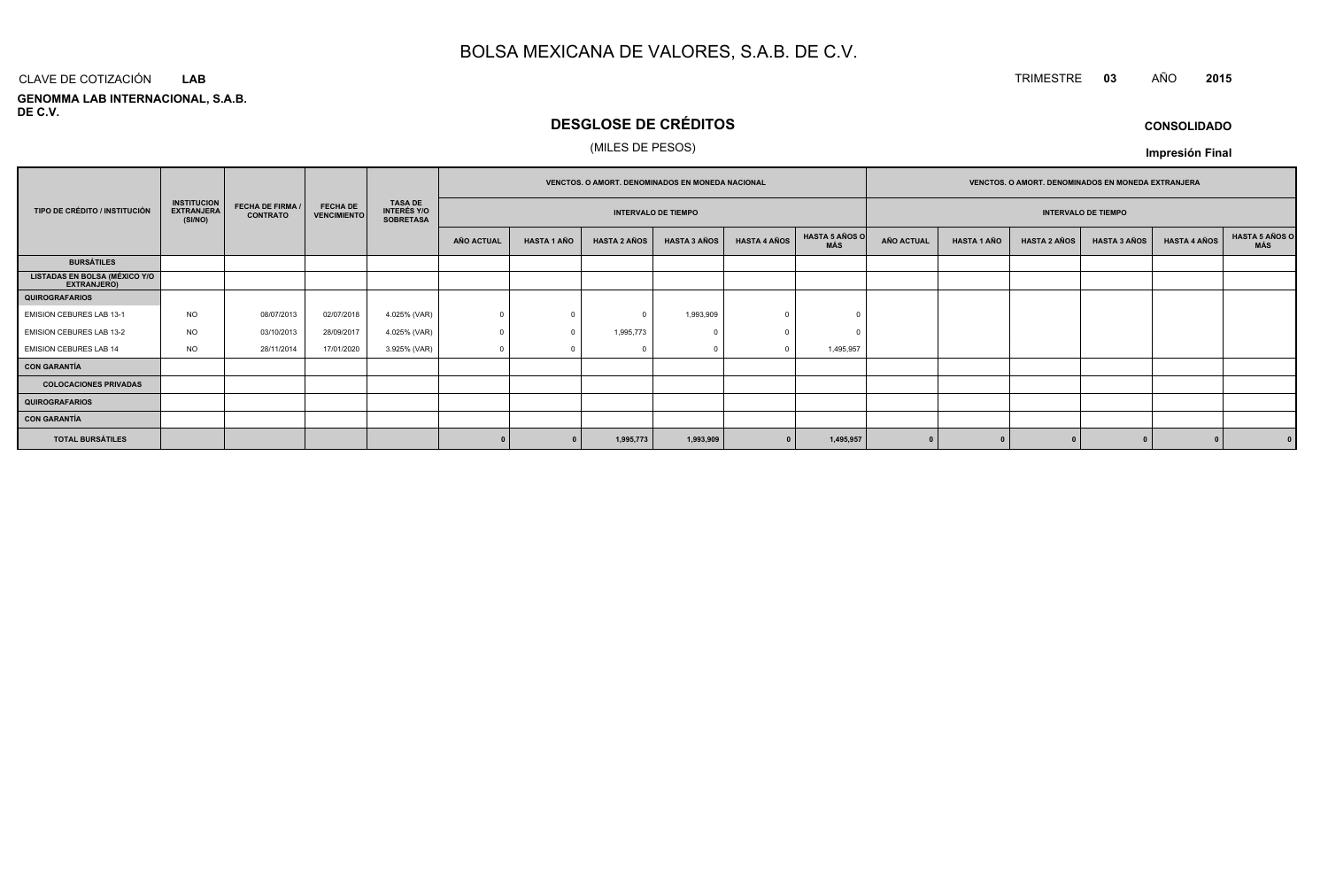# BOLSA MEXICANA DE VALORES, S.A.B. DE C.V.

CLAVE DE COTIZACIÓN **LAB**

TRIMESTRE **03** AÑO **2015**

**GENOMMA LAB INTERNACIONAL, S.A.B. DE C.V.**

## DESGLOSE DE CRÉDITOS

(MILES DE PESOS)

**CONSOLIDADO**

**Impresión Final**

| TIPO DE CRÉDITO / INSTITUCIÓN | INSTITUCION EXTRANJERA (SI/NO) | FECHA DE FIRMA / CONTRATO | FECHA DE VENCIMIENTO | TASA DE INTERÉS Y/O SOBRETASA | VENCTOS. O AMORT. DENOMINADOS EN MONEDA NACIONAL | | | | | | VENCTOS. O AMORT. DENOMINADOS EN MONEDA EXTRANJERA | | | | | |
|---|---|---|---|---|---|---|---|---|---|---|---|---|---|---|---|---|
| | | | | | INTERVALO DE TIEMPO | | | | | | INTERVALO DE TIEMPO | | | | | |
| | | | | | AÑO ACTUAL | HASTA 1 AÑO | HASTA 2 AÑOS | HASTA 3 AÑOS | HASTA 4 AÑOS | HASTA 5 AÑOS O MÁS | AÑO ACTUAL | HASTA 1 AÑO | HASTA 2 AÑOS | HASTA 3 AÑOS | HASTA 4 AÑOS | HASTA 5 AÑOS O MÁS |
| **BURSÁTILES** | | | | | | | | | | | | | | | | |
| **LISTADAS EN BOLSA (MÉXICO Y/O EXTRANJERO)** | | | | | | | | | | | | | | | | |
| **QUIROGRAFARIOS** | | | | | | | | | | | | | | | | |
| EMISION CEBURES LAB 13-1 | NO | 08/07/2013 | 02/07/2018 | 4.025% (VAR) | 0 | 0 | 0 | 1,993,909 | 0 | 0 | | | | | | |
| EMISION CEBURES LAB 13-2 | NO | 03/10/2013 | 28/09/2017 | 4.025% (VAR) | 0 | 0 | 1,995,773 | 0 | 0 | 0 | | | | | | |
| EMISION CEBURES LAB 14 | NO | 28/11/2014 | 17/01/2020 | 3.925% (VAR) | 0 | 0 | 0 | 0 | 0 | 1,495,957 | | | | | | |
| **CON GARANTÍA** | | | | | | | | | | | | | | | | |
| **COLOCACIONES PRIVADAS** | | | | | | | | | | | | | | | | |
| **QUIROGRAFARIOS** | | | | | | | | | | | | | | | | |
| **CON GARANTÍA** | | | | | | | | | | | | | | | | |
| **TOTAL BURSÁTILES** | | | | | **0** | **0** | **1,995,773** | **1,993,909** | **0** | **1,495,957** | **0** | **0** | **0** | **0** | **0** | **0** |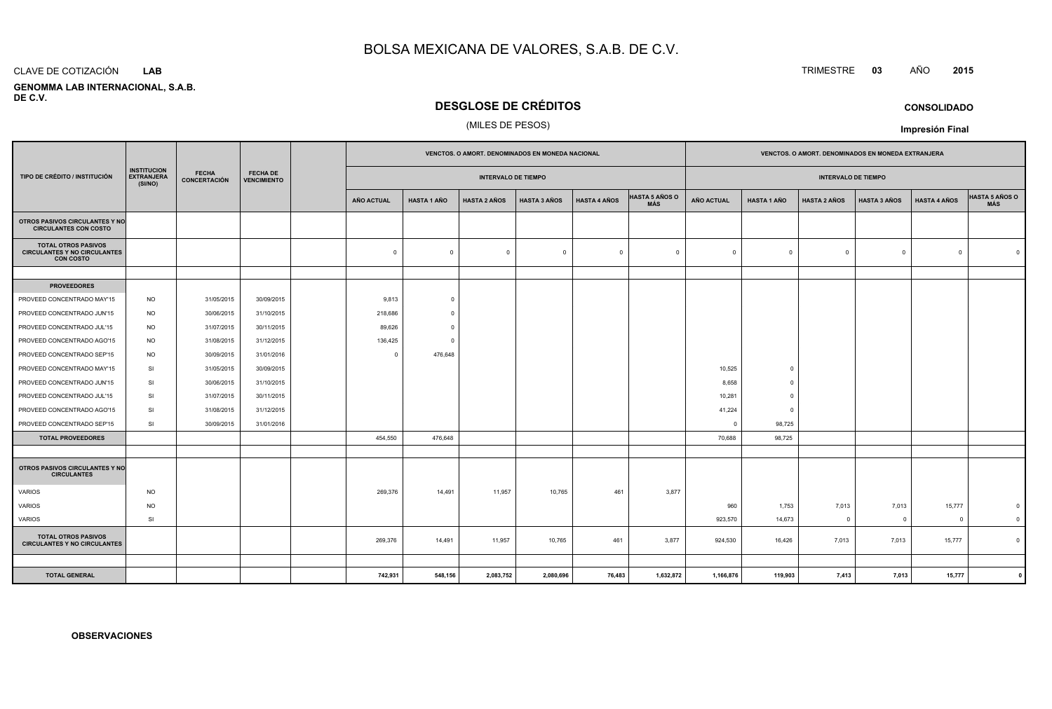# BOLSA MEXICANA DE VALORES, S.A.B. DE C.V.

CLAVE DE COTIZACIÓN **LAB**

**GENOMMA LAB INTERNACIONAL, S.A.B. DE C.V.**

TRIMESTRE **03** AÑO **2015**

## DESGLOSE DE CRÉDITOS

(MILES DE PESOS)

**CONSOLIDADO**

**Impresión Final**

| TIPO DE CRÉDITO / INSTITUCIÓN | INSTITUCION EXTRANJERA (SI/NO) | FECHA CONCERTACIÓN | FECHA DE VENCIMIENTO | | VENCTOS. O AMORT. DENOMINADOS EN MONEDA NACIONAL - INTERVALO DE TIEMPO | | | | | | VENCTOS. O AMORT. DENOMINADOS EN MONEDA EXTRANJERA - INTERVALO DE TIEMPO | | | | | |
|---|---|---|---|---|---|---|---|---|---|---|---|---|---|---|---|---|
| | | | | | AÑO ACTUAL | HASTA 1 AÑO | HASTA 2 AÑOS | HASTA 3 AÑOS | HASTA 4 AÑOS | HASTA 5 AÑOS O MÁS | AÑO ACTUAL | HASTA 1 AÑO | HASTA 2 AÑOS | HASTA 3 AÑOS | HASTA 4 AÑOS | HASTA 5 AÑOS O MÁS |
| **OTROS PASIVOS CIRCULANTES Y NO CIRCULANTES CON COSTO** | | | | | | | | | | | | | | | | |
| **TOTAL OTROS PASIVOS CIRCULANTES Y NO CIRCULANTES CON COSTO** | | | | | 0 | 0 | 0 | 0 | 0 | 0 | 0 | 0 | 0 | 0 | 0 | 0 |
| | | | | | | | | | | | | | | | | |
| **PROVEEDORES** | | | | | | | | | | | | | | | | |
| PROVEED CONCENTRADO MAY'15 | NO | 31/05/2015 | 30/09/2015 | | 9,813 | 0 | | | | | | | | | | |
| PROVEED CONCENTRADO JUN'15 | NO | 30/06/2015 | 31/10/2015 | | 218,686 | 0 | | | | | | | | | | |
| PROVEED CONCENTRADO JUL'15 | NO | 31/07/2015 | 30/11/2015 | | 89,626 | 0 | | | | | | | | | | |
| PROVEED CONCENTRADO AGO'15 | NO | 31/08/2015 | 31/12/2015 | | 136,425 | 0 | | | | | | | | | | |
| PROVEED CONCENTRADO SEP'15 | NO | 30/09/2015 | 31/01/2016 | | 0 | 476,648 | | | | | | | | | | |
| PROVEED CONCENTRADO MAY'15 | SI | 31/05/2015 | 30/09/2015 | | | | | | | | 10,525 | 0 | | | | |
| PROVEED CONCENTRADO JUN'15 | SI | 30/06/2015 | 31/10/2015 | | | | | | | | 8,658 | 0 | | | | |
| PROVEED CONCENTRADO JUL'15 | SI | 31/07/2015 | 30/11/2015 | | | | | | | | 10,281 | 0 | | | | |
| PROVEED CONCENTRADO AGO'15 | SI | 31/08/2015 | 31/12/2015 | | | | | | | | 41,224 | 0 | | | | |
| PROVEED CONCENTRADO SEP'15 | SI | 30/09/2015 | 31/01/2016 | | | | | | | | 0 | 98,725 | | | | |
| **TOTAL PROVEEDORES** | | | | | 454,550 | 476,648 | | | | | 70,688 | 98,725 | | | | |
| | | | | | | | | | | | | | | | | |
| **OTROS PASIVOS CIRCULANTES Y NO CIRCULANTES** | | | | | | | | | | | | | | | | |
| VARIOS | NO | | | | 269,376 | 14,491 | 11,957 | 10,765 | 461 | 3,877 | | | | | | |
| VARIOS | NO | | | | | | | | | | 960 | 1,753 | 7,013 | 7,013 | 15,777 | 0 |
| VARIOS | SI | | | | | | | | | | 923,570 | 14,673 | 0 | 0 | 0 | 0 |
| **TOTAL OTROS PASIVOS CIRCULANTES Y NO CIRCULANTES** | | | | | 269,376 | 14,491 | 11,957 | 10,765 | 461 | 3,877 | 924,530 | 16,426 | 7,013 | 7,013 | 15,777 | 0 |
| | | | | | | | | | | | | | | | | |
| **TOTAL GENERAL** | | | | | **742,931** | **548,156** | **2,083,752** | **2,080,696** | **76,483** | **1,632,872** | **1,166,876** | **119,903** | **7,413** | **7,013** | **15,777** | **0** |

**OBSERVACIONES**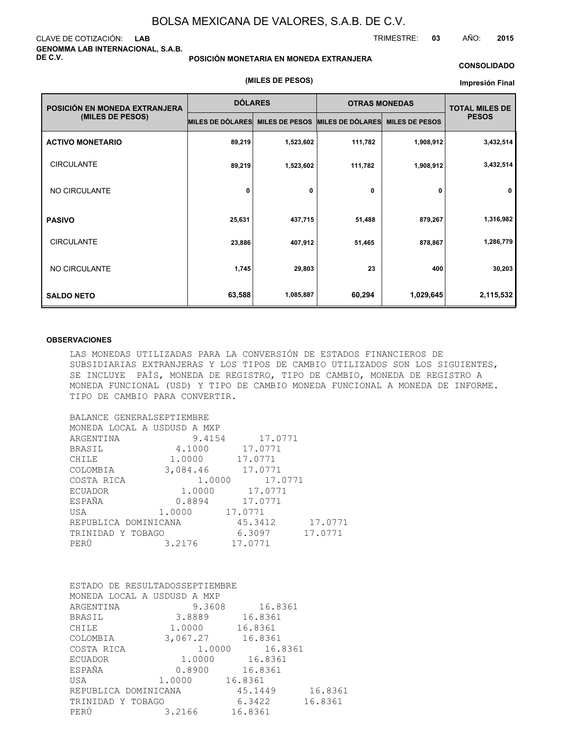# BOLSA MEXICANA DE VALORES, S.A.B. DE C.V.

CLAVE DE COTIZACIÓN: **LAB**

**GENOMMA LAB INTERNACIONAL, S.A.B. DE C.V.**

TRIMESTRE: **03** AÑO: **2015**

**POSICIÓN MONETARIA EN MONEDA EXTRANJERA**

**(MILES DE PESOS)**

**CONSOLIDADO**

**Impresión Final**

| POSICIÓN EN MONEDA EXTRANJERA (MILES DE PESOS) | DÓLARES | | OTRAS MONEDAS | | TOTAL MILES DE PESOS |
|---|---|---|---|---|---|
| | MILES DE DÓLARES | MILES DE PESOS | MILES DE DÓLARES | MILES DE PESOS | |
| **ACTIVO MONETARIO** | 89,219 | 1,523,602 | 111,782 | 1,908,912 | 3,432,514 |
| CIRCULANTE | 89,219 | 1,523,602 | 111,782 | 1,908,912 | 3,432,514 |
| NO CIRCULANTE | 0 | 0 | 0 | 0 | 0 |
| **PASIVO** | 25,631 | 437,715 | 51,488 | 879,267 | 1,316,982 |
| CIRCULANTE | 23,886 | 407,912 | 51,465 | 878,867 | 1,286,779 |
| NO CIRCULANTE | 1,745 | 29,803 | 23 | 400 | 30,203 |
| **SALDO NETO** | 63,588 | 1,085,887 | 60,294 | 1,029,645 | 2,115,532 |

**OBSERVACIONES**

LAS MONEDAS UTILIZADAS PARA LA CONVERSIÓN DE ESTADOS FINANCIEROS DE SUBSIDIARIAS EXTRANJERAS Y LOS TIPOS DE CAMBIO UTILIZADOS SON LOS SIGUIENTES, SE INCLUYE PAÍS, MONEDA DE REGISTRO, TIPO DE CAMBIO, MONEDA DE REGISTRO A MONEDA FUNCIONAL (USD) Y TIPO DE CAMBIO MONEDA FUNCIONAL A MONEDA DE INFORME. TIPO DE CAMBIO PARA CONVERTIR.

BALANCE GENERALSEPTIEMBRE

| MONEDA LOCAL A USDUSD A MXP | | |
|---|---|---|
| ARGENTINA | 9.4154 | 17.0771 |
| BRASIL | 4.1000 | 17.0771 |
| CHILE | 1.0000 | 17.0771 |
| COLOMBIA | 3,084.46 | 17.0771 |
| COSTA RICA | 1.0000 | 17.0771 |
| ECUADOR | 1.0000 | 17.0771 |
| ESPAÑA | 0.8894 | 17.0771 |
| USA | 1.0000 | 17.0771 |
| REPUBLICA DOMINICANA | 45.3412 | 17.0771 |
| TRINIDAD Y TOBAGO | 6.3097 | 17.0771 |
| PERÚ | 3.2176 | 17.0771 |

ESTADO DE RESULTADOSSEPTIEMBRE

| MONEDA LOCAL A USDUSD A MXP | | |
|---|---|---|
| ARGENTINA | 9.3608 | 16.8361 |
| BRASIL | 3.8889 | 16.8361 |
| CHILE | 1.0000 | 16.8361 |
| COLOMBIA | 3,067.27 | 16.8361 |
| COSTA RICA | 1.0000 | 16.8361 |
| ECUADOR | 1.0000 | 16.8361 |
| ESPAÑA | 0.8900 | 16.8361 |
| USA | 1.0000 | 16.8361 |
| REPUBLICA DOMINICANA | 45.1449 | 16.8361 |
| TRINIDAD Y TOBAGO | 6.3422 | 16.8361 |
| PERÚ | 3.2166 | 16.8361 |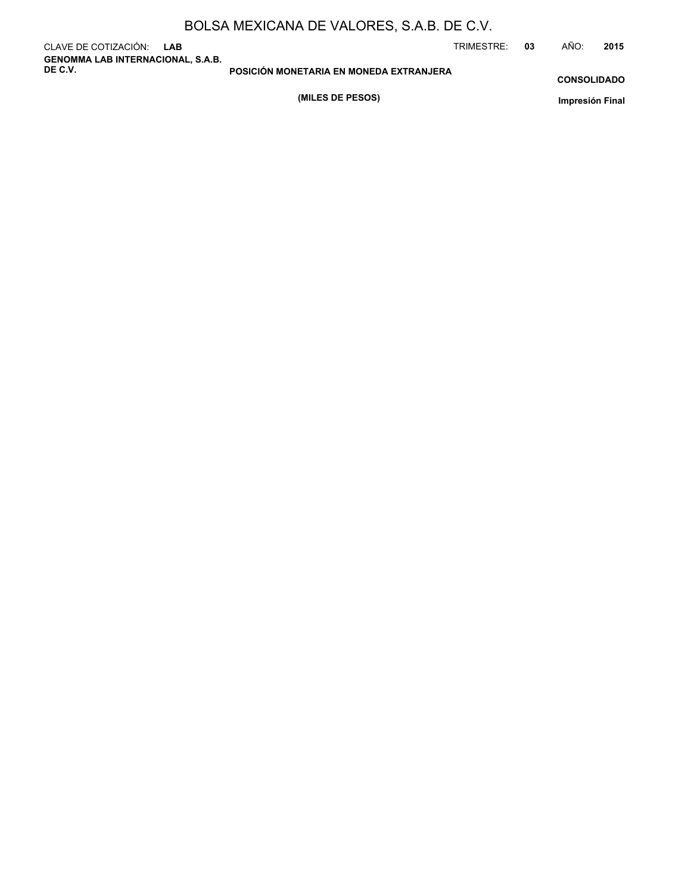# POSICIÓN MONETARIA EN MONEDA EXTRANJERA

**(MILES DE PESOS)**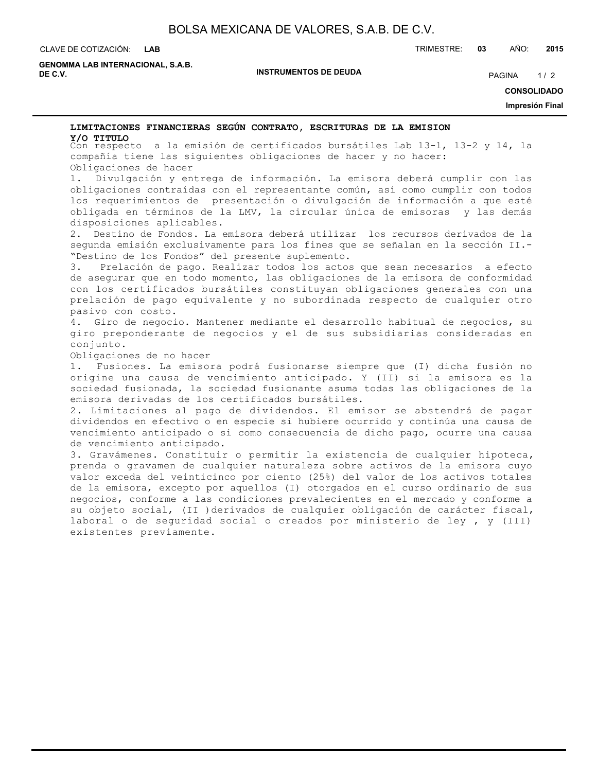## LIMITACIONES FINANCIERAS SEGÚN CONTRATO, ESCRITURAS DE LA EMISION Y/O TITULO

Con respecto a la emisión de certificados bursátiles Lab 13-1, 13-2 y 14, la compañía tiene las siguientes obligaciones de hacer y no hacer:

Obligaciones de hacer

1. Divulgación y entrega de información. La emisora deberá cumplir con las obligaciones contraídas con el representante común, así como cumplir con todos los requerimientos de presentación o divulgación de información a que esté obligada en términos de la LMV, la circular única de emisoras y las demás disposiciones aplicables.
2. Destino de Fondos. La emisora deberá utilizar los recursos derivados de la segunda emisión exclusivamente para los fines que se señalan en la sección II.- "Destino de los Fondos" del presente suplemento.
3. Prelación de pago. Realizar todos los actos que sean necesarios a efecto de asegurar que en todo momento, las obligaciones de la emisora de conformidad con los certificados bursátiles constituyan obligaciones generales con una prelación de pago equivalente y no subordinada respecto de cualquier otro pasivo con costo.
4. Giro de negocio. Mantener mediante el desarrollo habitual de negocios, su giro preponderante de negocios y el de sus subsidiarias consideradas en conjunto.

Obligaciones de no hacer

1. Fusiones. La emisora podrá fusionarse siempre que (I) dicha fusión no origine una causa de vencimiento anticipado. Y (II) si la emisora es la sociedad fusionada, la sociedad fusionante asuma todas las obligaciones de la emisora derivadas de los certificados bursátiles.
2. Limitaciones al pago de dividendos. El emisor se abstendrá de pagar dividendos en efectivo o en especie si hubiere ocurrido y continúa una causa de vencimiento anticipado o si como consecuencia de dicho pago, ocurre una causa de vencimiento anticipado.
3. Gravámenes. Constituir o permitir la existencia de cualquier hipoteca, prenda o gravamen de cualquier naturaleza sobre activos de la emisora cuyo valor exceda del veinticinco por ciento (25%) del valor de los activos totales de la emisora, excepto por aquellos (I) otorgados en el curso ordinario de sus negocios, conforme a las condiciones prevalecientes en el mercado y conforme a su objeto social, (II )derivados de cualquier obligación de carácter fiscal, laboral o de seguridad social o creados por ministerio de ley , y (III) existentes previamente.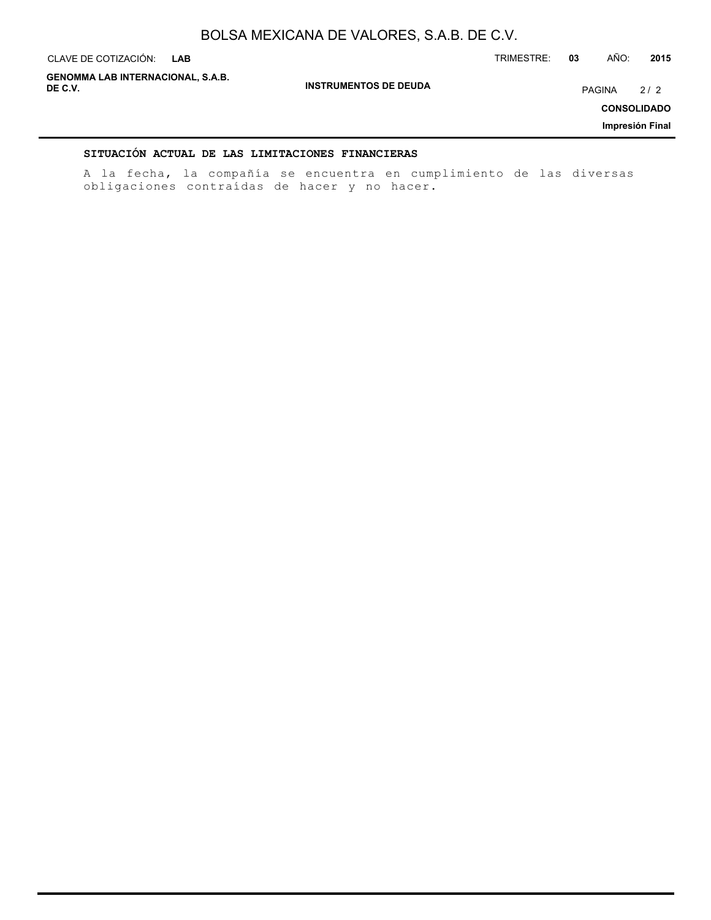## SITUACIÓN ACTUAL DE LAS LIMITACIONES FINANCIERAS

A la fecha, la compañía se encuentra en cumplimiento de las diversas obligaciones contraídas de hacer y no hacer.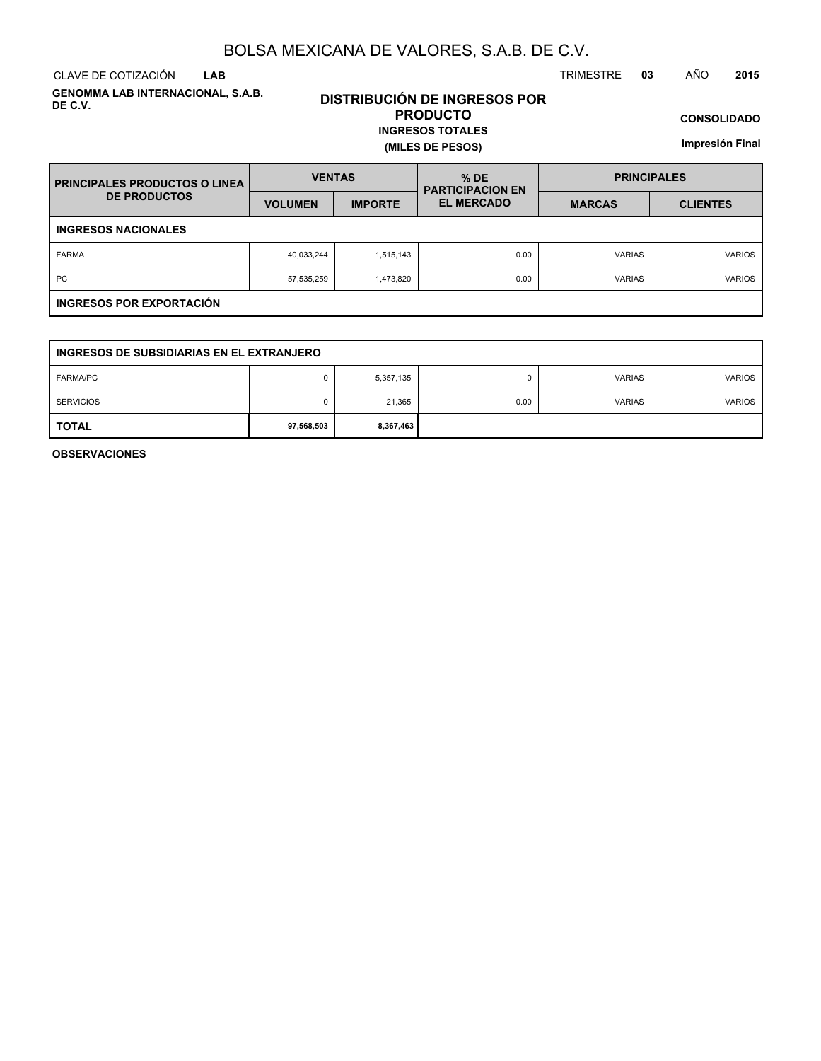# BOLSA MEXICANA DE VALORES, S.A.B. DE C.V.

CLAVE DE COTIZACIÓN **LAB**

TRIMESTRE **03** AÑO **2015**

**GENOMMA LAB INTERNACIONAL, S.A.B. DE C.V.**

## DISTRIBUCIÓN DE INGRESOS POR PRODUCTO

**INGRESOS TOTALES**

**(MILES DE PESOS)**

**CONSOLIDADO**

**Impresión Final**

| PRINCIPALES PRODUCTOS O LINEA DE PRODUCTOS | VENTAS | | % DE PARTICIPACION EN EL MERCADO | PRINCIPALES | |
|---|---|---|---|---|---|
| | VOLUMEN | IMPORTE | | MARCAS | CLIENTES |
| **INGRESOS NACIONALES** | | | | | |
| FARMA | 40,033,244 | 1,515,143 | 0.00 | VARIAS | VARIOS |
| PC | 57,535,259 | 1,473,820 | 0.00 | VARIAS | VARIOS |
| **INGRESOS POR EXPORTACIÓN** | | | | | |
| **INGRESOS DE SUBSIDIARIAS EN EL EXTRANJERO** | | | | | |
| FARMA/PC | 0 | 5,357,135 | 0 | VARIAS | VARIOS |
| SERVICIOS | 0 | 21,365 | 0.00 | VARIAS | VARIOS |
| **TOTAL** | **97,568,503** | **8,367,463** | | | |

**OBSERVACIONES**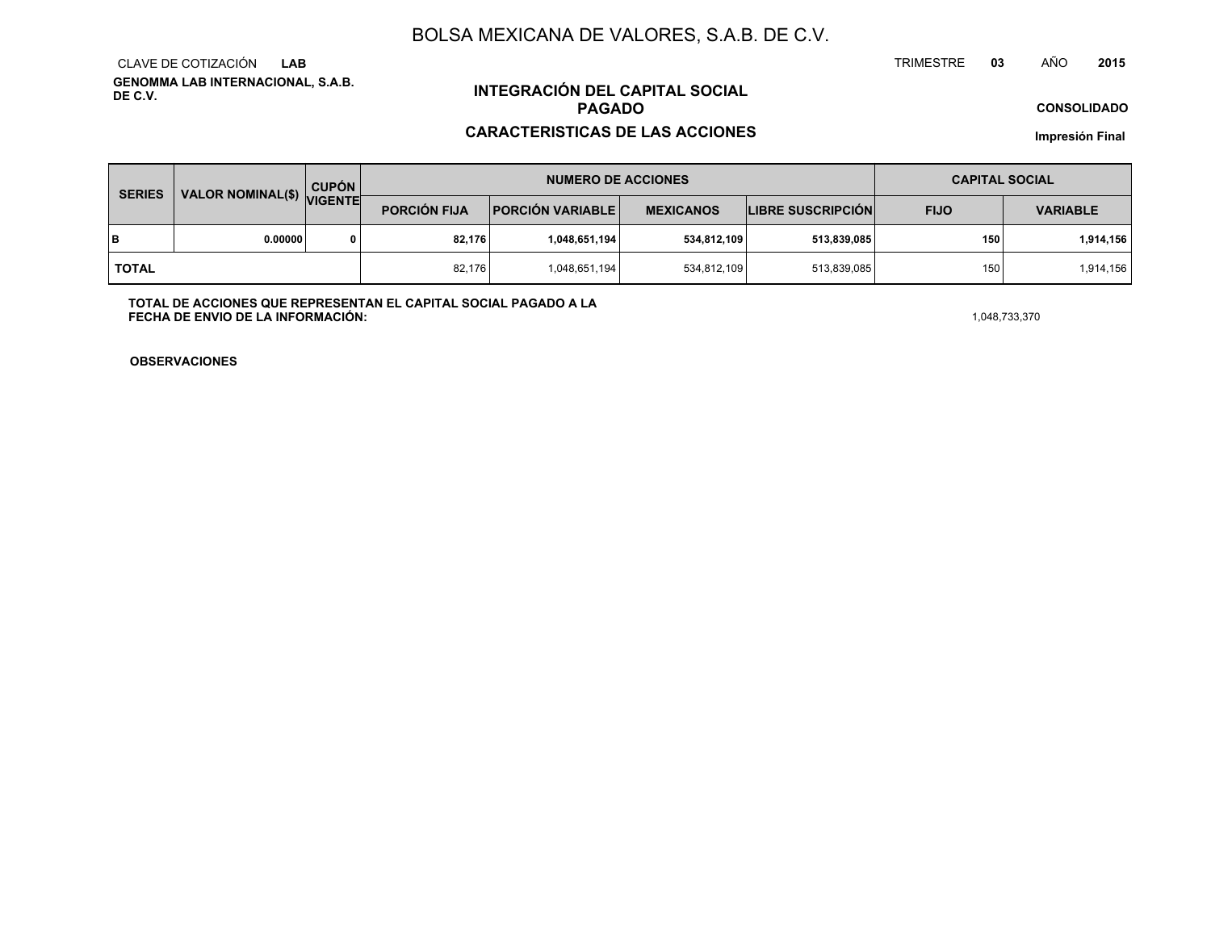BOLSA MEXICANA DE VALORES, S.A.B. DE C.V.

CLAVE DE COTIZACIÓN **LAB**

**GENOMMA LAB INTERNACIONAL, S.A.B. DE C.V.**

TRIMESTRE **03** AÑO **2015**

## INTEGRACIÓN DEL CAPITAL SOCIAL PAGADO

## CARACTERISTICAS DE LAS ACCIONES

**CONSOLIDADO**

**Impresión Final**

| SERIES | VALOR NOMINAL($) | CUPÓN VIGENTE | NUMERO DE ACCIONES | | | | CAPITAL SOCIAL | |
|---|---|---|---|---|---|---|---|---|
| | | | PORCIÓN FIJA | PORCIÓN VARIABLE | MEXICANOS | LIBRE SUSCRIPCIÓN | FIJO | VARIABLE |
| **B** | **0.00000** | **0** | **82,176** | **1,048,651,194** | **534,812,109** | **513,839,085** | **150** | **1,914,156** |
| **TOTAL** | | | 82,176 | 1,048,651,194 | 534,812,109 | 513,839,085 | 150 | 1,914,156 |

**TOTAL DE ACCIONES QUE REPRESENTAN EL CAPITAL SOCIAL PAGADO A LA FECHA DE ENVIO DE LA INFORMACIÓN:** 1,048,733,370

**OBSERVACIONES**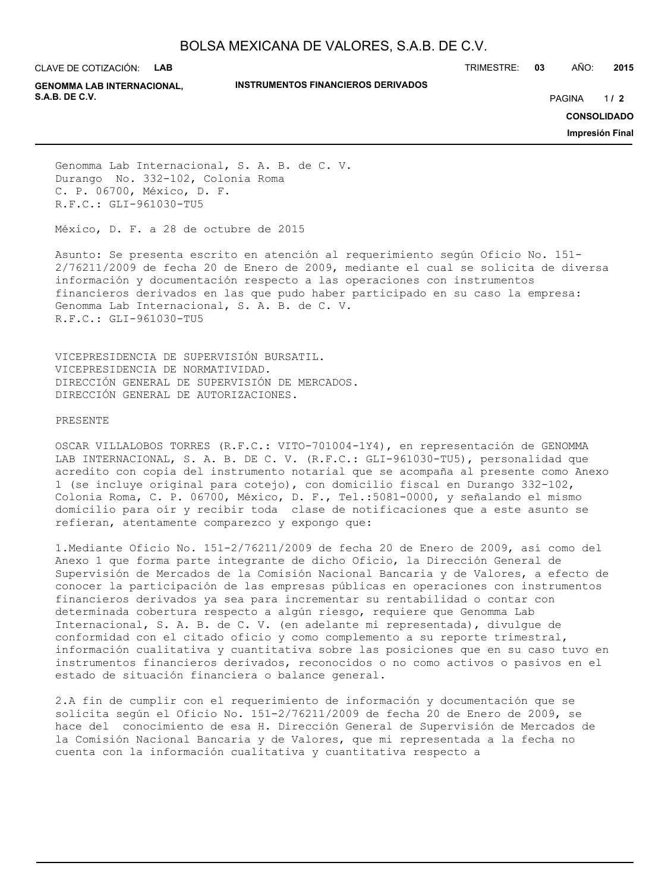Genomma Lab Internacional, S. A. B. de C. V.
Durango No. 332-102, Colonia Roma
C. P. 06700, México, D. F.
R.F.C.: GLI-961030-TU5

México, D. F. a 28 de octubre de 2015

Asunto: Se presenta escrito en atención al requerimiento según Oficio No. 151-2/76211/2009 de fecha 20 de Enero de 2009, mediante el cual se solicita de diversa información y documentación respecto a las operaciones con instrumentos financieros derivados en las que pudo haber participado en su caso la empresa: Genomma Lab Internacional, S. A. B. de C. V.
R.F.C.: GLI-961030-TU5

VICEPRESIDENCIA DE SUPERVISIÓN BURSATIL.
VICEPRESIDENCIA DE NORMATIVIDAD.
DIRECCIÓN GENERAL DE SUPERVISIÓN DE MERCADOS.
DIRECCIÓN GENERAL DE AUTORIZACIONES.

PRESENTE

OSCAR VILLALOBOS TORRES (R.F.C.: VITO-701004-1Y4), en representación de GENOMMA LAB INTERNACIONAL, S. A. B. DE C. V. (R.F.C.: GLI-961030-TU5), personalidad que acredito con copia del instrumento notarial que se acompaña al presente como Anexo 1 (se incluye original para cotejo), con domicilio fiscal en Durango 332-102, Colonia Roma, C. P. 06700, México, D. F., Tel.:5081-0000, y señalando el mismo domicilio para oír y recibir toda clase de notificaciones que a este asunto se refieran, atentamente comparezco y expongo que:

1.Mediante Oficio No. 151-2/76211/2009 de fecha 20 de Enero de 2009, así como del Anexo 1 que forma parte integrante de dicho Oficio, la Dirección General de Supervisión de Mercados de la Comisión Nacional Bancaria y de Valores, a efecto de conocer la participación de las empresas públicas en operaciones con instrumentos financieros derivados ya sea para incrementar su rentabilidad o contar con determinada cobertura respecto a algún riesgo, requiere que Genomma Lab Internacional, S. A. B. de C. V. (en adelante mi representada), divulgue de conformidad con el citado oficio y como complemento a su reporte trimestral, información cualitativa y cuantitativa sobre las posiciones que en su caso tuvo en instrumentos financieros derivados, reconocidos o no como activos o pasivos en el estado de situación financiera o balance general.

2.A fin de cumplir con el requerimiento de información y documentación que se solicita según el Oficio No. 151-2/76211/2009 de fecha 20 de Enero de 2009, se hace del conocimiento de esa H. Dirección General de Supervisión de Mercados de la Comisión Nacional Bancaria y de Valores, que mi representada a la fecha no cuenta con la información cualitativa y cuantitativa respecto a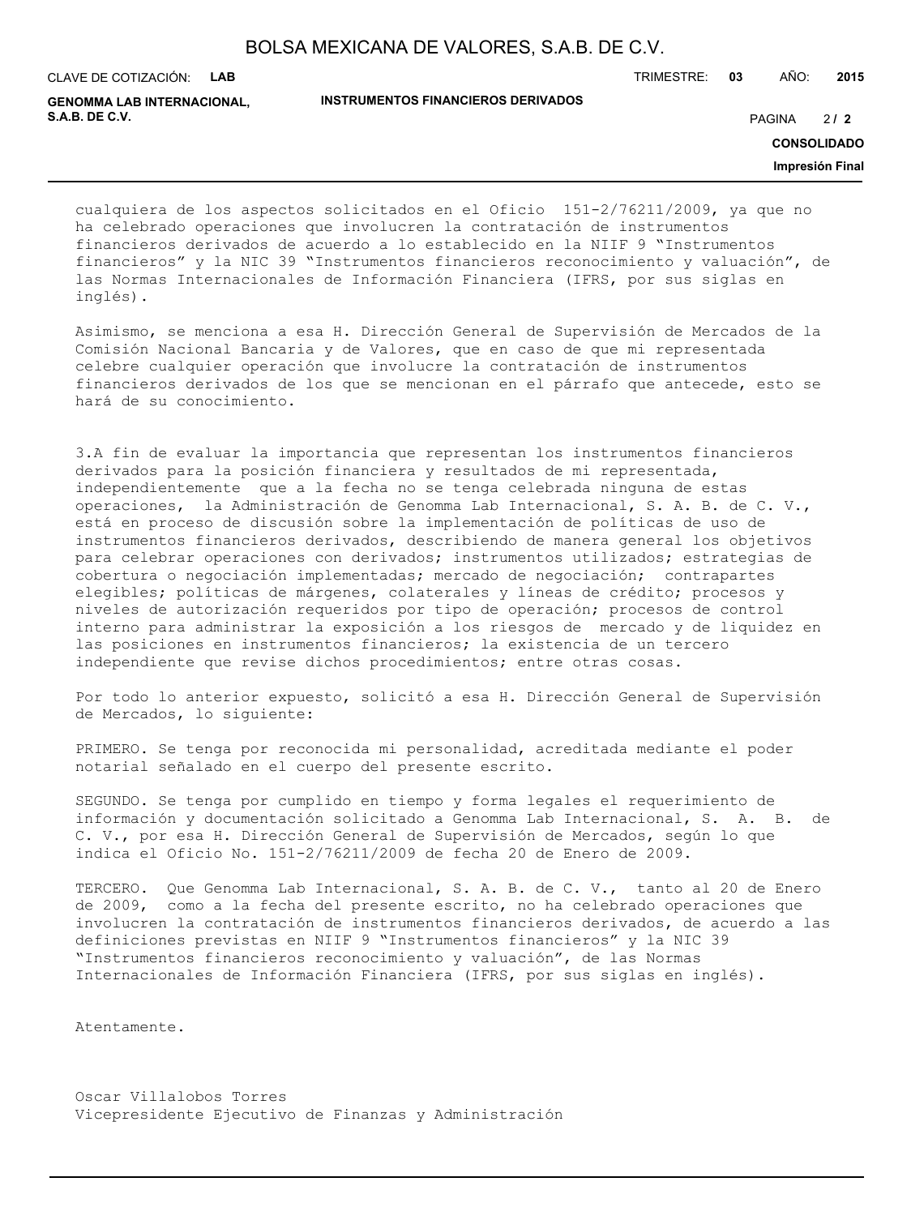cualquiera de los aspectos solicitados en el Oficio 151-2/76211/2009, ya que no ha celebrado operaciones que involucren la contratación de instrumentos financieros derivados de acuerdo a lo establecido en la NIIF 9 "Instrumentos financieros" y la NIC 39 "Instrumentos financieros reconocimiento y valuación", de las Normas Internacionales de Información Financiera (IFRS, por sus siglas en inglés).

Asimismo, se menciona a esa H. Dirección General de Supervisión de Mercados de la Comisión Nacional Bancaria y de Valores, que en caso de que mi representada celebre cualquier operación que involucre la contratación de instrumentos financieros derivados de los que se mencionan en el párrafo que antecede, esto se hará de su conocimiento.

3.A fin de evaluar la importancia que representan los instrumentos financieros derivados para la posición financiera y resultados de mi representada, independientemente que a la fecha no se tenga celebrada ninguna de estas operaciones, la Administración de Genomma Lab Internacional, S. A. B. de C. V., está en proceso de discusión sobre la implementación de políticas de uso de instrumentos financieros derivados, describiendo de manera general los objetivos para celebrar operaciones con derivados; instrumentos utilizados; estrategias de cobertura o negociación implementadas; mercado de negociación; contrapartes elegibles; políticas de márgenes, colaterales y líneas de crédito; procesos y niveles de autorización requeridos por tipo de operación; procesos de control interno para administrar la exposición a los riesgos de mercado y de liquidez en las posiciones en instrumentos financieros; la existencia de un tercero independiente que revise dichos procedimientos; entre otras cosas.

Por todo lo anterior expuesto, solicitó a esa H. Dirección General de Supervisión de Mercados, lo siguiente:

PRIMERO. Se tenga por reconocida mi personalidad, acreditada mediante el poder notarial señalado en el cuerpo del presente escrito.

SEGUNDO. Se tenga por cumplido en tiempo y forma legales el requerimiento de información y documentación solicitado a Genomma Lab Internacional, S. A. B. de C. V., por esa H. Dirección General de Supervisión de Mercados, según lo que indica el Oficio No. 151-2/76211/2009 de fecha 20 de Enero de 2009.

TERCERO. Que Genomma Lab Internacional, S. A. B. de C. V., tanto al 20 de Enero de 2009, como a la fecha del presente escrito, no ha celebrado operaciones que involucren la contratación de instrumentos financieros derivados, de acuerdo a las definiciones previstas en NIIF 9 "Instrumentos financieros" y la NIC 39 "Instrumentos financieros reconocimiento y valuación", de las Normas Internacionales de Información Financiera (IFRS, por sus siglas en inglés).

Atentamente.

Oscar Villalobos Torres
Vicepresidente Ejecutivo de Finanzas y Administración